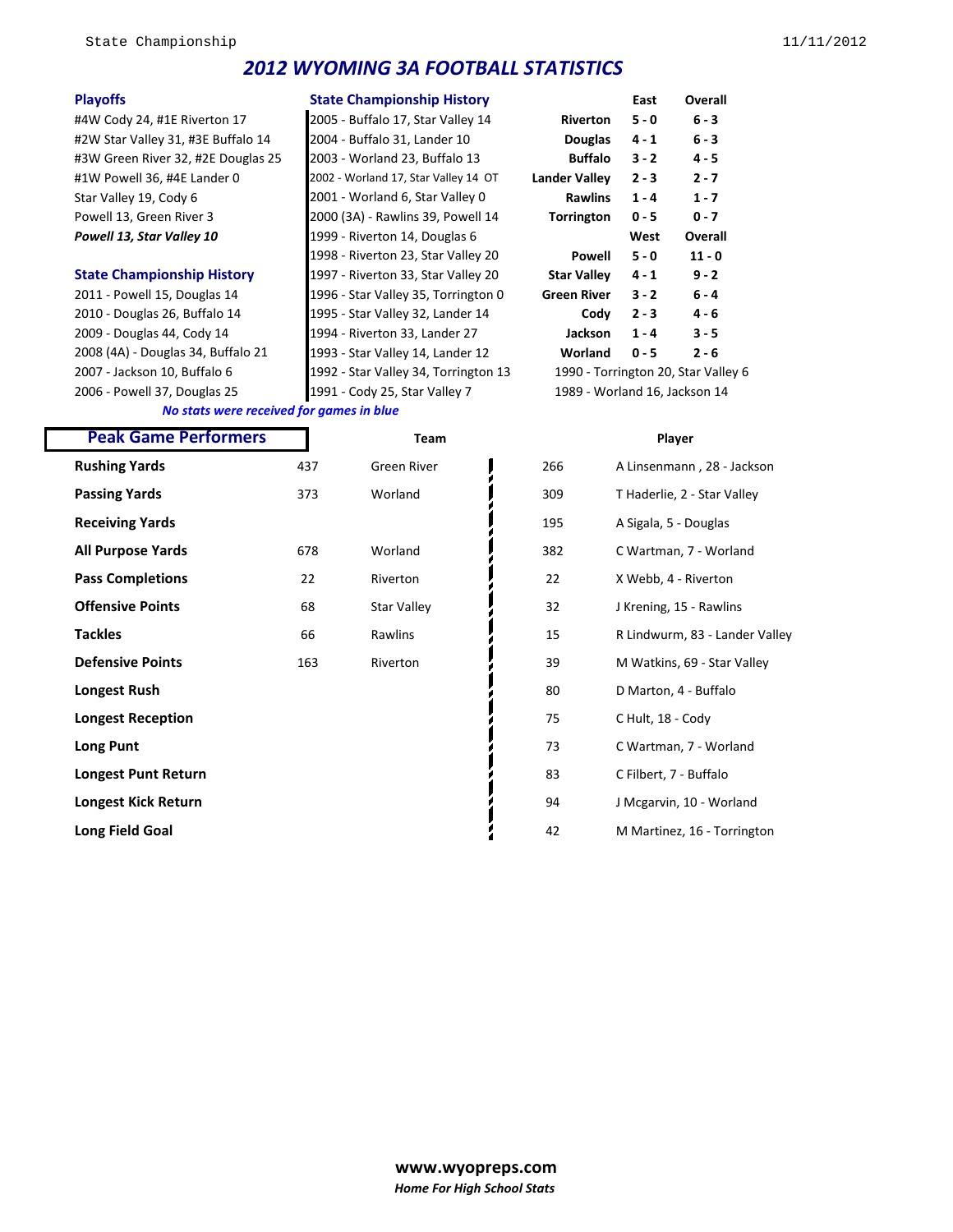# 2012 WYOMING 3A FOOTBALL STATISTICS

## Playoffs

#4W Cody 24, #1E Riverton 17
#2W Star Valley 31, #3E Buffalo 14
#3W Green River 32, #2E Douglas 25
#1W Powell 36, #4E Lander 0
Star Valley 19, Cody 6
Powell 13, Green River 3
***Powell 13, Star Valley 10***

## State Championship History

2011 - Powell 15, Douglas 14
2010 - Douglas 26, Buffalo 14
2009 - Douglas 44, Cody 14
2008 (4A) - Douglas 34, Buffalo 21
2007 - Jackson 10, Buffalo 6
2006 - Powell 37, Douglas 25
2005 - Buffalo 17, Star Valley 14
2004 - Buffalo 31, Lander 10
2003 - Worland 23, Buffalo 13
2002 - Worland 17, Star Valley 14 OT
2001 - Worland 6, Star Valley 0
2000 (3A) - Rawlins 39, Powell 14
1999 - Riverton 14, Douglas 6
1998 - Riverton 23, Star Valley 20
1997 - Riverton 33, Star Valley 20
1996 - Star Valley 35, Torrington 0
1995 - Star Valley 32, Lander 14
1994 - Riverton 33, Lander 27
1993 - Star Valley 14, Lander 12
1992 - Star Valley 34, Torrington 13
1991 - Cody 25, Star Valley 7
1990 - Torrington 20, Star Valley 6
1989 - Worland 16, Jackson 14

***No stats were received for games in blue***

| | East | Overall |
|---|---|---|
| **Riverton** | 5 - 0 | 6 - 3 |
| **Douglas** | 4 - 1 | 6 - 3 |
| **Buffalo** | 3 - 2 | 4 - 5 |
| **Lander Valley** | 2 - 3 | 2 - 7 |
| **Rawlins** | 1 - 4 | 1 - 7 |
| **Torrington** | 0 - 5 | 0 - 7 |

| | West | Overall |
|---|---|---|
| **Powell** | 5 - 0 | 11 - 0 |
| **Star Valley** | 4 - 1 | 9 - 2 |
| **Green River** | 3 - 2 | 6 - 4 |
| **Cody** | 2 - 3 | 4 - 6 |
| **Jackson** | 1 - 4 | 3 - 5 |
| **Worland** | 0 - 5 | 2 - 6 |

## Peak Game Performers

| | Team | | Player | |
|---|---|---|---|---|
| **Rushing Yards** | 437 | Green River | 266 | A Linsenmann , 28 - Jackson |
| **Passing Yards** | 373 | Worland | 309 | T Haderlie, 2 - Star Valley |
| **Receiving Yards** | | | 195 | A Sigala, 5 - Douglas |
| **All Purpose Yards** | 678 | Worland | 382 | C Wartman, 7 - Worland |
| **Pass Completions** | 22 | Riverton | 22 | X Webb, 4 - Riverton |
| **Offensive Points** | 68 | Star Valley | 32 | J Krening, 15 - Rawlins |
| **Tackles** | 66 | Rawlins | 15 | R Lindwurm, 83 - Lander Valley |
| **Defensive Points** | 163 | Riverton | 39 | M Watkins, 69 - Star Valley |
| **Longest Rush** | | | 80 | D Marton, 4 - Buffalo |
| **Longest Reception** | | | 75 | C Hult, 18 - Cody |
| **Long Punt** | | | 73 | C Wartman, 7 - Worland |
| **Longest Punt Return** | | | 83 | C Filbert, 7 - Buffalo |
| **Longest Kick Return** | | | 94 | J Mcgarvin, 10 - Worland |
| **Long Field Goal** | | | 42 | M Martinez, 16 - Torrington |

**www.wyopreps.com**
***Home For High School Stats***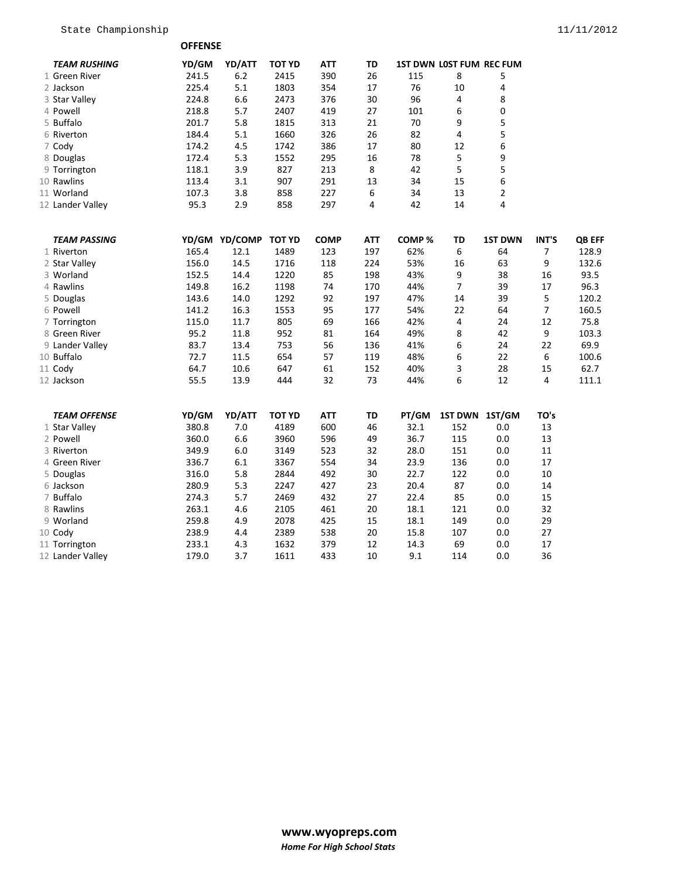State Championship 11/11/2012

## OFFENSE

| | TEAM RUSHING | YD/GM | YD/ATT | TOT YD | ATT | TD | 1ST DWN | L0ST FUM | REC FUM |
|---|---|---|---|---|---|---|---|---|---|
| 1 | Green River | 241.5 | 6.2 | 2415 | 390 | 26 | 115 | 8 | 5 |
| 2 | Jackson | 225.4 | 5.1 | 1803 | 354 | 17 | 76 | 10 | 4 |
| 3 | Star Valley | 224.8 | 6.6 | 2473 | 376 | 30 | 96 | 4 | 8 |
| 4 | Powell | 218.8 | 5.7 | 2407 | 419 | 27 | 101 | 6 | 0 |
| 5 | Buffalo | 201.7 | 5.8 | 1815 | 313 | 21 | 70 | 9 | 5 |
| 6 | Riverton | 184.4 | 5.1 | 1660 | 326 | 26 | 82 | 4 | 5 |
| 7 | Cody | 174.2 | 4.5 | 1742 | 386 | 17 | 80 | 12 | 6 |
| 8 | Douglas | 172.4 | 5.3 | 1552 | 295 | 16 | 78 | 5 | 9 |
| 9 | Torrington | 118.1 | 3.9 | 827 | 213 | 8 | 42 | 5 | 5 |
| 10 | Rawlins | 113.4 | 3.1 | 907 | 291 | 13 | 34 | 15 | 6 |
| 11 | Worland | 107.3 | 3.8 | 858 | 227 | 6 | 34 | 13 | 2 |
| 12 | Lander Valley | 95.3 | 2.9 | 858 | 297 | 4 | 42 | 14 | 4 |

| | TEAM PASSING | YD/GM | YD/COMP | TOT YD | COMP | ATT | COMP % | TD | 1ST DWN | INT'S | QB EFF |
|---|---|---|---|---|---|---|---|---|---|---|---|
| 1 | Riverton | 165.4 | 12.1 | 1489 | 123 | 197 | 62% | 6 | 64 | 7 | 128.9 |
| 2 | Star Valley | 156.0 | 14.5 | 1716 | 118 | 224 | 53% | 16 | 63 | 9 | 132.6 |
| 3 | Worland | 152.5 | 14.4 | 1220 | 85 | 198 | 43% | 9 | 38 | 16 | 93.5 |
| 4 | Rawlins | 149.8 | 16.2 | 1198 | 74 | 170 | 44% | 7 | 39 | 17 | 96.3 |
| 5 | Douglas | 143.6 | 14.0 | 1292 | 92 | 197 | 47% | 14 | 39 | 5 | 120.2 |
| 6 | Powell | 141.2 | 16.3 | 1553 | 95 | 177 | 54% | 22 | 64 | 7 | 160.5 |
| 7 | Torrington | 115.0 | 11.7 | 805 | 69 | 166 | 42% | 4 | 24 | 12 | 75.8 |
| 8 | Green River | 95.2 | 11.8 | 952 | 81 | 164 | 49% | 8 | 42 | 9 | 103.3 |
| 9 | Lander Valley | 83.7 | 13.4 | 753 | 56 | 136 | 41% | 6 | 24 | 22 | 69.9 |
| 10 | Buffalo | 72.7 | 11.5 | 654 | 57 | 119 | 48% | 6 | 22 | 6 | 100.6 |
| 11 | Cody | 64.7 | 10.6 | 647 | 61 | 152 | 40% | 3 | 28 | 15 | 62.7 |
| 12 | Jackson | 55.5 | 13.9 | 444 | 32 | 73 | 44% | 6 | 12 | 4 | 111.1 |

| | TEAM OFFENSE | YD/GM | YD/ATT | TOT YD | ATT | TD | PT/GM | 1ST DWN | 1ST/GM | TO's |
|---|---|---|---|---|---|---|---|---|---|---|
| 1 | Star Valley | 380.8 | 7.0 | 4189 | 600 | 46 | 32.1 | 152 | 0.0 | 13 |
| 2 | Powell | 360.0 | 6.6 | 3960 | 596 | 49 | 36.7 | 115 | 0.0 | 13 |
| 3 | Riverton | 349.9 | 6.0 | 3149 | 523 | 32 | 28.0 | 151 | 0.0 | 11 |
| 4 | Green River | 336.7 | 6.1 | 3367 | 554 | 34 | 23.9 | 136 | 0.0 | 17 |
| 5 | Douglas | 316.0 | 5.8 | 2844 | 492 | 30 | 22.7 | 122 | 0.0 | 10 |
| 6 | Jackson | 280.9 | 5.3 | 2247 | 427 | 23 | 20.4 | 87 | 0.0 | 14 |
| 7 | Buffalo | 274.3 | 5.7 | 2469 | 432 | 27 | 22.4 | 85 | 0.0 | 15 |
| 8 | Rawlins | 263.1 | 4.6 | 2105 | 461 | 20 | 18.1 | 121 | 0.0 | 32 |
| 9 | Worland | 259.8 | 4.9 | 2078 | 425 | 15 | 18.1 | 149 | 0.0 | 29 |
| 10 | Cody | 238.9 | 4.4 | 2389 | 538 | 20 | 15.8 | 107 | 0.0 | 27 |
| 11 | Torrington | 233.1 | 4.3 | 1632 | 379 | 12 | 14.3 | 69 | 0.0 | 17 |
| 12 | Lander Valley | 179.0 | 3.7 | 1611 | 433 | 10 | 9.1 | 114 | 0.0 | 36 |

**www.wyopreps.com**
***Home For High School Stats***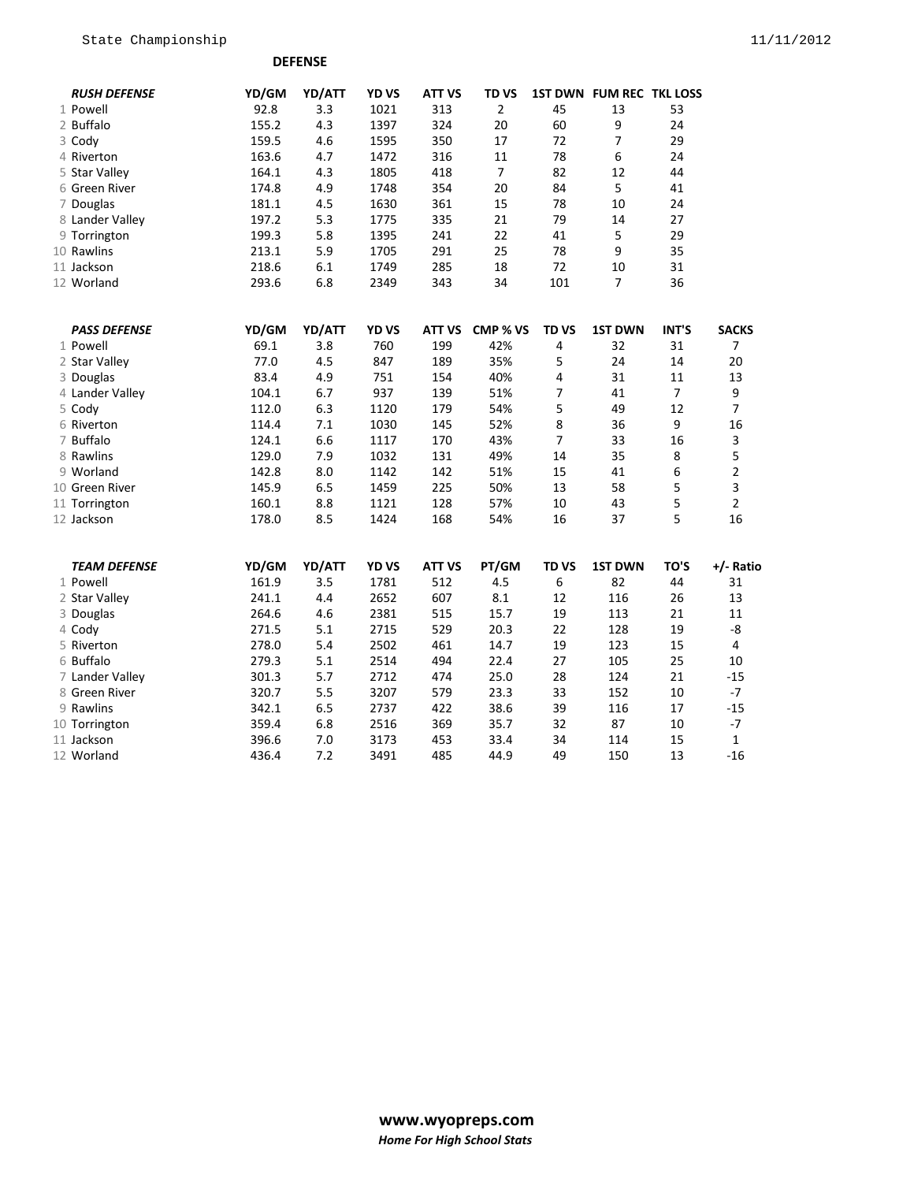State Championship 11/11/2012

**DEFENSE**

| | *RUSH DEFENSE* | YD/GM | YD/ATT | YD VS | ATT VS | TD VS | 1ST DWN | FUM REC | TKL LOSS |
|---|---|---|---|---|---|---|---|---|---|
| 1 | Powell | 92.8 | 3.3 | 1021 | 313 | 2 | 45 | 13 | 53 |
| 2 | Buffalo | 155.2 | 4.3 | 1397 | 324 | 20 | 60 | 9 | 24 |
| 3 | Cody | 159.5 | 4.6 | 1595 | 350 | 17 | 72 | 7 | 29 |
| 4 | Riverton | 163.6 | 4.7 | 1472 | 316 | 11 | 78 | 6 | 24 |
| 5 | Star Valley | 164.1 | 4.3 | 1805 | 418 | 7 | 82 | 12 | 44 |
| 6 | Green River | 174.8 | 4.9 | 1748 | 354 | 20 | 84 | 5 | 41 |
| 7 | Douglas | 181.1 | 4.5 | 1630 | 361 | 15 | 78 | 10 | 24 |
| 8 | Lander Valley | 197.2 | 5.3 | 1775 | 335 | 21 | 79 | 14 | 27 |
| 9 | Torrington | 199.3 | 5.8 | 1395 | 241 | 22 | 41 | 5 | 29 |
| 10 | Rawlins | 213.1 | 5.9 | 1705 | 291 | 25 | 78 | 9 | 35 |
| 11 | Jackson | 218.6 | 6.1 | 1749 | 285 | 18 | 72 | 10 | 31 |
| 12 | Worland | 293.6 | 6.8 | 2349 | 343 | 34 | 101 | 7 | 36 |

| | *PASS DEFENSE* | YD/GM | YD/ATT | YD VS | ATT VS | CMP % VS | TD VS | 1ST DWN | INT'S | SACKS |
|---|---|---|---|---|---|---|---|---|---|---|
| 1 | Powell | 69.1 | 3.8 | 760 | 199 | 42% | 4 | 32 | 31 | 7 |
| 2 | Star Valley | 77.0 | 4.5 | 847 | 189 | 35% | 5 | 24 | 14 | 20 |
| 3 | Douglas | 83.4 | 4.9 | 751 | 154 | 40% | 4 | 31 | 11 | 13 |
| 4 | Lander Valley | 104.1 | 6.7 | 937 | 139 | 51% | 7 | 41 | 7 | 9 |
| 5 | Cody | 112.0 | 6.3 | 1120 | 179 | 54% | 5 | 49 | 12 | 7 |
| 6 | Riverton | 114.4 | 7.1 | 1030 | 145 | 52% | 8 | 36 | 9 | 16 |
| 7 | Buffalo | 124.1 | 6.6 | 1117 | 170 | 43% | 7 | 33 | 16 | 3 |
| 8 | Rawlins | 129.0 | 7.9 | 1032 | 131 | 49% | 14 | 35 | 8 | 5 |
| 9 | Worland | 142.8 | 8.0 | 1142 | 142 | 51% | 15 | 41 | 6 | 2 |
| 10 | Green River | 145.9 | 6.5 | 1459 | 225 | 50% | 13 | 58 | 5 | 3 |
| 11 | Torrington | 160.1 | 8.8 | 1121 | 128 | 57% | 10 | 43 | 5 | 2 |
| 12 | Jackson | 178.0 | 8.5 | 1424 | 168 | 54% | 16 | 37 | 5 | 16 |

| | *TEAM DEFENSE* | YD/GM | YD/ATT | YD VS | ATT VS | PT/GM | TD VS | 1ST DWN | TO'S | +/- Ratio |
|---|---|---|---|---|---|---|---|---|---|---|
| 1 | Powell | 161.9 | 3.5 | 1781 | 512 | 4.5 | 6 | 82 | 44 | 31 |
| 2 | Star Valley | 241.1 | 4.4 | 2652 | 607 | 8.1 | 12 | 116 | 26 | 13 |
| 3 | Douglas | 264.6 | 4.6 | 2381 | 515 | 15.7 | 19 | 113 | 21 | 11 |
| 4 | Cody | 271.5 | 5.1 | 2715 | 529 | 20.3 | 22 | 128 | 19 | -8 |
| 5 | Riverton | 278.0 | 5.4 | 2502 | 461 | 14.7 | 19 | 123 | 15 | 4 |
| 6 | Buffalo | 279.3 | 5.1 | 2514 | 494 | 22.4 | 27 | 105 | 25 | 10 |
| 7 | Lander Valley | 301.3 | 5.7 | 2712 | 474 | 25.0 | 28 | 124 | 21 | -15 |
| 8 | Green River | 320.7 | 5.5 | 3207 | 579 | 23.3 | 33 | 152 | 10 | -7 |
| 9 | Rawlins | 342.1 | 6.5 | 2737 | 422 | 38.6 | 39 | 116 | 17 | -15 |
| 10 | Torrington | 359.4 | 6.8 | 2516 | 369 | 35.7 | 32 | 87 | 10 | -7 |
| 11 | Jackson | 396.6 | 7.0 | 3173 | 453 | 33.4 | 34 | 114 | 15 | 1 |
| 12 | Worland | 436.4 | 7.2 | 3491 | 485 | 44.9 | 49 | 150 | 13 | -16 |

**www.wyopreps.com**
***Home For High School Stats***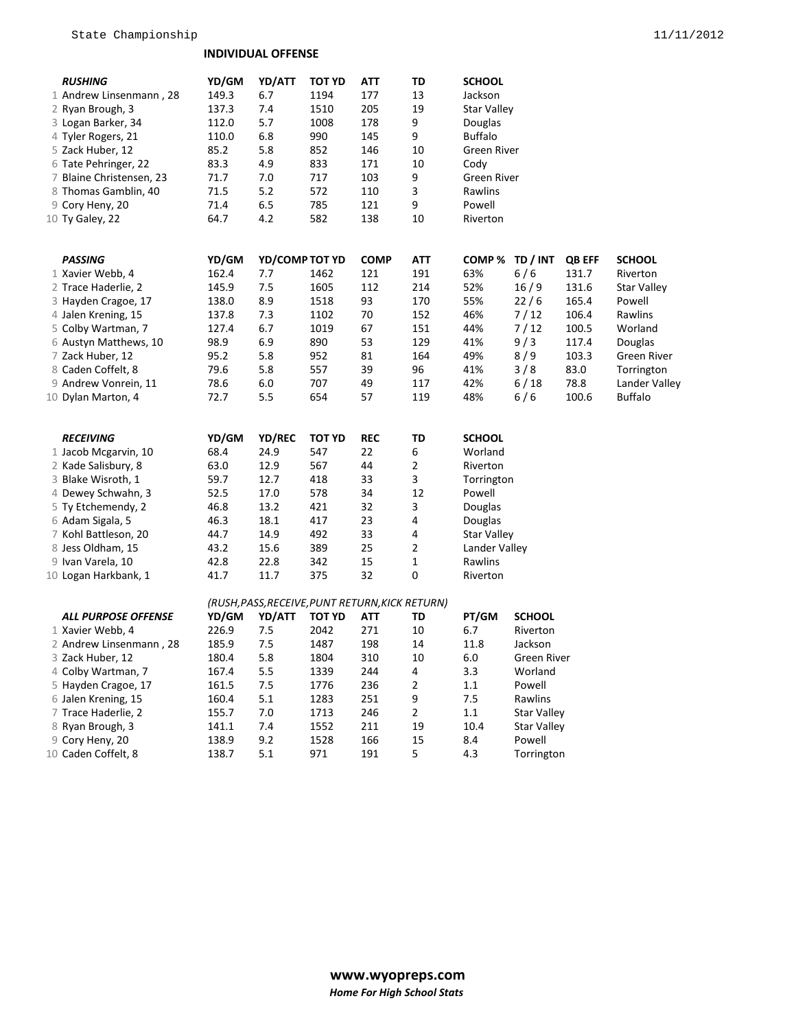State Championship 11/11/2012

## INDIVIDUAL OFFENSE

| | RUSHING | YD/GM | YD/ATT | TOT YD | ATT | TD | SCHOOL |
|---|---|---|---|---|---|---|---|
| 1 | Andrew Linsenmann , 28 | 149.3 | 6.7 | 1194 | 177 | 13 | Jackson |
| 2 | Ryan Brough, 3 | 137.3 | 7.4 | 1510 | 205 | 19 | Star Valley |
| 3 | Logan Barker, 34 | 112.0 | 5.7 | 1008 | 178 | 9 | Douglas |
| 4 | Tyler Rogers, 21 | 110.0 | 6.8 | 990 | 145 | 9 | Buffalo |
| 5 | Zack Huber, 12 | 85.2 | 5.8 | 852 | 146 | 10 | Green River |
| 6 | Tate Pehringer, 22 | 83.3 | 4.9 | 833 | 171 | 10 | Cody |
| 7 | Blaine Christensen, 23 | 71.7 | 7.0 | 717 | 103 | 9 | Green River |
| 8 | Thomas Gamblin, 40 | 71.5 | 5.2 | 572 | 110 | 3 | Rawlins |
| 9 | Cory Heny, 20 | 71.4 | 6.5 | 785 | 121 | 9 | Powell |
| 10 | Ty Galey, 22 | 64.7 | 4.2 | 582 | 138 | 10 | Riverton |

| | PASSING | YD/GM | YD/COMP | TOT YD | COMP | ATT | COMP % | TD / INT | QB EFF | SCHOOL |
|---|---|---|---|---|---|---|---|---|---|---|
| 1 | Xavier Webb, 4 | 162.4 | 7.7 | 1462 | 121 | 191 | 63% | 6 / 6 | 131.7 | Riverton |
| 2 | Trace Haderlie, 2 | 145.9 | 7.5 | 1605 | 112 | 214 | 52% | 16 / 9 | 131.6 | Star Valley |
| 3 | Hayden Cragoe, 17 | 138.0 | 8.9 | 1518 | 93 | 170 | 55% | 22 / 6 | 165.4 | Powell |
| 4 | Jalen Krening, 15 | 137.8 | 7.3 | 1102 | 70 | 152 | 46% | 7 / 12 | 106.4 | Rawlins |
| 5 | Colby Wartman, 7 | 127.4 | 6.7 | 1019 | 67 | 151 | 44% | 7 / 12 | 100.5 | Worland |
| 6 | Austyn Matthews, 10 | 98.9 | 6.9 | 890 | 53 | 129 | 41% | 9 / 3 | 117.4 | Douglas |
| 7 | Zack Huber, 12 | 95.2 | 5.8 | 952 | 81 | 164 | 49% | 8 / 9 | 103.3 | Green River |
| 8 | Caden Coffelt, 8 | 79.6 | 5.8 | 557 | 39 | 96 | 41% | 3 / 8 | 83.0 | Torrington |
| 9 | Andrew Vonrein, 11 | 78.6 | 6.0 | 707 | 49 | 117 | 42% | 6 / 18 | 78.8 | Lander Valley |
| 10 | Dylan Marton, 4 | 72.7 | 5.5 | 654 | 57 | 119 | 48% | 6 / 6 | 100.6 | Buffalo |

| | RECEIVING | YD/GM | YD/REC | TOT YD | REC | TD | SCHOOL |
|---|---|---|---|---|---|---|---|
| 1 | Jacob Mcgarvin, 10 | 68.4 | 24.9 | 547 | 22 | 6 | Worland |
| 2 | Kade Salisbury, 8 | 63.0 | 12.9 | 567 | 44 | 2 | Riverton |
| 3 | Blake Wisroth, 1 | 59.7 | 12.7 | 418 | 33 | 3 | Torrington |
| 4 | Dewey Schwahn, 3 | 52.5 | 17.0 | 578 | 34 | 12 | Powell |
| 5 | Ty Etchemendy, 2 | 46.8 | 13.2 | 421 | 32 | 3 | Douglas |
| 6 | Adam Sigala, 5 | 46.3 | 18.1 | 417 | 23 | 4 | Douglas |
| 7 | Kohl Battleson, 20 | 44.7 | 14.9 | 492 | 33 | 4 | Star Valley |
| 8 | Jess Oldham, 15 | 43.2 | 15.6 | 389 | 25 | 2 | Lander Valley |
| 9 | Ivan Varela, 10 | 42.8 | 22.8 | 342 | 15 | 1 | Rawlins |
| 10 | Logan Harkbank, 1 | 41.7 | 11.7 | 375 | 32 | 0 | Riverton |

*(RUSH,PASS,RECEIVE,PUNT RETURN,KICK RETURN)*

| | ALL PURPOSE OFFENSE | YD/GM | YD/ATT | TOT YD | ATT | TD | PT/GM | SCHOOL |
|---|---|---|---|---|---|---|---|---|
| 1 | Xavier Webb, 4 | 226.9 | 7.5 | 2042 | 271 | 10 | 6.7 | Riverton |
| 2 | Andrew Linsenmann , 28 | 185.9 | 7.5 | 1487 | 198 | 14 | 11.8 | Jackson |
| 3 | Zack Huber, 12 | 180.4 | 5.8 | 1804 | 310 | 10 | 6.0 | Green River |
| 4 | Colby Wartman, 7 | 167.4 | 5.5 | 1339 | 244 | 4 | 3.3 | Worland |
| 5 | Hayden Cragoe, 17 | 161.5 | 7.5 | 1776 | 236 | 2 | 1.1 | Powell |
| 6 | Jalen Krening, 15 | 160.4 | 5.1 | 1283 | 251 | 9 | 7.5 | Rawlins |
| 7 | Trace Haderlie, 2 | 155.7 | 7.0 | 1713 | 246 | 2 | 1.1 | Star Valley |
| 8 | Ryan Brough, 3 | 141.1 | 7.4 | 1552 | 211 | 19 | 10.4 | Star Valley |
| 9 | Cory Heny, 20 | 138.9 | 9.2 | 1528 | 166 | 15 | 8.4 | Powell |
| 10 | Caden Coffelt, 8 | 138.7 | 5.1 | 971 | 191 | 5 | 4.3 | Torrington |

**www.wyopreps.com**
***Home For High School Stats***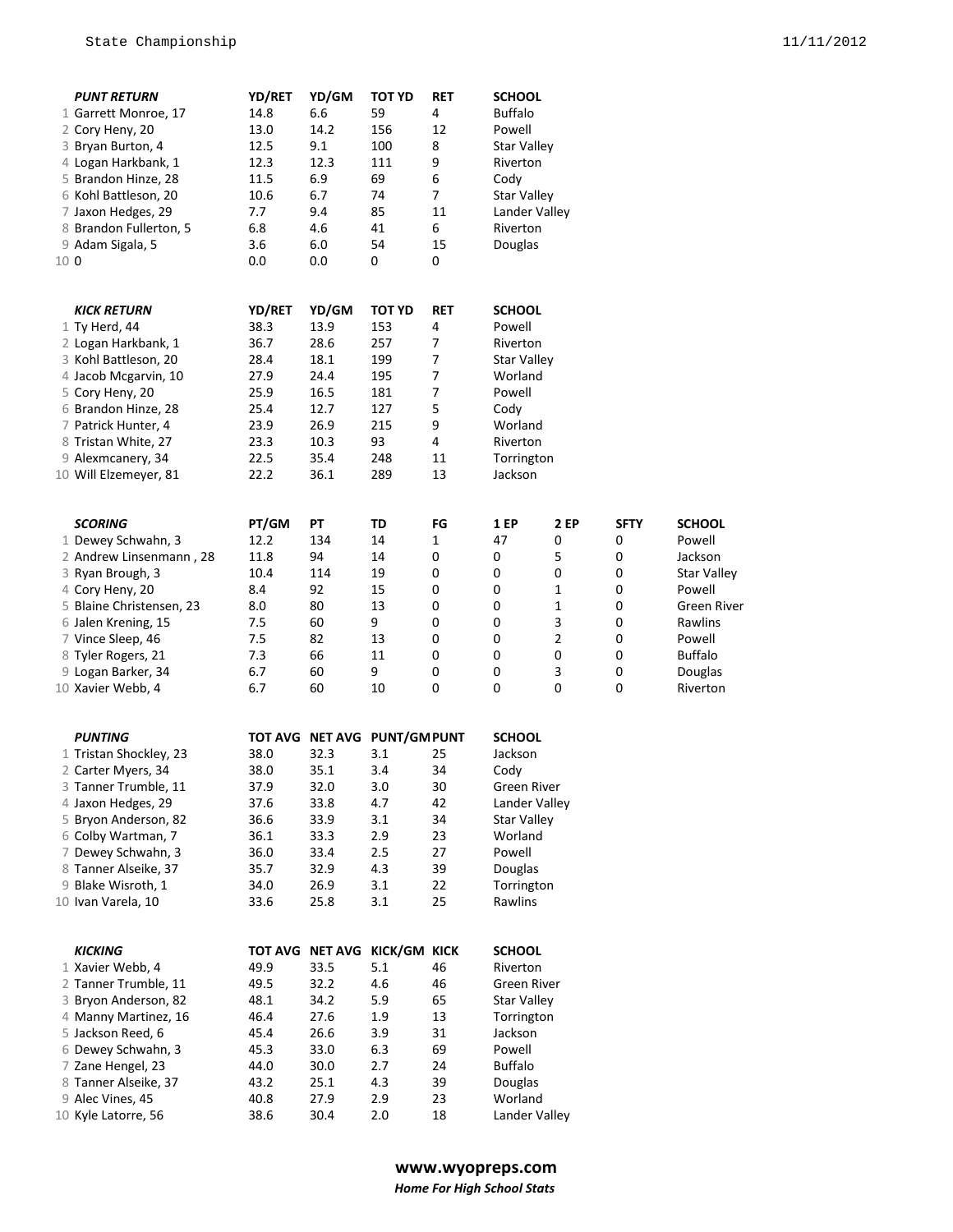| | PUNT RETURN | YD/RET | YD/GM | TOT YD | RET | SCHOOL |
|---|---|---|---|---|---|---|
| 1 | Garrett Monroe, 17 | 14.8 | 6.6 | 59 | 4 | Buffalo |
| 2 | Cory Heny, 20 | 13.0 | 14.2 | 156 | 12 | Powell |
| 3 | Bryan Burton, 4 | 12.5 | 9.1 | 100 | 8 | Star Valley |
| 4 | Logan Harkbank, 1 | 12.3 | 12.3 | 111 | 9 | Riverton |
| 5 | Brandon Hinze, 28 | 11.5 | 6.9 | 69 | 6 | Cody |
| 6 | Kohl Battleson, 20 | 10.6 | 6.7 | 74 | 7 | Star Valley |
| 7 | Jaxon Hedges, 29 | 7.7 | 9.4 | 85 | 11 | Lander Valley |
| 8 | Brandon Fullerton, 5 | 6.8 | 4.6 | 41 | 6 | Riverton |
| 9 | Adam Sigala, 5 | 3.6 | 6.0 | 54 | 15 | Douglas |
| 10 | 0 | 0.0 | 0.0 | 0 | 0 | |

| | KICK RETURN | YD/RET | YD/GM | TOT YD | RET | SCHOOL |
|---|---|---|---|---|---|---|
| 1 | Ty Herd, 44 | 38.3 | 13.9 | 153 | 4 | Powell |
| 2 | Logan Harkbank, 1 | 36.7 | 28.6 | 257 | 7 | Riverton |
| 3 | Kohl Battleson, 20 | 28.4 | 18.1 | 199 | 7 | Star Valley |
| 4 | Jacob Mcgarvin, 10 | 27.9 | 24.4 | 195 | 7 | Worland |
| 5 | Cory Heny, 20 | 25.9 | 16.5 | 181 | 7 | Powell |
| 6 | Brandon Hinze, 28 | 25.4 | 12.7 | 127 | 5 | Cody |
| 7 | Patrick Hunter, 4 | 23.9 | 26.9 | 215 | 9 | Worland |
| 8 | Tristan White, 27 | 23.3 | 10.3 | 93 | 4 | Riverton |
| 9 | Alexmcanery, 34 | 22.5 | 35.4 | 248 | 11 | Torrington |
| 10 | Will Elzemeyer, 81 | 22.2 | 36.1 | 289 | 13 | Jackson |

| | SCORING | PT/GM | PT | TD | FG | 1 EP | 2 EP | SFTY | SCHOOL |
|---|---|---|---|---|---|---|---|---|---|
| 1 | Dewey Schwahn, 3 | 12.2 | 134 | 14 | 1 | 47 | 0 | 0 | Powell |
| 2 | Andrew Linsenmann , 28 | 11.8 | 94 | 14 | 0 | 0 | 5 | 0 | Jackson |
| 3 | Ryan Brough, 3 | 10.4 | 114 | 19 | 0 | 0 | 0 | 0 | Star Valley |
| 4 | Cory Heny, 20 | 8.4 | 92 | 15 | 0 | 0 | 1 | 0 | Powell |
| 5 | Blaine Christensen, 23 | 8.0 | 80 | 13 | 0 | 0 | 1 | 0 | Green River |
| 6 | Jalen Krening, 15 | 7.5 | 60 | 9 | 0 | 0 | 3 | 0 | Rawlins |
| 7 | Vince Sleep, 46 | 7.5 | 82 | 13 | 0 | 0 | 2 | 0 | Powell |
| 8 | Tyler Rogers, 21 | 7.3 | 66 | 11 | 0 | 0 | 0 | 0 | Buffalo |
| 9 | Logan Barker, 34 | 6.7 | 60 | 9 | 0 | 0 | 3 | 0 | Douglas |
| 10 | Xavier Webb, 4 | 6.7 | 60 | 10 | 0 | 0 | 0 | 0 | Riverton |

| | PUNTING | TOT AVG | NET AVG | PUNT/GM | PUNT | SCHOOL |
|---|---|---|---|---|---|---|
| 1 | Tristan Shockley, 23 | 38.0 | 32.3 | 3.1 | 25 | Jackson |
| 2 | Carter Myers, 34 | 38.0 | 35.1 | 3.4 | 34 | Cody |
| 3 | Tanner Trumble, 11 | 37.9 | 32.0 | 3.0 | 30 | Green River |
| 4 | Jaxon Hedges, 29 | 37.6 | 33.8 | 4.7 | 42 | Lander Valley |
| 5 | Bryon Anderson, 82 | 36.6 | 33.9 | 3.1 | 34 | Star Valley |
| 6 | Colby Wartman, 7 | 36.1 | 33.3 | 2.9 | 23 | Worland |
| 7 | Dewey Schwahn, 3 | 36.0 | 33.4 | 2.5 | 27 | Powell |
| 8 | Tanner Alseike, 37 | 35.7 | 32.9 | 4.3 | 39 | Douglas |
| 9 | Blake Wisroth, 1 | 34.0 | 26.9 | 3.1 | 22 | Torrington |
| 10 | Ivan Varela, 10 | 33.6 | 25.8 | 3.1 | 25 | Rawlins |

| | KICKING | TOT AVG | NET AVG | KICK/GM | KICK | SCHOOL |
|---|---|---|---|---|---|---|
| 1 | Xavier Webb, 4 | 49.9 | 33.5 | 5.1 | 46 | Riverton |
| 2 | Tanner Trumble, 11 | 49.5 | 32.2 | 4.6 | 46 | Green River |
| 3 | Bryon Anderson, 82 | 48.1 | 34.2 | 5.9 | 65 | Star Valley |
| 4 | Manny Martinez, 16 | 46.4 | 27.6 | 1.9 | 13 | Torrington |
| 5 | Jackson Reed, 6 | 45.4 | 26.6 | 3.9 | 31 | Jackson |
| 6 | Dewey Schwahn, 3 | 45.3 | 33.0 | 6.3 | 69 | Powell |
| 7 | Zane Hengel, 23 | 44.0 | 30.0 | 2.7 | 24 | Buffalo |
| 8 | Tanner Alseike, 37 | 43.2 | 25.1 | 4.3 | 39 | Douglas |
| 9 | Alec Vines, 45 | 40.8 | 27.9 | 2.9 | 23 | Worland |
| 10 | Kyle Latorre, 56 | 38.6 | 30.4 | 2.0 | 18 | Lander Valley |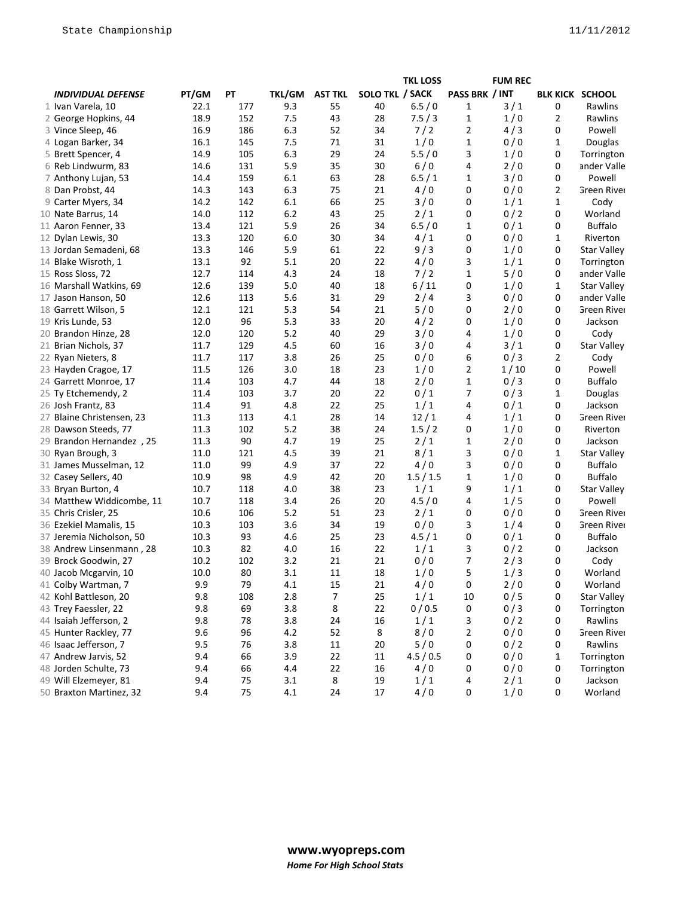| | INDIVIDUAL DEFENSE | PT/GM | PT | TKL/GM | AST TKL | SOLO TKL | TKL LOSS / SACK | PASS BRK | FUM REC / INT | BLK KICK | SCHOOL |
|---|---|---|---|---|---|---|---|---|---|---|---|
| 1 | Ivan Varela, 10 | 22.1 | 177 | 9.3 | 55 | 40 | 6.5 / 0 | 1 | 3 / 1 | 0 | Rawlins |
| 2 | George Hopkins, 44 | 18.9 | 152 | 7.5 | 43 | 28 | 7.5 / 3 | 1 | 1 / 0 | 2 | Rawlins |
| 3 | Vince Sleep, 46 | 16.9 | 186 | 6.3 | 52 | 34 | 7 / 2 | 2 | 4 / 3 | 0 | Powell |
| 4 | Logan Barker, 34 | 16.1 | 145 | 7.5 | 71 | 31 | 1 / 0 | 1 | 0 / 0 | 1 | Douglas |
| 5 | Brett Spencer, 4 | 14.9 | 105 | 6.3 | 29 | 24 | 5.5 / 0 | 3 | 1 / 0 | 0 | Torrington |
| 6 | Reb Lindwurm, 83 | 14.6 | 131 | 5.9 | 35 | 30 | 6 / 0 | 4 | 2 / 0 | 0 | ander Valle |
| 7 | Anthony Lujan, 53 | 14.4 | 159 | 6.1 | 63 | 28 | 6.5 / 1 | 1 | 3 / 0 | 0 | Powell |
| 8 | Dan Probst, 44 | 14.3 | 143 | 6.3 | 75 | 21 | 4 / 0 | 0 | 0 / 0 | 2 | Green River |
| 9 | Carter Myers, 34 | 14.2 | 142 | 6.1 | 66 | 25 | 3 / 0 | 0 | 1 / 1 | 1 | Cody |
| 10 | Nate Barrus, 14 | 14.0 | 112 | 6.2 | 43 | 25 | 2 / 1 | 0 | 0 / 2 | 0 | Worland |
| 11 | Aaron Fenner, 33 | 13.4 | 121 | 5.9 | 26 | 34 | 6.5 / 0 | 1 | 0 / 1 | 0 | Buffalo |
| 12 | Dylan Lewis, 30 | 13.3 | 120 | 6.0 | 30 | 34 | 4 / 1 | 0 | 0 / 0 | 1 | Riverton |
| 13 | Jordan Semadeni, 68 | 13.3 | 146 | 5.9 | 61 | 22 | 9 / 3 | 0 | 1 / 0 | 0 | Star Valley |
| 14 | Blake Wisroth, 1 | 13.1 | 92 | 5.1 | 20 | 22 | 4 / 0 | 3 | 1 / 1 | 0 | Torrington |
| 15 | Ross Sloss, 72 | 12.7 | 114 | 4.3 | 24 | 18 | 7 / 2 | 1 | 5 / 0 | 0 | ander Valle |
| 16 | Marshall Watkins, 69 | 12.6 | 139 | 5.0 | 40 | 18 | 6 / 11 | 0 | 1 / 0 | 1 | Star Valley |
| 17 | Jason Hanson, 50 | 12.6 | 113 | 5.6 | 31 | 29 | 2 / 4 | 3 | 0 / 0 | 0 | ander Valle |
| 18 | Garrett Wilson, 5 | 12.1 | 121 | 5.3 | 54 | 21 | 5 / 0 | 0 | 2 / 0 | 0 | Green River |
| 19 | Kris Lunde, 53 | 12.0 | 96 | 5.3 | 33 | 20 | 4 / 2 | 0 | 1 / 0 | 0 | Jackson |
| 20 | Brandon Hinze, 28 | 12.0 | 120 | 5.2 | 40 | 29 | 3 / 0 | 4 | 1 / 0 | 0 | Cody |
| 21 | Brian Nichols, 37 | 11.7 | 129 | 4.5 | 60 | 16 | 3 / 0 | 4 | 3 / 1 | 0 | Star Valley |
| 22 | Ryan Nieters, 8 | 11.7 | 117 | 3.8 | 26 | 25 | 0 / 0 | 6 | 0 / 3 | 2 | Cody |
| 23 | Hayden Cragoe, 17 | 11.5 | 126 | 3.0 | 18 | 23 | 1 / 0 | 2 | 1 / 10 | 0 | Powell |
| 24 | Garrett Monroe, 17 | 11.4 | 103 | 4.7 | 44 | 18 | 2 / 0 | 1 | 0 / 3 | 0 | Buffalo |
| 25 | Ty Etchemendy, 2 | 11.4 | 103 | 3.7 | 20 | 22 | 0 / 1 | 7 | 0 / 3 | 1 | Douglas |
| 26 | Josh Frantz, 83 | 11.4 | 91 | 4.8 | 22 | 25 | 1 / 1 | 4 | 0 / 1 | 0 | Jackson |
| 27 | Blaine Christensen, 23 | 11.3 | 113 | 4.1 | 28 | 14 | 12 / 1 | 4 | 1 / 1 | 0 | Green River |
| 28 | Dawson Steeds, 77 | 11.3 | 102 | 5.2 | 38 | 24 | 1.5 / 2 | 0 | 1 / 0 | 0 | Riverton |
| 29 | Brandon Hernandez , 25 | 11.3 | 90 | 4.7 | 19 | 25 | 2 / 1 | 1 | 2 / 0 | 0 | Jackson |
| 30 | Ryan Brough, 3 | 11.0 | 121 | 4.5 | 39 | 21 | 8 / 1 | 3 | 0 / 0 | 1 | Star Valley |
| 31 | James Musselman, 12 | 11.0 | 99 | 4.9 | 37 | 22 | 4 / 0 | 3 | 0 / 0 | 0 | Buffalo |
| 32 | Casey Sellers, 40 | 10.9 | 98 | 4.9 | 42 | 20 | 1.5 / 1.5 | 1 | 1 / 0 | 0 | Buffalo |
| 33 | Bryan Burton, 4 | 10.7 | 118 | 4.0 | 38 | 23 | 1 / 1 | 9 | 1 / 1 | 0 | Star Valley |
| 34 | Matthew Widdicombe, 11 | 10.7 | 118 | 3.4 | 26 | 20 | 4.5 / 0 | 4 | 1 / 5 | 0 | Powell |
| 35 | Chris Crisler, 25 | 10.6 | 106 | 5.2 | 51 | 23 | 2 / 1 | 0 | 0 / 0 | 0 | Green River |
| 36 | Ezekiel Mamalis, 15 | 10.3 | 103 | 3.6 | 34 | 19 | 0 / 0 | 3 | 1 / 4 | 0 | Green River |
| 37 | Jeremia Nicholson, 50 | 10.3 | 93 | 4.6 | 25 | 23 | 4.5 / 1 | 0 | 0 / 1 | 0 | Buffalo |
| 38 | Andrew Linsenmann , 28 | 10.3 | 82 | 4.0 | 16 | 22 | 1 / 1 | 3 | 0 / 2 | 0 | Jackson |
| 39 | Brock Goodwin, 27 | 10.2 | 102 | 3.2 | 21 | 21 | 0 / 0 | 7 | 2 / 3 | 0 | Cody |
| 40 | Jacob Mcgarvin, 10 | 10.0 | 80 | 3.1 | 11 | 18 | 1 / 0 | 5 | 1 / 3 | 0 | Worland |
| 41 | Colby Wartman, 7 | 9.9 | 79 | 4.1 | 15 | 21 | 4 / 0 | 0 | 2 / 0 | 0 | Worland |
| 42 | Kohl Battleson, 20 | 9.8 | 108 | 2.8 | 7 | 25 | 1 / 1 | 10 | 0 / 5 | 0 | Star Valley |
| 43 | Trey Faessler, 22 | 9.8 | 69 | 3.8 | 8 | 22 | 0 / 0.5 | 0 | 0 / 3 | 0 | Torrington |
| 44 | Isaiah Jefferson, 2 | 9.8 | 78 | 3.8 | 24 | 16 | 1 / 1 | 3 | 0 / 2 | 0 | Rawlins |
| 45 | Hunter Rackley, 77 | 9.6 | 96 | 4.2 | 52 | 8 | 8 / 0 | 2 | 0 / 0 | 0 | Green River |
| 46 | Isaac Jefferson, 7 | 9.5 | 76 | 3.8 | 11 | 20 | 5 / 0 | 0 | 0 / 2 | 0 | Rawlins |
| 47 | Andrew Jarvis, 52 | 9.4 | 66 | 3.9 | 22 | 11 | 4.5 / 0.5 | 0 | 0 / 0 | 1 | Torrington |
| 48 | Jorden Schulte, 73 | 9.4 | 66 | 4.4 | 22 | 16 | 4 / 0 | 0 | 0 / 0 | 0 | Torrington |
| 49 | Will Elzemeyer, 81 | 9.4 | 75 | 3.1 | 8 | 19 | 1 / 1 | 4 | 2 / 1 | 0 | Jackson |
| 50 | Braxton Martinez, 32 | 9.4 | 75 | 4.1 | 24 | 17 | 4 / 0 | 0 | 1 / 0 | 0 | Worland |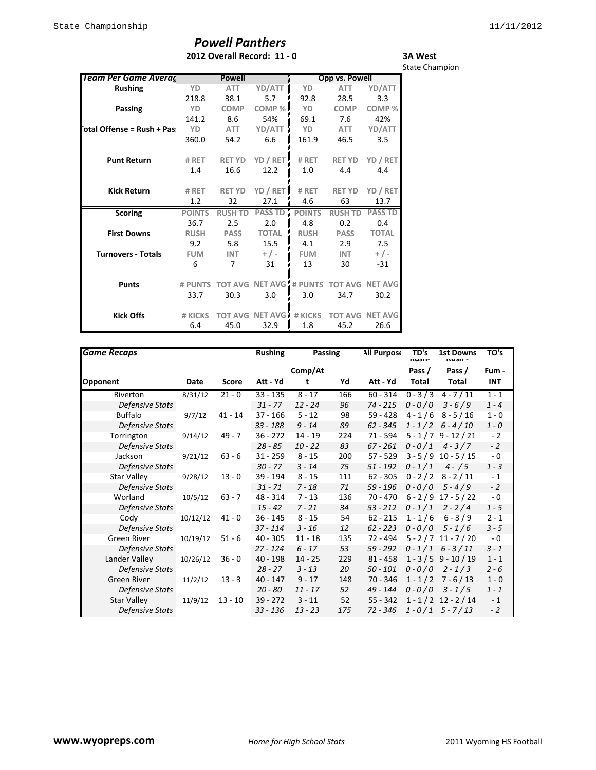# Powell Panthers

**2012 Overall Record: 11 - 0**

**3A West**
State Champion

| Team Per Game Averag | Powell | | | Opp vs. Powell | | |
|---|---|---|---|---|---|---|
| **Rushing** | YD | ATT | YD/ATT | YD | ATT | YD/ATT |
| | 218.8 | 38.1 | 5.7 | 92.8 | 28.5 | 3.3 |
| **Passing** | YD | COMP | COMP % | YD | COMP | COMP % |
| | 141.2 | 8.6 | 54% | 69.1 | 7.6 | 42% |
| **Total Offense = Rush + Pas** | YD | ATT | YD/ATT | YD | ATT | YD/ATT |
| | 360.0 | 54.2 | 6.6 | 161.9 | 46.5 | 3.5 |
| **Punt Return** | # RET | RET YD | YD / RET | # RET | RET YD | YD / RET |
| | 1.4 | 16.6 | 12.2 | 1.0 | 4.4 | 4.4 |
| **Kick Return** | # RET | RET YD | YD / RET | # RET | RET YD | YD / RET |
| | 1.2 | 32 | 27.1 | 4.6 | 63 | 13.7 |
| **Scoring** | POINTS | RUSH TD | PASS TD | POINTS | RUSH TD | PASS TD |
| | 36.7 | 2.5 | 2.0 | 4.8 | 0.2 | 0.4 |
| **First Downs** | RUSH | PASS | TOTAL | RUSH | PASS | TOTAL |
| | 9.2 | 5.8 | 15.5 | 4.1 | 2.9 | 7.5 |
| **Turnovers - Totals** | FUM | INT | + / - | FUM | INT | + / - |
| | 6 | 7 | 31 | 13 | 30 | -31 |
| **Punts** | # PUNTS | TOT AVG | NET AVG | # PUNTS | TOT AVG | NET AVG |
| | 33.7 | 30.3 | 3.0 | 3.0 | 34.7 | 30.2 |
| **Kick Offs** | # KICKS | TOT AVG | NET AVG | # KICKS | TOT AVG | NET AVG |
| | 6.4 | 45.0 | 32.9 | 1.8 | 45.2 | 26.6 |

| Game Recaps | | | Rushing | Passing | | All Purpose | TD's Rush - Pass / Total | 1st Downs Rush - Pass / Total | TO's Fum - INT |
|---|---|---|---|---|---|---|---|---|---|
| Opponent | Date | Score | Att - Yd | Comp/Att | Yd | Att - Yd | Total | Total | INT |
| Riverton | 8/31/12 | 21 - 0 | 33 - 135 | 8 - 17 | 166 | 60 - 314 | 0 - 3 / 3 | 4 - 7 / 11 | 1 - 1 |
| *Defensive Stats* | | | *31 - 77* | *12 - 24* | *96* | *74 - 215* | *0 - 0 / 0* | *3 - 6 / 9* | *1 - 4* |
| Buffalo | 9/7/12 | 41 - 14 | 37 - 166 | 5 - 12 | 98 | 59 - 428 | 4 - 1 / 6 | 8 - 5 / 16 | 1 - 0 |
| *Defensive Stats* | | | *33 - 188* | *9 - 14* | *89* | *62 - 345* | *1 - 1 / 2* | *6 - 4 / 10* | *1 - 0* |
| Torrington | 9/14/12 | 49 - 7 | 36 - 272 | 14 - 19 | 224 | 71 - 594 | 5 - 1 / 7 | 9 - 12 / 21 | - 2 |
| *Defensive Stats* | | | *28 - 85* | *10 - 22* | *83* | *67 - 261* | *0 - 0 / 1* | *4 - 3 / 7* | *- 2* |
| Jackson | 9/21/12 | 63 - 6 | 31 - 259 | 8 - 15 | 200 | 57 - 529 | 3 - 5 / 9 | 10 - 5 / 15 | - 0 |
| *Defensive Stats* | | | *30 - 77* | *3 - 14* | *75* | *51 - 192* | *0 - 1 / 1* | *4 - / 5* | *1 - 3* |
| Star Valley | 9/28/12 | 13 - 0 | 39 - 194 | 8 - 15 | 111 | 62 - 305 | 0 - 2 / 2 | 8 - 2 / 11 | - 1 |
| *Defensive Stats* | | | *31 - 71* | *7 - 18* | *71* | *59 - 196* | *0 - 0 / 0* | *5 - 4 / 9* | *- 2* |
| Worland | 10/5/12 | 63 - 7 | 48 - 314 | 7 - 13 | 136 | 70 - 470 | 6 - 2 / 9 | 17 - 5 / 22 | - 0 |
| *Defensive Stats* | | | *15 - 42* | *7 - 21* | *34* | *53 - 212* | *0 - 1 / 1* | *2 - 2 / 4* | *1 - 5* |
| Cody | 10/12/12 | 41 - 0 | 36 - 145 | 8 - 15 | 54 | 62 - 215 | 1 - 1 / 6 | 6 - 3 / 9 | 2 - 1 |
| *Defensive Stats* | | | *37 - 114* | *3 - 16* | *12* | *62 - 223* | *0 - 0 / 0* | *5 - 1 / 6* | *3 - 5* |
| Green River | 10/19/12 | 51 - 6 | 40 - 305 | 11 - 18 | 135 | 72 - 494 | 5 - 2 / 7 | 11 - 7 / 20 | - 0 |
| *Defensive Stats* | | | *27 - 124* | *6 - 17* | *53* | *59 - 292* | *0 - 1 / 1* | *6 - 3 / 11* | *3 - 1* |
| Lander Valley | 10/26/12 | 36 - 0 | 40 - 198 | 14 - 25 | 229 | 81 - 458 | 1 - 3 / 5 | 9 - 10 / 19 | 1 - 1 |
| *Defensive Stats* | | | *28 - 27* | *3 - 13* | *20* | *50 - 101* | *0 - 0 / 0* | *2 - 1 / 3* | *2 - 6* |
| Green River | 11/2/12 | 13 - 3 | 40 - 147 | 9 - 17 | 148 | 70 - 346 | 1 - 1 / 2 | 7 - 6 / 13 | 1 - 0 |
| *Defensive Stats* | | | *20 - 80* | *11 - 17* | *52* | *49 - 144* | *0 - 0 / 0* | *3 - 1 / 5* | *1 - 1* |
| Star Valley | 11/9/12 | 13 - 10 | 39 - 272 | 3 - 11 | 52 | 55 - 342 | 1 - 1 / 2 | 12 - 2 / 14 | - 1 |
| *Defensive Stats* | | | *33 - 136* | *13 - 23* | *175* | *72 - 346* | *1 - 0 / 1* | *5 - 7 / 13* | *- 2* |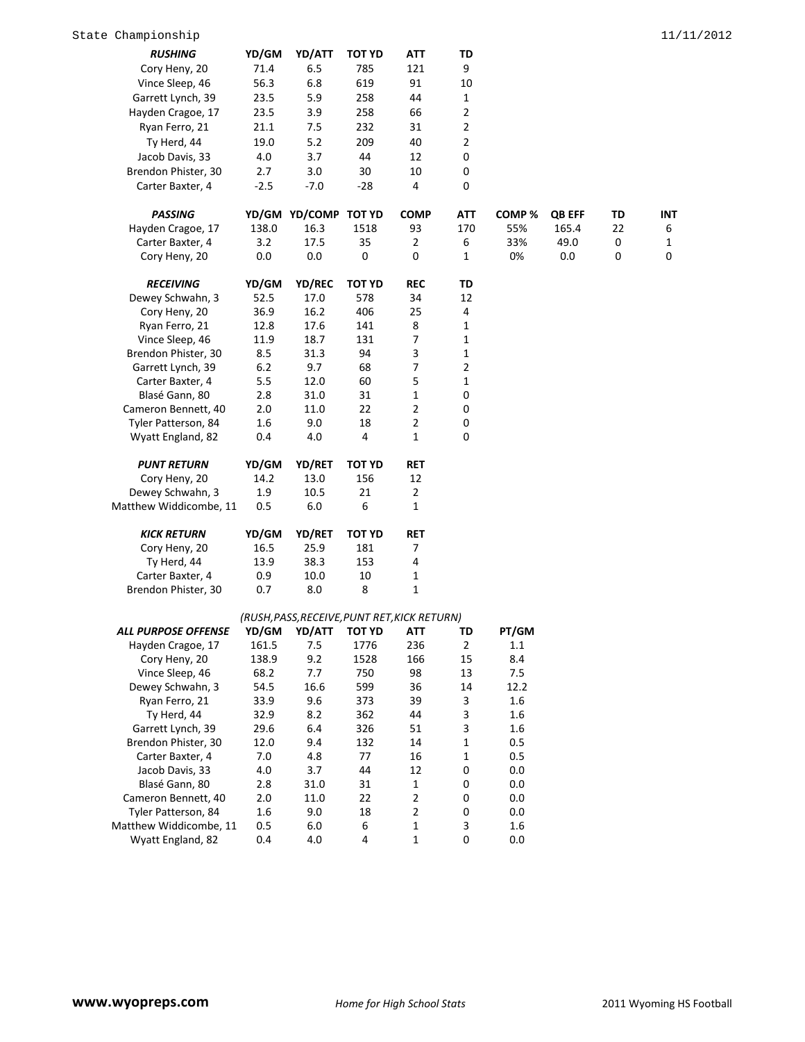| RUSHING | YD/GM | YD/ATT | TOT YD | ATT | TD |
|---|---|---|---|---|---|
| Cory Heny, 20 | 71.4 | 6.5 | 785 | 121 | 9 |
| Vince Sleep, 46 | 56.3 | 6.8 | 619 | 91 | 10 |
| Garrett Lynch, 39 | 23.5 | 5.9 | 258 | 44 | 1 |
| Hayden Cragoe, 17 | 23.5 | 3.9 | 258 | 66 | 2 |
| Ryan Ferro, 21 | 21.1 | 7.5 | 232 | 31 | 2 |
| Ty Herd, 44 | 19.0 | 5.2 | 209 | 40 | 2 |
| Jacob Davis, 33 | 4.0 | 3.7 | 44 | 12 | 0 |
| Brendon Phister, 30 | 2.7 | 3.0 | 30 | 10 | 0 |
| Carter Baxter, 4 | -2.5 | -7.0 | -28 | 4 | 0 |

| PASSING | YD/GM | YD/COMP | TOT YD | COMP | ATT | COMP % | QB EFF | TD | INT |
|---|---|---|---|---|---|---|---|---|---|
| Hayden Cragoe, 17 | 138.0 | 16.3 | 1518 | 93 | 170 | 55% | 165.4 | 22 | 6 |
| Carter Baxter, 4 | 3.2 | 17.5 | 35 | 2 | 6 | 33% | 49.0 | 0 | 1 |
| Cory Heny, 20 | 0.0 | 0.0 | 0 | 0 | 1 | 0% | 0.0 | 0 | 0 |

| RECEIVING | YD/GM | YD/REC | TOT YD | REC | TD |
|---|---|---|---|---|---|
| Dewey Schwahn, 3 | 52.5 | 17.0 | 578 | 34 | 12 |
| Cory Heny, 20 | 36.9 | 16.2 | 406 | 25 | 4 |
| Ryan Ferro, 21 | 12.8 | 17.6 | 141 | 8 | 1 |
| Vince Sleep, 46 | 11.9 | 18.7 | 131 | 7 | 1 |
| Brendon Phister, 30 | 8.5 | 31.3 | 94 | 3 | 1 |
| Garrett Lynch, 39 | 6.2 | 9.7 | 68 | 7 | 2 |
| Carter Baxter, 4 | 5.5 | 12.0 | 60 | 5 | 1 |
| Blasé Gann, 80 | 2.8 | 31.0 | 31 | 1 | 0 |
| Cameron Bennett, 40 | 2.0 | 11.0 | 22 | 2 | 0 |
| Tyler Patterson, 84 | 1.6 | 9.0 | 18 | 2 | 0 |
| Wyatt England, 82 | 0.4 | 4.0 | 4 | 1 | 0 |

| PUNT RETURN | YD/GM | YD/RET | TOT YD | RET |
|---|---|---|---|---|
| Cory Heny, 20 | 14.2 | 13.0 | 156 | 12 |
| Dewey Schwahn, 3 | 1.9 | 10.5 | 21 | 2 |
| Matthew Widdicombe, 11 | 0.5 | 6.0 | 6 | 1 |

| KICK RETURN | YD/GM | YD/RET | TOT YD | RET |
|---|---|---|---|---|
| Cory Heny, 20 | 16.5 | 25.9 | 181 | 7 |
| Ty Herd, 44 | 13.9 | 38.3 | 153 | 4 |
| Carter Baxter, 4 | 0.9 | 10.0 | 10 | 1 |
| Brendon Phister, 30 | 0.7 | 8.0 | 8 | 1 |

*(RUSH,PASS,RECEIVE,PUNT RET,KICK RETURN)*

| ALL PURPOSE OFFENSE | YD/GM | YD/ATT | TOT YD | ATT | TD | PT/GM |
|---|---|---|---|---|---|---|
| Hayden Cragoe, 17 | 161.5 | 7.5 | 1776 | 236 | 2 | 1.1 |
| Cory Heny, 20 | 138.9 | 9.2 | 1528 | 166 | 15 | 8.4 |
| Vince Sleep, 46 | 68.2 | 7.7 | 750 | 98 | 13 | 7.5 |
| Dewey Schwahn, 3 | 54.5 | 16.6 | 599 | 36 | 14 | 12.2 |
| Ryan Ferro, 21 | 33.9 | 9.6 | 373 | 39 | 3 | 1.6 |
| Ty Herd, 44 | 32.9 | 8.2 | 362 | 44 | 3 | 1.6 |
| Garrett Lynch, 39 | 29.6 | 6.4 | 326 | 51 | 3 | 1.6 |
| Brendon Phister, 30 | 12.0 | 9.4 | 132 | 14 | 1 | 0.5 |
| Carter Baxter, 4 | 7.0 | 4.8 | 77 | 16 | 1 | 0.5 |
| Jacob Davis, 33 | 4.0 | 3.7 | 44 | 12 | 0 | 0.0 |
| Blasé Gann, 80 | 2.8 | 31.0 | 31 | 1 | 0 | 0.0 |
| Cameron Bennett, 40 | 2.0 | 11.0 | 22 | 2 | 0 | 0.0 |
| Tyler Patterson, 84 | 1.6 | 9.0 | 18 | 2 | 0 | 0.0 |
| Matthew Widdicombe, 11 | 0.5 | 6.0 | 6 | 1 | 3 | 1.6 |
| Wyatt England, 82 | 0.4 | 4.0 | 4 | 1 | 0 | 0.0 |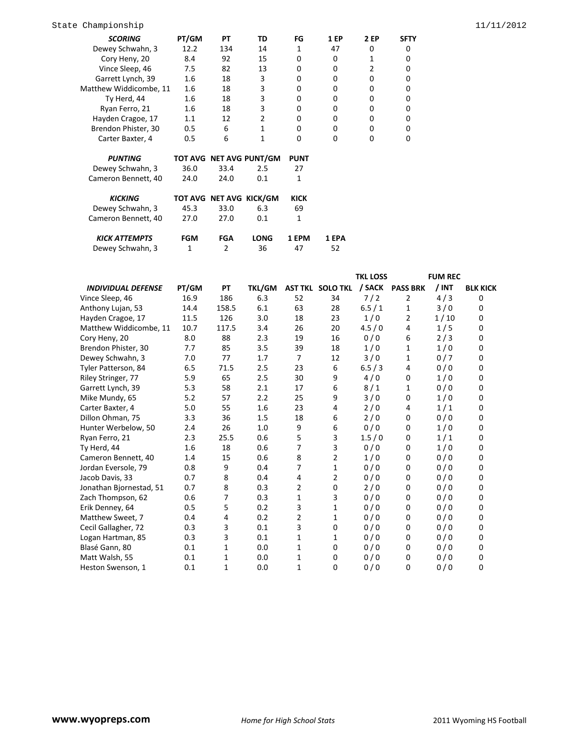State Championship 11/11/2012

| *SCORING* | PT/GM | PT | TD | FG | 1 EP | 2 EP | SFTY |
|---|---|---|---|---|---|---|---|
| Dewey Schwahn, 3 | 12.2 | 134 | 14 | 1 | 47 | 0 | 0 |
| Cory Heny, 20 | 8.4 | 92 | 15 | 0 | 0 | 1 | 0 |
| Vince Sleep, 46 | 7.5 | 82 | 13 | 0 | 0 | 2 | 0 |
| Garrett Lynch, 39 | 1.6 | 18 | 3 | 0 | 0 | 0 | 0 |
| Matthew Widdicombe, 11 | 1.6 | 18 | 3 | 0 | 0 | 0 | 0 |
| Ty Herd, 44 | 1.6 | 18 | 3 | 0 | 0 | 0 | 0 |
| Ryan Ferro, 21 | 1.6 | 18 | 3 | 0 | 0 | 0 | 0 |
| Hayden Cragoe, 17 | 1.1 | 12 | 2 | 0 | 0 | 0 | 0 |
| Brendon Phister, 30 | 0.5 | 6 | 1 | 0 | 0 | 0 | 0 |
| Carter Baxter, 4 | 0.5 | 6 | 1 | 0 | 0 | 0 | 0 |

| *PUNTING* | TOT AVG | NET AVG | PUNT/GM | PUNT |
|---|---|---|---|---|
| Dewey Schwahn, 3 | 36.0 | 33.4 | 2.5 | 27 |
| Cameron Bennett, 40 | 24.0 | 24.0 | 0.1 | 1 |

| *KICKING* | TOT AVG | NET AVG | KICK/GM | KICK |
|---|---|---|---|---|
| Dewey Schwahn, 3 | 45.3 | 33.0 | 6.3 | 69 |
| Cameron Bennett, 40 | 27.0 | 27.0 | 0.1 | 1 |

| *KICK ATTEMPTS* | FGM | FGA | LONG | 1 EPM | 1 EPA |
|---|---|---|---|---|---|
| Dewey Schwahn, 3 | 1 | 2 | 36 | 47 | 52 |

| *INDIVIDUAL DEFENSE* | PT/GM | PT | TKL/GM | AST TKL | SOLO TKL | TKL LOSS / SACK | PASS BRK | FUM REC / INT | BLK KICK |
|---|---|---|---|---|---|---|---|---|---|
| Vince Sleep, 46 | 16.9 | 186 | 6.3 | 52 | 34 | 7 / 2 | 2 | 4 / 3 | 0 |
| Anthony Lujan, 53 | 14.4 | 158.5 | 6.1 | 63 | 28 | 6.5 / 1 | 1 | 3 / 0 | 0 |
| Hayden Cragoe, 17 | 11.5 | 126 | 3.0 | 18 | 23 | 1 / 0 | 2 | 1 / 10 | 0 |
| Matthew Widdicombe, 11 | 10.7 | 117.5 | 3.4 | 26 | 20 | 4.5 / 0 | 4 | 1 / 5 | 0 |
| Cory Heny, 20 | 8.0 | 88 | 2.3 | 19 | 16 | 0 / 0 | 6 | 2 / 3 | 0 |
| Brendon Phister, 30 | 7.7 | 85 | 3.5 | 39 | 18 | 1 / 0 | 1 | 1 / 0 | 0 |
| Dewey Schwahn, 3 | 7.0 | 77 | 1.7 | 7 | 12 | 3 / 0 | 1 | 0 / 7 | 0 |
| Tyler Patterson, 84 | 6.5 | 71.5 | 2.5 | 23 | 6 | 6.5 / 3 | 4 | 0 / 0 | 0 |
| Riley Stringer, 77 | 5.9 | 65 | 2.5 | 30 | 9 | 4 / 0 | 0 | 1 / 0 | 0 |
| Garrett Lynch, 39 | 5.3 | 58 | 2.1 | 17 | 6 | 8 / 1 | 1 | 0 / 0 | 0 |
| Mike Mundy, 65 | 5.2 | 57 | 2.2 | 25 | 9 | 3 / 0 | 0 | 1 / 0 | 0 |
| Carter Baxter, 4 | 5.0 | 55 | 1.6 | 23 | 4 | 2 / 0 | 4 | 1 / 1 | 0 |
| Dillon Ohman, 75 | 3.3 | 36 | 1.5 | 18 | 6 | 2 / 0 | 0 | 0 / 0 | 0 |
| Hunter Werbelow, 50 | 2.4 | 26 | 1.0 | 9 | 6 | 0 / 0 | 0 | 1 / 0 | 0 |
| Ryan Ferro, 21 | 2.3 | 25.5 | 0.6 | 5 | 3 | 1.5 / 0 | 0 | 1 / 1 | 0 |
| Ty Herd, 44 | 1.6 | 18 | 0.6 | 7 | 3 | 0 / 0 | 0 | 1 / 0 | 0 |
| Cameron Bennett, 40 | 1.4 | 15 | 0.6 | 8 | 2 | 1 / 0 | 0 | 0 / 0 | 0 |
| Jordan Eversole, 79 | 0.8 | 9 | 0.4 | 7 | 1 | 0 / 0 | 0 | 0 / 0 | 0 |
| Jacob Davis, 33 | 0.7 | 8 | 0.4 | 4 | 2 | 0 / 0 | 0 | 0 / 0 | 0 |
| Jonathan Bjornestad, 51 | 0.7 | 8 | 0.3 | 2 | 0 | 2 / 0 | 0 | 0 / 0 | 0 |
| Zach Thompson, 62 | 0.6 | 7 | 0.3 | 1 | 3 | 0 / 0 | 0 | 0 / 0 | 0 |
| Erik Denney, 64 | 0.5 | 5 | 0.2 | 3 | 1 | 0 / 0 | 0 | 0 / 0 | 0 |
| Matthew Sweet, 7 | 0.4 | 4 | 0.2 | 2 | 1 | 0 / 0 | 0 | 0 / 0 | 0 |
| Cecil Gallagher, 72 | 0.3 | 3 | 0.1 | 3 | 0 | 0 / 0 | 0 | 0 / 0 | 0 |
| Logan Hartman, 85 | 0.3 | 3 | 0.1 | 1 | 1 | 0 / 0 | 0 | 0 / 0 | 0 |
| Blasé Gann, 80 | 0.1 | 1 | 0.0 | 1 | 0 | 0 / 0 | 0 | 0 / 0 | 0 |
| Matt Walsh, 55 | 0.1 | 1 | 0.0 | 1 | 0 | 0 / 0 | 0 | 0 / 0 | 0 |
| Heston Swenson, 1 | 0.1 | 1 | 0.0 | 1 | 0 | 0 / 0 | 0 | 0 / 0 | 0 |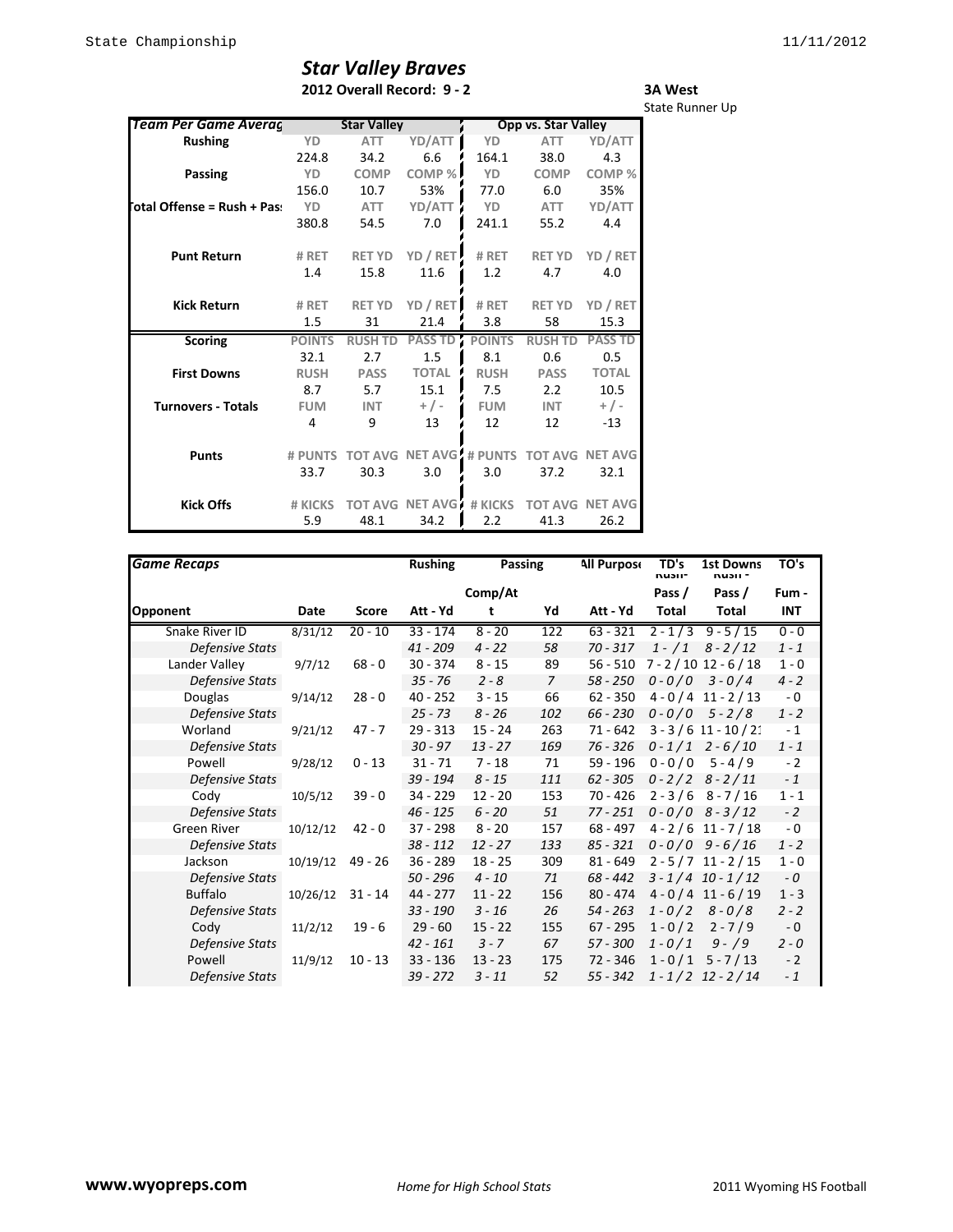# Star Valley Braves

**2012 Overall Record: 9 - 2**

**3A West**
State Runner Up

| Team Per Game Average | Star Valley | | | Opp vs. Star Valley | | |
|---|---|---|---|---|---|---|
| **Rushing** | YD | ATT | YD/ATT | YD | ATT | YD/ATT |
| | 224.8 | 34.2 | 6.6 | 164.1 | 38.0 | 4.3 |
| **Passing** | YD | COMP | COMP % | YD | COMP | COMP % |
| | 156.0 | 10.7 | 53% | 77.0 | 6.0 | 35% |
| **Total Offense = Rush + Pass** | YD | ATT | YD/ATT | YD | ATT | YD/ATT |
| | 380.8 | 54.5 | 7.0 | 241.1 | 55.2 | 4.4 |
| **Punt Return** | # RET | RET YD | YD / RET | # RET | RET YD | YD / RET |
| | 1.4 | 15.8 | 11.6 | 1.2 | 4.7 | 4.0 |
| **Kick Return** | # RET | RET YD | YD / RET | # RET | RET YD | YD / RET |
| | 1.5 | 31 | 21.4 | 3.8 | 58 | 15.3 |
| **Scoring** | POINTS | RUSH TD | PASS TD | POINTS | RUSH TD | PASS TD |
| | 32.1 | 2.7 | 1.5 | 8.1 | 0.6 | 0.5 |
| **First Downs** | RUSH | PASS | TOTAL | RUSH | PASS | TOTAL |
| | 8.7 | 5.7 | 15.1 | 7.5 | 2.2 | 10.5 |
| **Turnovers - Totals** | FUM | INT | + / - | FUM | INT | + / - |
| | 4 | 9 | 13 | 12 | 12 | -13 |
| **Punts** | # PUNTS | TOT AVG | NET AVG | # PUNTS | TOT AVG | NET AVG |
| | 33.7 | 30.3 | 3.0 | 3.0 | 37.2 | 32.1 |
| **Kick Offs** | # KICKS | TOT AVG | NET AVG | # KICKS | TOT AVG | NET AVG |
| | 5.9 | 48.1 | 34.2 | 2.2 | 41.3 | 26.2 |

| *Game Recaps* | | | Rushing | Passing | | All Purpose | TD's Rush - Pass / Total | 1st Downs Rush - Pass / Total | TO's Fum - INT |
|---|---|---|---|---|---|---|---|---|---|
| **Opponent** | **Date** | **Score** | **Att - Yd** | **Comp/Att** | **Yd** | **Att - Yd** | | | |
| Snake River ID | 8/31/12 | 20 - 10 | 33 - 174 | 8 - 20 | 122 | 63 - 321 | 2 - 1 / 3 | 9 - 5 / 15 | 0 - 0 |
| *Defensive Stats* | | | *41 - 209* | *4 - 22* | *58* | *70 - 317* | *1 - / 1* | *8 - 2 / 12* | *1 - 1* |
| Lander Valley | 9/7/12 | 68 - 0 | 30 - 374 | 8 - 15 | 89 | 56 - 510 | 7 - 2 / 10 | 12 - 6 / 18 | 1 - 0 |
| *Defensive Stats* | | | *35 - 76* | *2 - 8* | *7* | *58 - 250* | *0 - 0 / 0* | *3 - 0 / 4* | *4 - 2* |
| Douglas | 9/14/12 | 28 - 0 | 40 - 252 | 3 - 15 | 66 | 62 - 350 | 4 - 0 / 4 | 11 - 2 / 13 | - 0 |
| *Defensive Stats* | | | *25 - 73* | *8 - 26* | *102* | *66 - 230* | *0 - 0 / 0* | *5 - 2 / 8* | *1 - 2* |
| Worland | 9/21/12 | 47 - 7 | 29 - 313 | 15 - 24 | 263 | 71 - 642 | 3 - 3 / 6 | 11 - 10 / 21 | - 1 |
| *Defensive Stats* | | | *30 - 97* | *13 - 27* | *169* | *76 - 326* | *0 - 1 / 1* | *2 - 6 / 10* | *1 - 1* |
| Powell | 9/28/12 | 0 - 13 | 31 - 71 | 7 - 18 | 71 | 59 - 196 | 0 - 0 / 0 | 5 - 4 / 9 | - 2 |
| *Defensive Stats* | | | *39 - 194* | *8 - 15* | *111* | *62 - 305* | *0 - 2 / 2* | *8 - 2 / 11* | *- 1* |
| Cody | 10/5/12 | 39 - 0 | 34 - 229 | 12 - 20 | 153 | 70 - 426 | 2 - 3 / 6 | 8 - 7 / 16 | 1 - 1 |
| *Defensive Stats* | | | *46 - 125* | *6 - 20* | *51* | *77 - 251* | *0 - 0 / 0* | *8 - 3 / 12* | *- 2* |
| Green River | 10/12/12 | 42 - 0 | 37 - 298 | 8 - 20 | 157 | 68 - 497 | 4 - 2 / 6 | 11 - 7 / 18 | - 0 |
| *Defensive Stats* | | | *38 - 112* | *12 - 27* | *133* | *85 - 321* | *0 - 0 / 0* | *9 - 6 / 16* | *1 - 2* |
| Jackson | 10/19/12 | 49 - 26 | 36 - 289 | 18 - 25 | 309 | 81 - 649 | 2 - 5 / 7 | 11 - 2 / 15 | 1 - 0 |
| *Defensive Stats* | | | *50 - 296* | *4 - 10* | *71* | *68 - 442* | *3 - 1 / 4* | *10 - 1 / 12* | *- 0* |
| Buffalo | 10/26/12 | 31 - 14 | 44 - 277 | 11 - 22 | 156 | 80 - 474 | 4 - 0 / 4 | 11 - 6 / 19 | 1 - 3 |
| *Defensive Stats* | | | *33 - 190* | *3 - 16* | *26* | *54 - 263* | *1 - 0 / 2* | *8 - 0 / 8* | *2 - 2* |
| Cody | 11/2/12 | 19 - 6 | 29 - 60 | 15 - 22 | 155 | 67 - 295 | 1 - 0 / 2 | 2 - 7 / 9 | - 0 |
| *Defensive Stats* | | | *42 - 161* | *3 - 7* | *67* | *57 - 300* | *1 - 0 / 1* | *9 - / 9* | *2 - 0* |
| Powell | 11/9/12 | 10 - 13 | 33 - 136 | 13 - 23 | 175 | 72 - 346 | 1 - 0 / 1 | 5 - 7 / 13 | - 2 |
| *Defensive Stats* | | | *39 - 272* | *3 - 11* | *52* | *55 - 342* | *1 - 1 / 2* | *12 - 2 / 14* | *- 1* |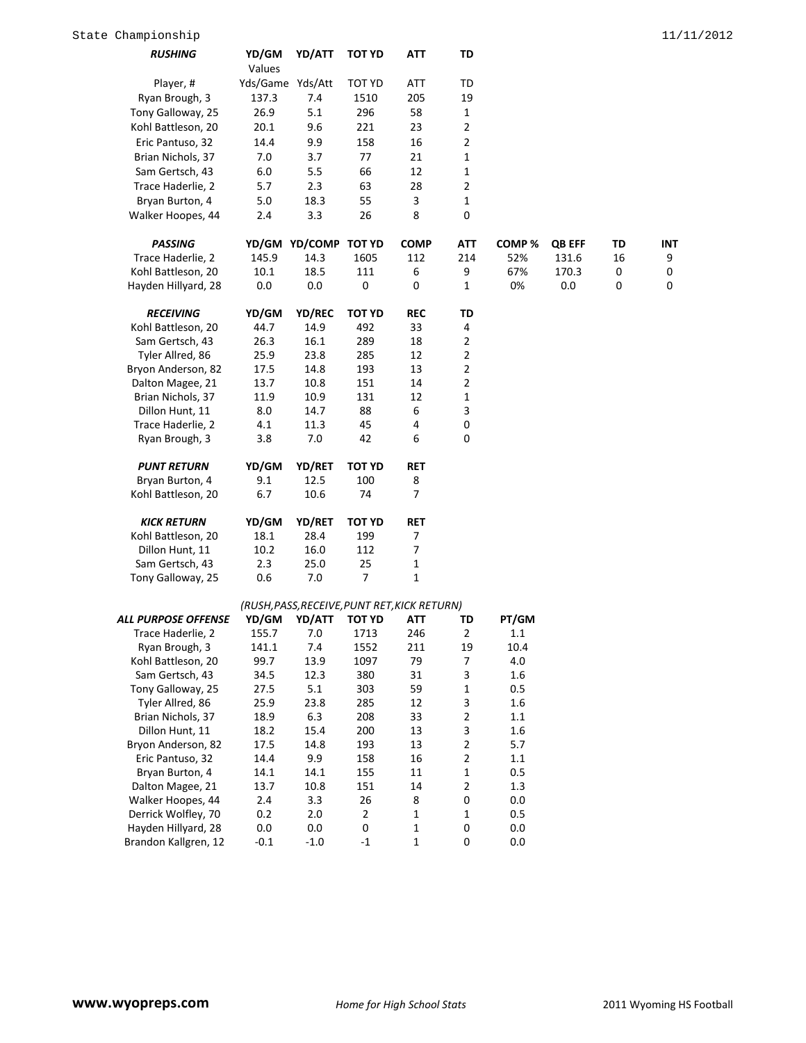State Championship 11/11/2012

| *RUSHING* | YD/GM | YD/ATT | TOT YD | ATT | TD |
|---|---|---|---|---|---|
| | Values | | | | |
| Player, # | Yds/Game | Yds/Att | TOT YD | ATT | TD |
| Ryan Brough, 3 | 137.3 | 7.4 | 1510 | 205 | 19 |
| Tony Galloway, 25 | 26.9 | 5.1 | 296 | 58 | 1 |
| Kohl Battleson, 20 | 20.1 | 9.6 | 221 | 23 | 2 |
| Eric Pantuso, 32 | 14.4 | 9.9 | 158 | 16 | 2 |
| Brian Nichols, 37 | 7.0 | 3.7 | 77 | 21 | 1 |
| Sam Gertsch, 43 | 6.0 | 5.5 | 66 | 12 | 1 |
| Trace Haderlie, 2 | 5.7 | 2.3 | 63 | 28 | 2 |
| Bryan Burton, 4 | 5.0 | 18.3 | 55 | 3 | 1 |
| Walker Hoopes, 44 | 2.4 | 3.3 | 26 | 8 | 0 |

| *PASSING* | YD/GM | YD/COMP | TOT YD | COMP | ATT | COMP % | QB EFF | TD | INT |
|---|---|---|---|---|---|---|---|---|---|
| Trace Haderlie, 2 | 145.9 | 14.3 | 1605 | 112 | 214 | 52% | 131.6 | 16 | 9 |
| Kohl Battleson, 20 | 10.1 | 18.5 | 111 | 6 | 9 | 67% | 170.3 | 0 | 0 |
| Hayden Hillyard, 28 | 0.0 | 0.0 | 0 | 0 | 1 | 0% | 0.0 | 0 | 0 |

| *RECEIVING* | YD/GM | YD/REC | TOT YD | REC | TD |
|---|---|---|---|---|---|
| Kohl Battleson, 20 | 44.7 | 14.9 | 492 | 33 | 4 |
| Sam Gertsch, 43 | 26.3 | 16.1 | 289 | 18 | 2 |
| Tyler Allred, 86 | 25.9 | 23.8 | 285 | 12 | 2 |
| Bryon Anderson, 82 | 17.5 | 14.8 | 193 | 13 | 2 |
| Dalton Magee, 21 | 13.7 | 10.8 | 151 | 14 | 2 |
| Brian Nichols, 37 | 11.9 | 10.9 | 131 | 12 | 1 |
| Dillon Hunt, 11 | 8.0 | 14.7 | 88 | 6 | 3 |
| Trace Haderlie, 2 | 4.1 | 11.3 | 45 | 4 | 0 |
| Ryan Brough, 3 | 3.8 | 7.0 | 42 | 6 | 0 |

| *PUNT RETURN* | YD/GM | YD/RET | TOT YD | RET |
|---|---|---|---|---|
| Bryan Burton, 4 | 9.1 | 12.5 | 100 | 8 |
| Kohl Battleson, 20 | 6.7 | 10.6 | 74 | 7 |

| *KICK RETURN* | YD/GM | YD/RET | TOT YD | RET |
|---|---|---|---|---|
| Kohl Battleson, 20 | 18.1 | 28.4 | 199 | 7 |
| Dillon Hunt, 11 | 10.2 | 16.0 | 112 | 7 |
| Sam Gertsch, 43 | 2.3 | 25.0 | 25 | 1 |
| Tony Galloway, 25 | 0.6 | 7.0 | 7 | 1 |

*(RUSH,PASS,RECEIVE,PUNT RET,KICK RETURN)*

| *ALL PURPOSE OFFENSE* | YD/GM | YD/ATT | TOT YD | ATT | TD | PT/GM |
|---|---|---|---|---|---|---|
| Trace Haderlie, 2 | 155.7 | 7.0 | 1713 | 246 | 2 | 1.1 |
| Ryan Brough, 3 | 141.1 | 7.4 | 1552 | 211 | 19 | 10.4 |
| Kohl Battleson, 20 | 99.7 | 13.9 | 1097 | 79 | 7 | 4.0 |
| Sam Gertsch, 43 | 34.5 | 12.3 | 380 | 31 | 3 | 1.6 |
| Tony Galloway, 25 | 27.5 | 5.1 | 303 | 59 | 1 | 0.5 |
| Tyler Allred, 86 | 25.9 | 23.8 | 285 | 12 | 3 | 1.6 |
| Brian Nichols, 37 | 18.9 | 6.3 | 208 | 33 | 2 | 1.1 |
| Dillon Hunt, 11 | 18.2 | 15.4 | 200 | 13 | 3 | 1.6 |
| Bryon Anderson, 82 | 17.5 | 14.8 | 193 | 13 | 2 | 5.7 |
| Eric Pantuso, 32 | 14.4 | 9.9 | 158 | 16 | 2 | 1.1 |
| Bryan Burton, 4 | 14.1 | 14.1 | 155 | 11 | 1 | 0.5 |
| Dalton Magee, 21 | 13.7 | 10.8 | 151 | 14 | 2 | 1.3 |
| Walker Hoopes, 44 | 2.4 | 3.3 | 26 | 8 | 0 | 0.0 |
| Derrick Wolfley, 70 | 0.2 | 2.0 | 2 | 1 | 1 | 0.5 |
| Hayden Hillyard, 28 | 0.0 | 0.0 | 0 | 1 | 0 | 0.0 |
| Brandon Kallgren, 12 | -0.1 | -1.0 | -1 | 1 | 0 | 0.0 |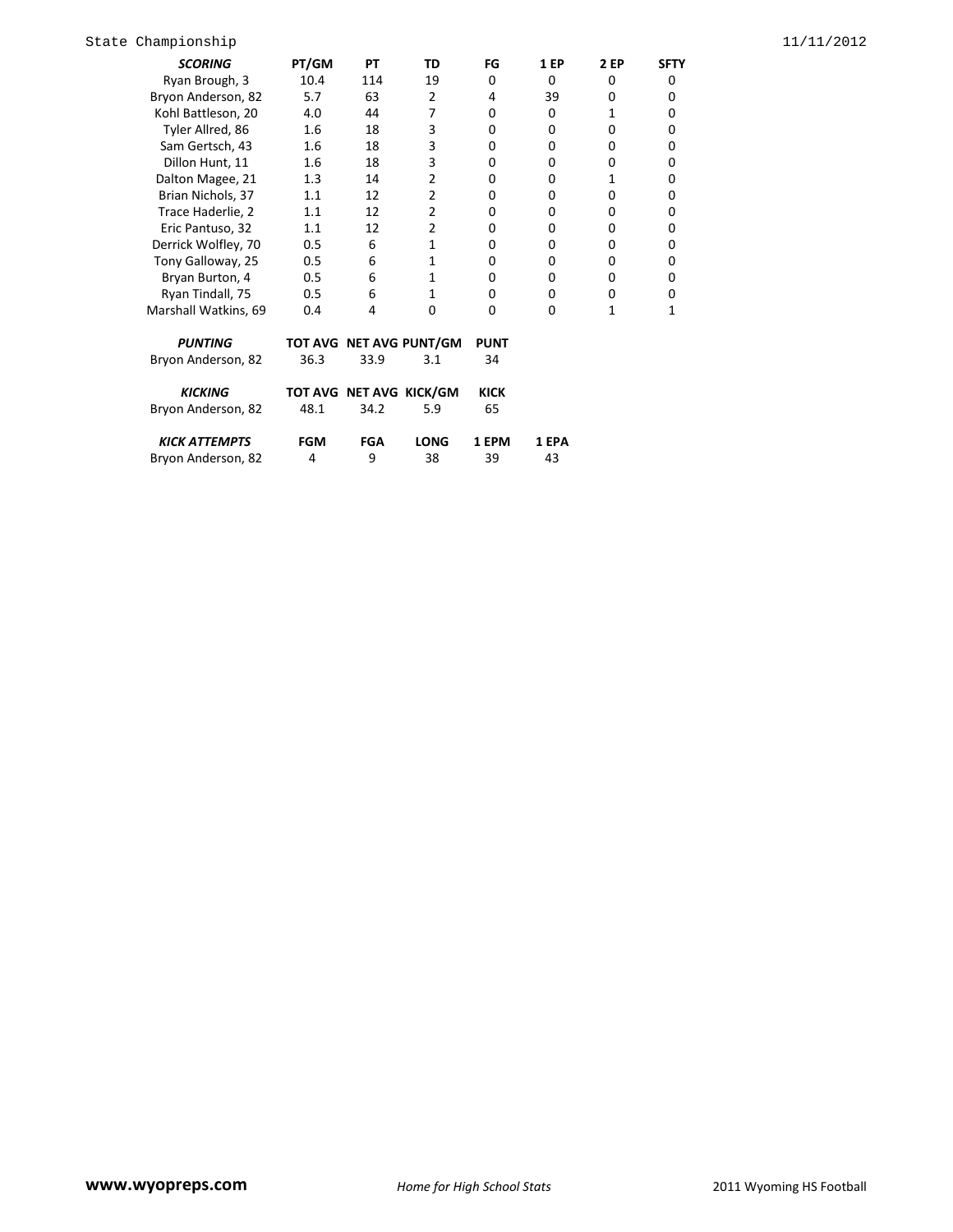| *SCORING* | PT/GM | PT | TD | FG | 1 EP | 2 EP | SFTY |
|---|---|---|---|---|---|---|---|
| Ryan Brough, 3 | 10.4 | 114 | 19 | 0 | 0 | 0 | 0 |
| Bryon Anderson, 82 | 5.7 | 63 | 2 | 4 | 39 | 0 | 0 |
| Kohl Battleson, 20 | 4.0 | 44 | 7 | 0 | 0 | 1 | 0 |
| Tyler Allred, 86 | 1.6 | 18 | 3 | 0 | 0 | 0 | 0 |
| Sam Gertsch, 43 | 1.6 | 18 | 3 | 0 | 0 | 0 | 0 |
| Dillon Hunt, 11 | 1.6 | 18 | 3 | 0 | 0 | 0 | 0 |
| Dalton Magee, 21 | 1.3 | 14 | 2 | 0 | 0 | 1 | 0 |
| Brian Nichols, 37 | 1.1 | 12 | 2 | 0 | 0 | 0 | 0 |
| Trace Haderlie, 2 | 1.1 | 12 | 2 | 0 | 0 | 0 | 0 |
| Eric Pantuso, 32 | 1.1 | 12 | 2 | 0 | 0 | 0 | 0 |
| Derrick Wolfley, 70 | 0.5 | 6 | 1 | 0 | 0 | 0 | 0 |
| Tony Galloway, 25 | 0.5 | 6 | 1 | 0 | 0 | 0 | 0 |
| Bryan Burton, 4 | 0.5 | 6 | 1 | 0 | 0 | 0 | 0 |
| Ryan Tindall, 75 | 0.5 | 6 | 1 | 0 | 0 | 0 | 0 |
| Marshall Watkins, 69 | 0.4 | 4 | 0 | 0 | 0 | 1 | 1 |

| *PUNTING* | TOT AVG | NET AVG | PUNT/GM | PUNT |
|---|---|---|---|---|
| Bryon Anderson, 82 | 36.3 | 33.9 | 3.1 | 34 |

| *KICKING* | TOT AVG | NET AVG | KICK/GM | KICK |
|---|---|---|---|---|
| Bryon Anderson, 82 | 48.1 | 34.2 | 5.9 | 65 |

| *KICK ATTEMPTS* | FGM | FGA | LONG | 1 EPM | 1 EPA |
|---|---|---|---|---|---|
| Bryon Anderson, 82 | 4 | 9 | 38 | 39 | 43 |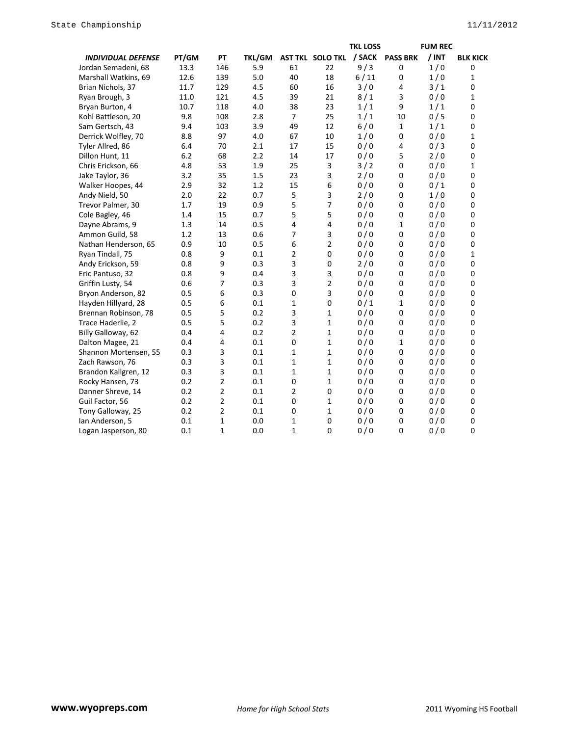| *INDIVIDUAL DEFENSE* | PT/GM | PT | TKL/GM | AST TKL | SOLO TKL | TKL LOSS / SACK | PASS BRK | FUM REC / INT | BLK KICK |
|---|---|---|---|---|---|---|---|---|---|
| Jordan Semadeni, 68 | 13.3 | 146 | 5.9 | 61 | 22 | 9 / 3 | 0 | 1 / 0 | 0 |
| Marshall Watkins, 69 | 12.6 | 139 | 5.0 | 40 | 18 | 6 / 11 | 0 | 1 / 0 | 1 |
| Brian Nichols, 37 | 11.7 | 129 | 4.5 | 60 | 16 | 3 / 0 | 4 | 3 / 1 | 0 |
| Ryan Brough, 3 | 11.0 | 121 | 4.5 | 39 | 21 | 8 / 1 | 3 | 0 / 0 | 1 |
| Bryan Burton, 4 | 10.7 | 118 | 4.0 | 38 | 23 | 1 / 1 | 9 | 1 / 1 | 0 |
| Kohl Battleson, 20 | 9.8 | 108 | 2.8 | 7 | 25 | 1 / 1 | 10 | 0 / 5 | 0 |
| Sam Gertsch, 43 | 9.4 | 103 | 3.9 | 49 | 12 | 6 / 0 | 1 | 1 / 1 | 0 |
| Derrick Wolfley, 70 | 8.8 | 97 | 4.0 | 67 | 10 | 1 / 0 | 0 | 0 / 0 | 1 |
| Tyler Allred, 86 | 6.4 | 70 | 2.1 | 17 | 15 | 0 / 0 | 4 | 0 / 3 | 0 |
| Dillon Hunt, 11 | 6.2 | 68 | 2.2 | 14 | 17 | 0 / 0 | 5 | 2 / 0 | 0 |
| Chris Erickson, 66 | 4.8 | 53 | 1.9 | 25 | 3 | 3 / 2 | 0 | 0 / 0 | 1 |
| Jake Taylor, 36 | 3.2 | 35 | 1.5 | 23 | 3 | 2 / 0 | 0 | 0 / 0 | 0 |
| Walker Hoopes, 44 | 2.9 | 32 | 1.2 | 15 | 6 | 0 / 0 | 0 | 0 / 1 | 0 |
| Andy Nield, 50 | 2.0 | 22 | 0.7 | 5 | 3 | 2 / 0 | 0 | 1 / 0 | 0 |
| Trevor Palmer, 30 | 1.7 | 19 | 0.9 | 5 | 7 | 0 / 0 | 0 | 0 / 0 | 0 |
| Cole Bagley, 46 | 1.4 | 15 | 0.7 | 5 | 5 | 0 / 0 | 0 | 0 / 0 | 0 |
| Dayne Abrams, 9 | 1.3 | 14 | 0.5 | 4 | 4 | 0 / 0 | 1 | 0 / 0 | 0 |
| Ammon Guild, 58 | 1.2 | 13 | 0.6 | 7 | 3 | 0 / 0 | 0 | 0 / 0 | 0 |
| Nathan Henderson, 65 | 0.9 | 10 | 0.5 | 6 | 2 | 0 / 0 | 0 | 0 / 0 | 0 |
| Ryan Tindall, 75 | 0.8 | 9 | 0.1 | 2 | 0 | 0 / 0 | 0 | 0 / 0 | 1 |
| Andy Erickson, 59 | 0.8 | 9 | 0.3 | 3 | 0 | 2 / 0 | 0 | 0 / 0 | 0 |
| Eric Pantuso, 32 | 0.8 | 9 | 0.4 | 3 | 3 | 0 / 0 | 0 | 0 / 0 | 0 |
| Griffin Lusty, 54 | 0.6 | 7 | 0.3 | 3 | 2 | 0 / 0 | 0 | 0 / 0 | 0 |
| Bryon Anderson, 82 | 0.5 | 6 | 0.3 | 0 | 3 | 0 / 0 | 0 | 0 / 0 | 0 |
| Hayden Hillyard, 28 | 0.5 | 6 | 0.1 | 1 | 0 | 0 / 1 | 1 | 0 / 0 | 0 |
| Brennan Robinson, 78 | 0.5 | 5 | 0.2 | 3 | 1 | 0 / 0 | 0 | 0 / 0 | 0 |
| Trace Haderlie, 2 | 0.5 | 5 | 0.2 | 3 | 1 | 0 / 0 | 0 | 0 / 0 | 0 |
| Billy Galloway, 62 | 0.4 | 4 | 0.2 | 2 | 1 | 0 / 0 | 0 | 0 / 0 | 0 |
| Dalton Magee, 21 | 0.4 | 4 | 0.1 | 0 | 1 | 0 / 0 | 1 | 0 / 0 | 0 |
| Shannon Mortensen, 55 | 0.3 | 3 | 0.1 | 1 | 1 | 0 / 0 | 0 | 0 / 0 | 0 |
| Zach Rawson, 76 | 0.3 | 3 | 0.1 | 1 | 1 | 0 / 0 | 0 | 0 / 0 | 0 |
| Brandon Kallgren, 12 | 0.3 | 3 | 0.1 | 1 | 1 | 0 / 0 | 0 | 0 / 0 | 0 |
| Rocky Hansen, 73 | 0.2 | 2 | 0.1 | 0 | 1 | 0 / 0 | 0 | 0 / 0 | 0 |
| Danner Shreve, 14 | 0.2 | 2 | 0.1 | 2 | 0 | 0 / 0 | 0 | 0 / 0 | 0 |
| Guil Factor, 56 | 0.2 | 2 | 0.1 | 0 | 1 | 0 / 0 | 0 | 0 / 0 | 0 |
| Tony Galloway, 25 | 0.2 | 2 | 0.1 | 0 | 1 | 0 / 0 | 0 | 0 / 0 | 0 |
| Ian Anderson, 5 | 0.1 | 1 | 0.0 | 1 | 0 | 0 / 0 | 0 | 0 / 0 | 0 |
| Logan Jasperson, 80 | 0.1 | 1 | 0.0 | 1 | 0 | 0 / 0 | 0 | 0 / 0 | 0 |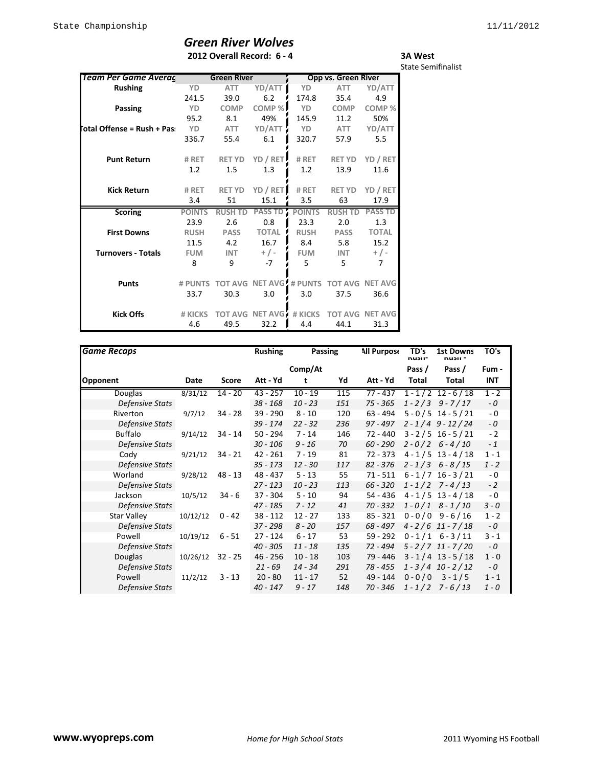# Green River Wolves

**2012 Overall Record: 6 - 4**

**3A West**
State Semifinalist

| Team Per Game Averag | Green River | | | Opp vs. Green River | | |
|---|---|---|---|---|---|---|
| **Rushing** | YD | ATT | YD/ATT | YD | ATT | YD/ATT |
| | 241.5 | 39.0 | 6.2 | 174.8 | 35.4 | 4.9 |
| **Passing** | YD | COMP | COMP % | YD | COMP | COMP % |
| | 95.2 | 8.1 | 49% | 145.9 | 11.2 | 50% |
| **Total Offense = Rush + Pass** | YD | ATT | YD/ATT | YD | ATT | YD/ATT |
| | 336.7 | 55.4 | 6.1 | 320.7 | 57.9 | 5.5 |
| **Punt Return** | # RET | RET YD | YD / RET | # RET | RET YD | YD / RET |
| | 1.2 | 1.5 | 1.3 | 1.2 | 13.9 | 11.6 |
| **Kick Return** | # RET | RET YD | YD / RET | # RET | RET YD | YD / RET |
| | 3.4 | 51 | 15.1 | 3.5 | 63 | 17.9 |
| **Scoring** | POINTS | RUSH TD | PASS TD | POINTS | RUSH TD | PASS TD |
| | 23.9 | 2.6 | 0.8 | 23.3 | 2.0 | 1.3 |
| **First Downs** | RUSH | PASS | TOTAL | RUSH | PASS | TOTAL |
| | 11.5 | 4.2 | 16.7 | 8.4 | 5.8 | 15.2 |
| **Turnovers - Totals** | FUM | INT | + / - | FUM | INT | + / - |
| | 8 | 9 | -7 | 5 | 5 | 7 |
| **Punts** | # PUNTS | TOT AVG | NET AVG | # PUNTS | TOT AVG | NET AVG |
| | 33.7 | 30.3 | 3.0 | 3.0 | 37.5 | 36.6 |
| **Kick Offs** | # KICKS | TOT AVG | NET AVG | # KICKS | TOT AVG | NET AVG |
| | 4.6 | 49.5 | 32.2 | 4.4 | 44.1 | 31.3 |

| *Game Recaps* | | | Rushing | Passing | | All Purpose | TD's Rush - Pass / Total | 1st Downs Rush - Pass / Total | TO's Fum - INT |
|---|---|---|---|---|---|---|---|---|---|
| **Opponent** | **Date** | **Score** | **Att - Yd** | **Comp/Att** | **Yd** | **Att - Yd** | | | |
| Douglas | 8/31/12 | 14 - 20 | 43 - 257 | 10 - 19 | 115 | 77 - 437 | 1 - 1 / 2 | 12 - 6 / 18 | 1 - 2 |
| *Defensive Stats* | | | *38 - 168* | *10 - 23* | *151* | *75 - 365* | *1 - 2 / 3* | *9 - 7 / 17* | *- 0* |
| Riverton | 9/7/12 | 34 - 28 | 39 - 290 | 8 - 10 | 120 | 63 - 494 | 5 - 0 / 5 | 14 - 5 / 21 | - 0 |
| *Defensive Stats* | | | *39 - 174* | *22 - 32* | *236* | *97 - 497* | *2 - 1 / 4* | *9 - 12 / 24* | *- 0* |
| Buffalo | 9/14/12 | 34 - 14 | 50 - 294 | 7 - 14 | 146 | 72 - 440 | 3 - 2 / 5 | 16 - 5 / 21 | - 2 |
| *Defensive Stats* | | | *30 - 106* | *9 - 16* | *70* | *60 - 290* | *2 - 0 / 2* | *6 - 4 / 10* | *- 1* |
| Cody | 9/21/12 | 34 - 21 | 42 - 261 | 7 - 19 | 81 | 72 - 373 | 4 - 1 / 5 | 13 - 4 / 18 | 1 - 1 |
| *Defensive Stats* | | | *35 - 173* | *12 - 30* | *117* | *82 - 376* | *2 - 1 / 3* | *6 - 8 / 15* | *1 - 2* |
| Worland | 9/28/12 | 48 - 13 | 48 - 437 | 5 - 13 | 55 | 71 - 511 | 6 - 1 / 7 | 16 - 3 / 21 | - 0 |
| *Defensive Stats* | | | *27 - 123* | *10 - 23* | *113* | *66 - 320* | *1 - 1 / 2* | *7 - 4 / 13* | *- 2* |
| Jackson | 10/5/12 | 34 - 6 | 37 - 304 | 5 - 10 | 94 | 54 - 436 | 4 - 1 / 5 | 13 - 4 / 18 | - 0 |
| *Defensive Stats* | | | *47 - 185* | *7 - 12* | *41* | *70 - 332* | *1 - 0 / 1* | *8 - 1 / 10* | *3 - 0* |
| Star Valley | 10/12/12 | 0 - 42 | 38 - 112 | 12 - 27 | 133 | 85 - 321 | 0 - 0 / 0 | 9 - 6 / 16 | 1 - 2 |
| *Defensive Stats* | | | *37 - 298* | *8 - 20* | *157* | *68 - 497* | *4 - 2 / 6* | *11 - 7 / 18* | *- 0* |
| Powell | 10/19/12 | 6 - 51 | 27 - 124 | 6 - 17 | 53 | 59 - 292 | 0 - 1 / 1 | 6 - 3 / 11 | 3 - 1 |
| *Defensive Stats* | | | *40 - 305* | *11 - 18* | *135* | *72 - 494* | *5 - 2 / 7* | *11 - 7 / 20* | *- 0* |
| Douglas | 10/26/12 | 32 - 25 | 46 - 256 | 10 - 18 | 103 | 79 - 446 | 3 - 1 / 4 | 13 - 5 / 18 | 1 - 0 |
| *Defensive Stats* | | | *21 - 69* | *14 - 34* | *291* | *78 - 455* | *1 - 3 / 4* | *10 - 2 / 12* | *- 0* |
| Powell | 11/2/12 | 3 - 13 | 20 - 80 | 11 - 17 | 52 | 49 - 144 | 0 - 0 / 0 | 3 - 1 / 5 | 1 - 1 |
| *Defensive Stats* | | | *40 - 147* | *9 - 17* | *148* | *70 - 346* | *1 - 1 / 2* | *7 - 6 / 13* | *1 - 0* |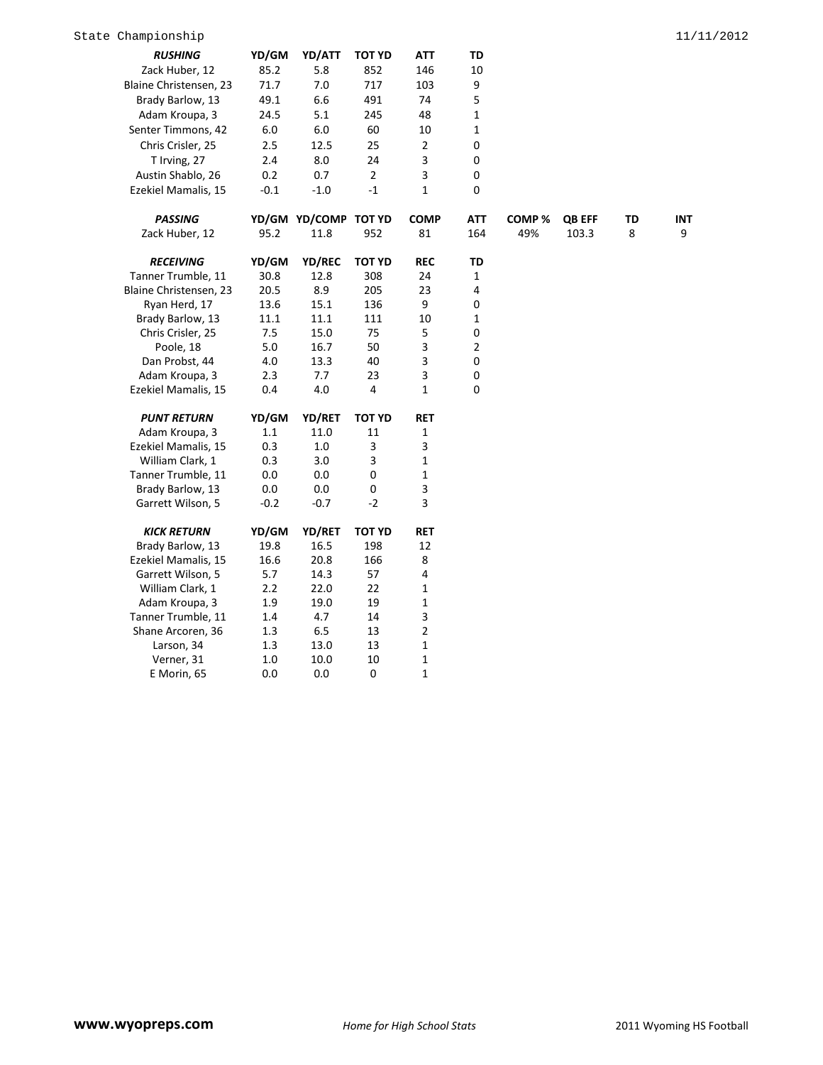State Championship 11/11/2012

| RUSHING | YD/GM | YD/ATT | TOT YD | ATT | TD |
|---|---|---|---|---|---|
| Zack Huber, 12 | 85.2 | 5.8 | 852 | 146 | 10 |
| Blaine Christensen, 23 | 71.7 | 7.0 | 717 | 103 | 9 |
| Brady Barlow, 13 | 49.1 | 6.6 | 491 | 74 | 5 |
| Adam Kroupa, 3 | 24.5 | 5.1 | 245 | 48 | 1 |
| Senter Timmons, 42 | 6.0 | 6.0 | 60 | 10 | 1 |
| Chris Crisler, 25 | 2.5 | 12.5 | 25 | 2 | 0 |
| T Irving, 27 | 2.4 | 8.0 | 24 | 3 | 0 |
| Austin Shablo, 26 | 0.2 | 0.7 | 2 | 3 | 0 |
| Ezekiel Mamalis, 15 | -0.1 | -1.0 | -1 | 1 | 0 |

| PASSING | YD/GM | YD/COMP | TOT YD | COMP | ATT | COMP % | QB EFF | TD | INT |
|---|---|---|---|---|---|---|---|---|---|
| Zack Huber, 12 | 95.2 | 11.8 | 952 | 81 | 164 | 49% | 103.3 | 8 | 9 |

| RECEIVING | YD/GM | YD/REC | TOT YD | REC | TD |
|---|---|---|---|---|---|
| Tanner Trumble, 11 | 30.8 | 12.8 | 308 | 24 | 1 |
| Blaine Christensen, 23 | 20.5 | 8.9 | 205 | 23 | 4 |
| Ryan Herd, 17 | 13.6 | 15.1 | 136 | 9 | 0 |
| Brady Barlow, 13 | 11.1 | 11.1 | 111 | 10 | 1 |
| Chris Crisler, 25 | 7.5 | 15.0 | 75 | 5 | 0 |
| Poole, 18 | 5.0 | 16.7 | 50 | 3 | 2 |
| Dan Probst, 44 | 4.0 | 13.3 | 40 | 3 | 0 |
| Adam Kroupa, 3 | 2.3 | 7.7 | 23 | 3 | 0 |
| Ezekiel Mamalis, 15 | 0.4 | 4.0 | 4 | 1 | 0 |

| PUNT RETURN | YD/GM | YD/RET | TOT YD | RET |
|---|---|---|---|---|
| Adam Kroupa, 3 | 1.1 | 11.0 | 11 | 1 |
| Ezekiel Mamalis, 15 | 0.3 | 1.0 | 3 | 3 |
| William Clark, 1 | 0.3 | 3.0 | 3 | 1 |
| Tanner Trumble, 11 | 0.0 | 0.0 | 0 | 1 |
| Brady Barlow, 13 | 0.0 | 0.0 | 0 | 3 |
| Garrett Wilson, 5 | -0.2 | -0.7 | -2 | 3 |

| KICK RETURN | YD/GM | YD/RET | TOT YD | RET |
|---|---|---|---|---|
| Brady Barlow, 13 | 19.8 | 16.5 | 198 | 12 |
| Ezekiel Mamalis, 15 | 16.6 | 20.8 | 166 | 8 |
| Garrett Wilson, 5 | 5.7 | 14.3 | 57 | 4 |
| William Clark, 1 | 2.2 | 22.0 | 22 | 1 |
| Adam Kroupa, 3 | 1.9 | 19.0 | 19 | 1 |
| Tanner Trumble, 11 | 1.4 | 4.7 | 14 | 3 |
| Shane Arcoren, 36 | 1.3 | 6.5 | 13 | 2 |
| Larson, 34 | 1.3 | 13.0 | 13 | 1 |
| Verner, 31 | 1.0 | 10.0 | 10 | 1 |
| E Morin, 65 | 0.0 | 0.0 | 0 | 1 |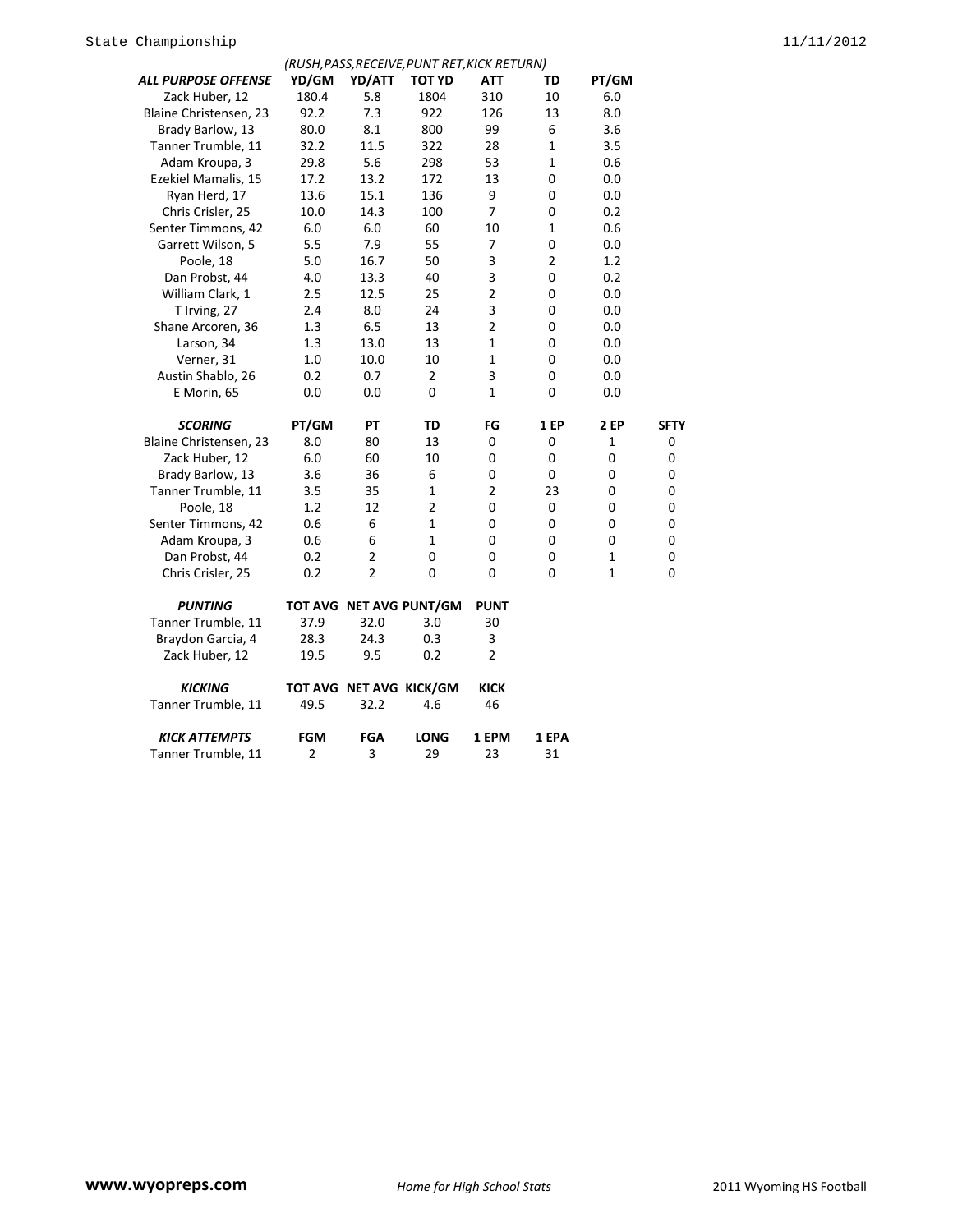(RUSH,PASS,RECEIVE,PUNT RET,KICK RETURN)

| ALL PURPOSE OFFENSE | YD/GM | YD/ATT | TOT YD | ATT | TD | PT/GM |
|---|---|---|---|---|---|---|
| Zack Huber, 12 | 180.4 | 5.8 | 1804 | 310 | 10 | 6.0 |
| Blaine Christensen, 23 | 92.2 | 7.3 | 922 | 126 | 13 | 8.0 |
| Brady Barlow, 13 | 80.0 | 8.1 | 800 | 99 | 6 | 3.6 |
| Tanner Trumble, 11 | 32.2 | 11.5 | 322 | 28 | 1 | 3.5 |
| Adam Kroupa, 3 | 29.8 | 5.6 | 298 | 53 | 1 | 0.6 |
| Ezekiel Mamalis, 15 | 17.2 | 13.2 | 172 | 13 | 0 | 0.0 |
| Ryan Herd, 17 | 13.6 | 15.1 | 136 | 9 | 0 | 0.0 |
| Chris Crisler, 25 | 10.0 | 14.3 | 100 | 7 | 0 | 0.2 |
| Senter Timmons, 42 | 6.0 | 6.0 | 60 | 10 | 1 | 0.6 |
| Garrett Wilson, 5 | 5.5 | 7.9 | 55 | 7 | 0 | 0.0 |
| Poole, 18 | 5.0 | 16.7 | 50 | 3 | 2 | 1.2 |
| Dan Probst, 44 | 4.0 | 13.3 | 40 | 3 | 0 | 0.2 |
| William Clark, 1 | 2.5 | 12.5 | 25 | 2 | 0 | 0.0 |
| T Irving, 27 | 2.4 | 8.0 | 24 | 3 | 0 | 0.0 |
| Shane Arcoren, 36 | 1.3 | 6.5 | 13 | 2 | 0 | 0.0 |
| Larson, 34 | 1.3 | 13.0 | 13 | 1 | 0 | 0.0 |
| Verner, 31 | 1.0 | 10.0 | 10 | 1 | 0 | 0.0 |
| Austin Shablo, 26 | 0.2 | 0.7 | 2 | 3 | 0 | 0.0 |
| E Morin, 65 | 0.0 | 0.0 | 0 | 1 | 0 | 0.0 |

| SCORING | PT/GM | PT | TD | FG | 1 EP | 2 EP | SFTY |
|---|---|---|---|---|---|---|---|
| Blaine Christensen, 23 | 8.0 | 80 | 13 | 0 | 0 | 1 | 0 |
| Zack Huber, 12 | 6.0 | 60 | 10 | 0 | 0 | 0 | 0 |
| Brady Barlow, 13 | 3.6 | 36 | 6 | 0 | 0 | 0 | 0 |
| Tanner Trumble, 11 | 3.5 | 35 | 1 | 2 | 23 | 0 | 0 |
| Poole, 18 | 1.2 | 12 | 2 | 0 | 0 | 0 | 0 |
| Senter Timmons, 42 | 0.6 | 6 | 1 | 0 | 0 | 0 | 0 |
| Adam Kroupa, 3 | 0.6 | 6 | 1 | 0 | 0 | 0 | 0 |
| Dan Probst, 44 | 0.2 | 2 | 0 | 0 | 0 | 1 | 0 |
| Chris Crisler, 25 | 0.2 | 2 | 0 | 0 | 0 | 1 | 0 |

| PUNTING | TOT AVG | NET AVG | PUNT/GM | PUNT |
|---|---|---|---|---|
| Tanner Trumble, 11 | 37.9 | 32.0 | 3.0 | 30 |
| Braydon Garcia, 4 | 28.3 | 24.3 | 0.3 | 3 |
| Zack Huber, 12 | 19.5 | 9.5 | 0.2 | 2 |

| KICKING | TOT AVG | NET AVG | KICK/GM | KICK |
|---|---|---|---|---|
| Tanner Trumble, 11 | 49.5 | 32.2 | 4.6 | 46 |

| KICK ATTEMPTS | FGM | FGA | LONG | 1 EPM | 1 EPA |
|---|---|---|---|---|---|
| Tanner Trumble, 11 | 2 | 3 | 29 | 23 | 31 |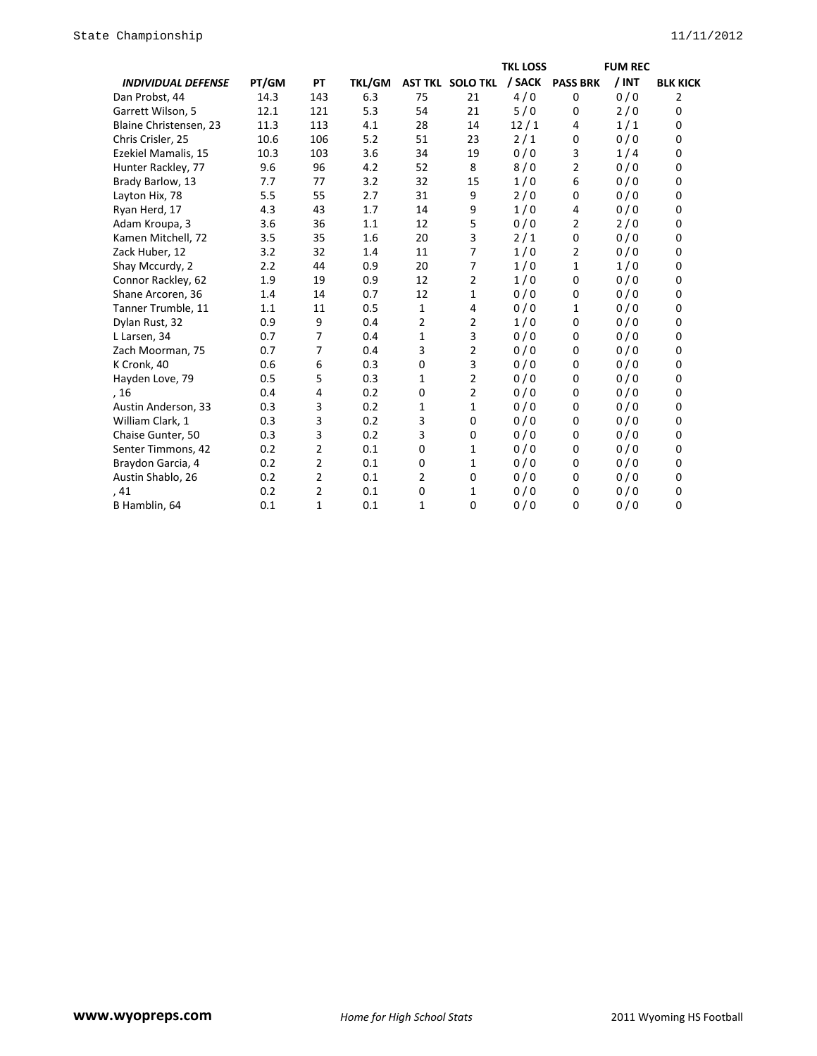| *INDIVIDUAL DEFENSE* | PT/GM | PT | TKL/GM | AST TKL | SOLO TKL | TKL LOSS / SACK | PASS BRK | FUM REC / INT | BLK KICK |
|---|---|---|---|---|---|---|---|---|---|
| Dan Probst, 44 | 14.3 | 143 | 6.3 | 75 | 21 | 4 / 0 | 0 | 0 / 0 | 2 |
| Garrett Wilson, 5 | 12.1 | 121 | 5.3 | 54 | 21 | 5 / 0 | 0 | 2 / 0 | 0 |
| Blaine Christensen, 23 | 11.3 | 113 | 4.1 | 28 | 14 | 12 / 1 | 4 | 1 / 1 | 0 |
| Chris Crisler, 25 | 10.6 | 106 | 5.2 | 51 | 23 | 2 / 1 | 0 | 0 / 0 | 0 |
| Ezekiel Mamalis, 15 | 10.3 | 103 | 3.6 | 34 | 19 | 0 / 0 | 3 | 1 / 4 | 0 |
| Hunter Rackley, 77 | 9.6 | 96 | 4.2 | 52 | 8 | 8 / 0 | 2 | 0 / 0 | 0 |
| Brady Barlow, 13 | 7.7 | 77 | 3.2 | 32 | 15 | 1 / 0 | 6 | 0 / 0 | 0 |
| Layton Hix, 78 | 5.5 | 55 | 2.7 | 31 | 9 | 2 / 0 | 0 | 0 / 0 | 0 |
| Ryan Herd, 17 | 4.3 | 43 | 1.7 | 14 | 9 | 1 / 0 | 4 | 0 / 0 | 0 |
| Adam Kroupa, 3 | 3.6 | 36 | 1.1 | 12 | 5 | 0 / 0 | 2 | 2 / 0 | 0 |
| Kamen Mitchell, 72 | 3.5 | 35 | 1.6 | 20 | 3 | 2 / 1 | 0 | 0 / 0 | 0 |
| Zack Huber, 12 | 3.2 | 32 | 1.4 | 11 | 7 | 1 / 0 | 2 | 0 / 0 | 0 |
| Shay Mccurdy, 2 | 2.2 | 44 | 0.9 | 20 | 7 | 1 / 0 | 1 | 1 / 0 | 0 |
| Connor Rackley, 62 | 1.9 | 19 | 0.9 | 12 | 2 | 1 / 0 | 0 | 0 / 0 | 0 |
| Shane Arcoren, 36 | 1.4 | 14 | 0.7 | 12 | 1 | 0 / 0 | 0 | 0 / 0 | 0 |
| Tanner Trumble, 11 | 1.1 | 11 | 0.5 | 1 | 4 | 0 / 0 | 1 | 0 / 0 | 0 |
| Dylan Rust, 32 | 0.9 | 9 | 0.4 | 2 | 2 | 1 / 0 | 0 | 0 / 0 | 0 |
| L Larsen, 34 | 0.7 | 7 | 0.4 | 1 | 3 | 0 / 0 | 0 | 0 / 0 | 0 |
| Zach Moorman, 75 | 0.7 | 7 | 0.4 | 3 | 2 | 0 / 0 | 0 | 0 / 0 | 0 |
| K Cronk, 40 | 0.6 | 6 | 0.3 | 0 | 3 | 0 / 0 | 0 | 0 / 0 | 0 |
| Hayden Love, 79 | 0.5 | 5 | 0.3 | 1 | 2 | 0 / 0 | 0 | 0 / 0 | 0 |
| , 16 | 0.4 | 4 | 0.2 | 0 | 2 | 0 / 0 | 0 | 0 / 0 | 0 |
| Austin Anderson, 33 | 0.3 | 3 | 0.2 | 1 | 1 | 0 / 0 | 0 | 0 / 0 | 0 |
| William Clark, 1 | 0.3 | 3 | 0.2 | 3 | 0 | 0 / 0 | 0 | 0 / 0 | 0 |
| Chaise Gunter, 50 | 0.3 | 3 | 0.2 | 3 | 0 | 0 / 0 | 0 | 0 / 0 | 0 |
| Senter Timmons, 42 | 0.2 | 2 | 0.1 | 0 | 1 | 0 / 0 | 0 | 0 / 0 | 0 |
| Braydon Garcia, 4 | 0.2 | 2 | 0.1 | 0 | 1 | 0 / 0 | 0 | 0 / 0 | 0 |
| Austin Shablo, 26 | 0.2 | 2 | 0.1 | 2 | 0 | 0 / 0 | 0 | 0 / 0 | 0 |
| , 41 | 0.2 | 2 | 0.1 | 0 | 1 | 0 / 0 | 0 | 0 / 0 | 0 |
| B Hamblin, 64 | 0.1 | 1 | 0.1 | 1 | 0 | 0 / 0 | 0 | 0 / 0 | 0 |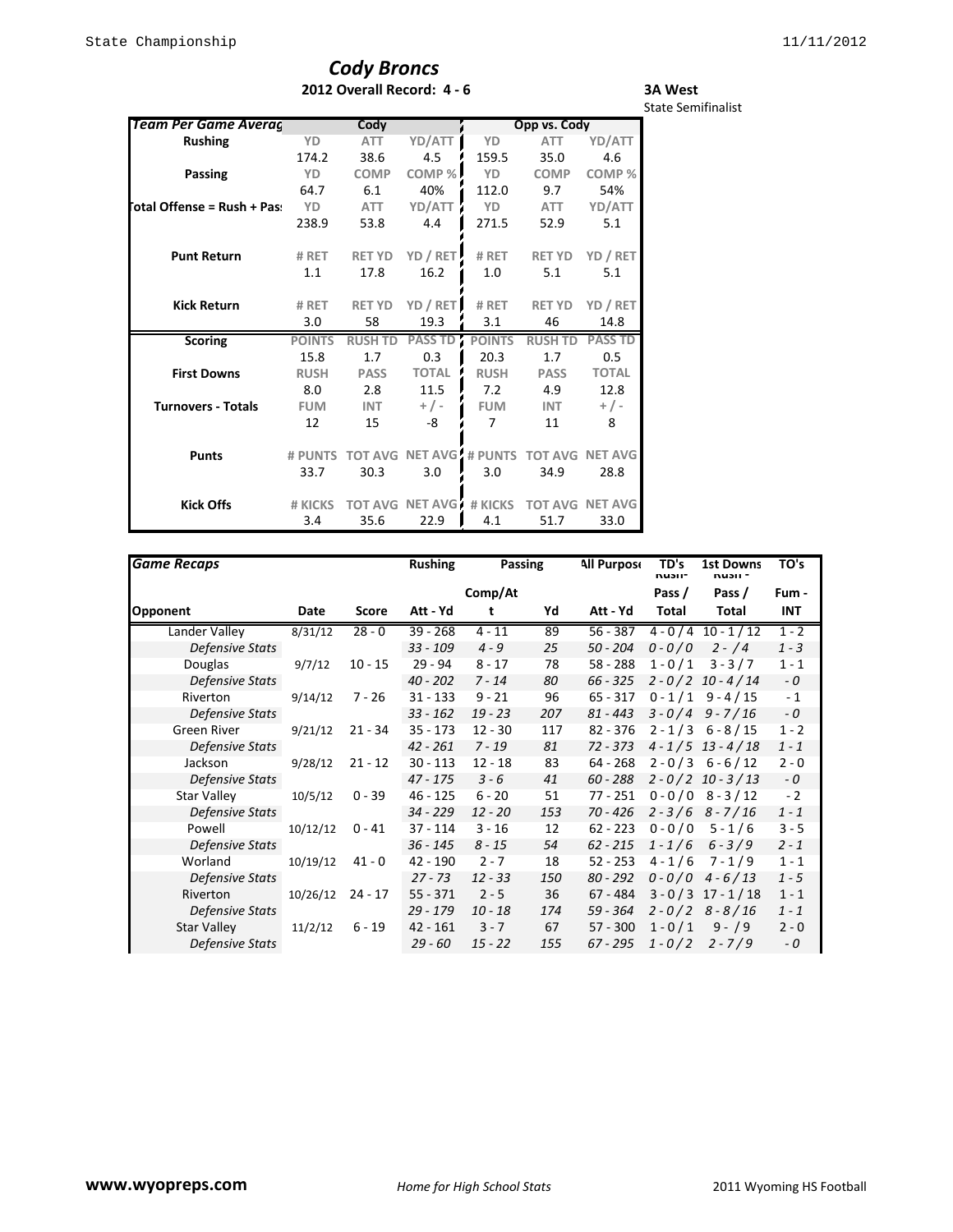# Cody Broncs

**2012 Overall Record: 4 - 6**

**3A West**
State Semifinalist

| Team Per Game Averages | Cody | | | Opp vs. Cody | | |
|---|---|---|---|---|---|---|
| **Rushing** | YD | ATT | YD/ATT | YD | ATT | YD/ATT |
| | 174.2 | 38.6 | 4.5 | 159.5 | 35.0 | 4.6 |
| **Passing** | YD | COMP | COMP % | YD | COMP | COMP % |
| | 64.7 | 6.1 | 40% | 112.0 | 9.7 | 54% |
| **Total Offense = Rush + Pass** | YD | ATT | YD/ATT | YD | ATT | YD/ATT |
| | 238.9 | 53.8 | 4.4 | 271.5 | 52.9 | 5.1 |
| **Punt Return** | # RET | RET YD | YD / RET | # RET | RET YD | YD / RET |
| | 1.1 | 17.8 | 16.2 | 1.0 | 5.1 | 5.1 |
| **Kick Return** | # RET | RET YD | YD / RET | # RET | RET YD | YD / RET |
| | 3.0 | 58 | 19.3 | 3.1 | 46 | 14.8 |
| **Scoring** | POINTS | RUSH TD | PASS TD | POINTS | RUSH TD | PASS TD |
| | 15.8 | 1.7 | 0.3 | 20.3 | 1.7 | 0.5 |
| **First Downs** | RUSH | PASS | TOTAL | RUSH | PASS | TOTAL |
| | 8.0 | 2.8 | 11.5 | 7.2 | 4.9 | 12.8 |
| **Turnovers - Totals** | FUM | INT | + / - | FUM | INT | + / - |
| | 12 | 15 | -8 | 7 | 11 | 8 |
| **Punts** | # PUNTS | TOT AVG | NET AVG | # PUNTS | TOT AVG | NET AVG |
| | 33.7 | 30.3 | 3.0 | 3.0 | 34.9 | 28.8 |
| **Kick Offs** | # KICKS | TOT AVG | NET AVG | # KICKS | TOT AVG | NET AVG |
| | 3.4 | 35.6 | 22.9 | 4.1 | 51.7 | 33.0 |

| Game Recaps | | | Rushing | Passing | | All Purpose | TD's Rush - Pass / Total | 1st Downs Rush - Pass / Total | TO's Fum - INT |
|---|---|---|---|---|---|---|---|---|---|
| **Opponent** | **Date** | **Score** | **Att - Yd** | **Comp/Att** | **Yd** | **Att - Yd** | | | |
| Lander Valley | 8/31/12 | 28 - 0 | 39 - 268 | 4 - 11 | 89 | 56 - 387 | 4 - 0 / 4 | 10 - 1 / 12 | 1 - 2 |
| *Defensive Stats* | | | *33 - 109* | *4 - 9* | *25* | *50 - 204* | *0 - 0 / 0* | *2 - / 4* | *1 - 3* |
| Douglas | 9/7/12 | 10 - 15 | 29 - 94 | 8 - 17 | 78 | 58 - 288 | 1 - 0 / 1 | 3 - 3 / 7 | 1 - 1 |
| *Defensive Stats* | | | *40 - 202* | *7 - 14* | *80* | *66 - 325* | *2 - 0 / 2* | *10 - 4 / 14* | *- 0* |
| Riverton | 9/14/12 | 7 - 26 | 31 - 133 | 9 - 21 | 96 | 65 - 317 | 0 - 1 / 1 | 9 - 4 / 15 | - 1 |
| *Defensive Stats* | | | *33 - 162* | *19 - 23* | *207* | *81 - 443* | *3 - 0 / 4* | *9 - 7 / 16* | *- 0* |
| Green River | 9/21/12 | 21 - 34 | 35 - 173 | 12 - 30 | 117 | 82 - 376 | 2 - 1 / 3 | 6 - 8 / 15 | 1 - 2 |
| *Defensive Stats* | | | *42 - 261* | *7 - 19* | *81* | *72 - 373* | *4 - 1 / 5* | *13 - 4 / 18* | *1 - 1* |
| Jackson | 9/28/12 | 21 - 12 | 30 - 113 | 12 - 18 | 83 | 64 - 268 | 2 - 0 / 3 | 6 - 6 / 12 | 2 - 0 |
| *Defensive Stats* | | | *47 - 175* | *3 - 6* | *41* | *60 - 288* | *2 - 0 / 2* | *10 - 3 / 13* | *- 0* |
| Star Valley | 10/5/12 | 0 - 39 | 46 - 125 | 6 - 20 | 51 | 77 - 251 | 0 - 0 / 0 | 8 - 3 / 12 | - 2 |
| *Defensive Stats* | | | *34 - 229* | *12 - 20* | *153* | *70 - 426* | *2 - 3 / 6* | *8 - 7 / 16* | *1 - 1* |
| Powell | 10/12/12 | 0 - 41 | 37 - 114 | 3 - 16 | 12 | 62 - 223 | 0 - 0 / 0 | 5 - 1 / 6 | 3 - 5 |
| *Defensive Stats* | | | *36 - 145* | *8 - 15* | *54* | *62 - 215* | *1 - 1 / 6* | *6 - 3 / 9* | *2 - 1* |
| Worland | 10/19/12 | 41 - 0 | 42 - 190 | 2 - 7 | 18 | 52 - 253 | 4 - 1 / 6 | 7 - 1 / 9 | 1 - 1 |
| *Defensive Stats* | | | *27 - 73* | *12 - 33* | *150* | *80 - 292* | *0 - 0 / 0* | *4 - 6 / 13* | *1 - 5* |
| Riverton | 10/26/12 | 24 - 17 | 55 - 371 | 2 - 5 | 36 | 67 - 484 | 3 - 0 / 3 | 17 - 1 / 18 | 1 - 1 |
| *Defensive Stats* | | | *29 - 179* | *10 - 18* | *174* | *59 - 364* | *2 - 0 / 2* | *8 - 8 / 16* | *1 - 1* |
| Star Valley | 11/2/12 | 6 - 19 | 42 - 161 | 3 - 7 | 67 | 57 - 300 | 1 - 0 / 1 | 9 - / 9 | 2 - 0 |
| *Defensive Stats* | | | *29 - 60* | *15 - 22* | *155* | *67 - 295* | *1 - 0 / 2* | *2 - 7 / 9* | *- 0* |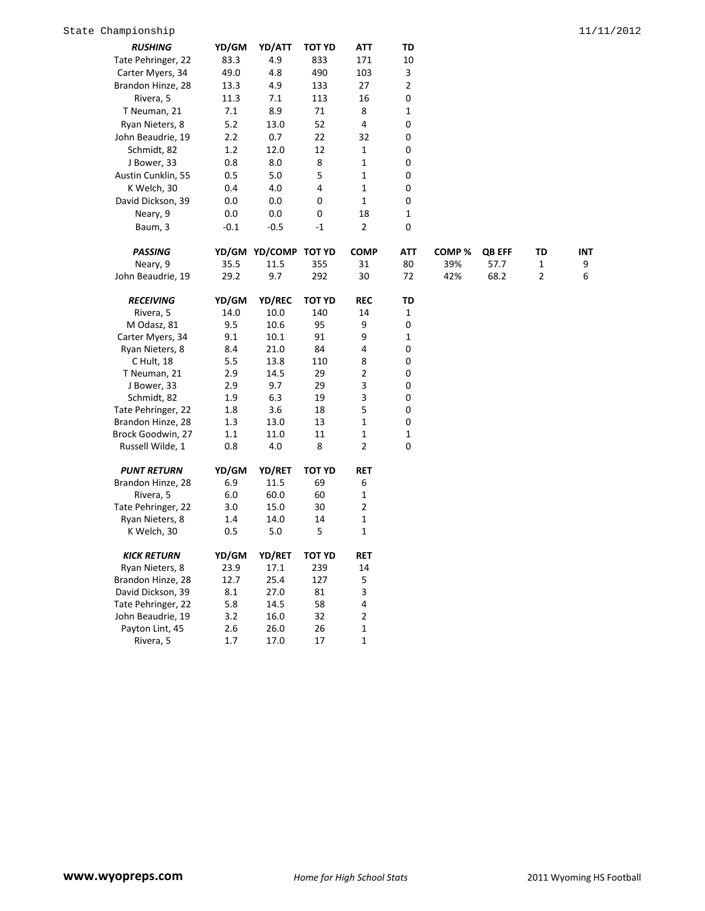State Championship 11/11/2012

| *RUSHING* | YD/GM | YD/ATT | TOT YD | ATT | TD |
|---|---|---|---|---|---|
| Tate Pehringer, 22 | 83.3 | 4.9 | 833 | 171 | 10 |
| Carter Myers, 34 | 49.0 | 4.8 | 490 | 103 | 3 |
| Brandon Hinze, 28 | 13.3 | 4.9 | 133 | 27 | 2 |
| Rivera, 5 | 11.3 | 7.1 | 113 | 16 | 0 |
| T Neuman, 21 | 7.1 | 8.9 | 71 | 8 | 1 |
| Ryan Nieters, 8 | 5.2 | 13.0 | 52 | 4 | 0 |
| John Beaudrie, 19 | 2.2 | 0.7 | 22 | 32 | 0 |
| Schmidt, 82 | 1.2 | 12.0 | 12 | 1 | 0 |
| J Bower, 33 | 0.8 | 8.0 | 8 | 1 | 0 |
| Austin Cunklin, 55 | 0.5 | 5.0 | 5 | 1 | 0 |
| K Welch, 30 | 0.4 | 4.0 | 4 | 1 | 0 |
| David Dickson, 39 | 0.0 | 0.0 | 0 | 1 | 0 |
| Neary, 9 | 0.0 | 0.0 | 0 | 18 | 1 |
| Baum, 3 | -0.1 | -0.5 | -1 | 2 | 0 |

| *PASSING* | YD/GM | YD/COMP | TOT YD | COMP | ATT | COMP % | QB EFF | TD | INT |
|---|---|---|---|---|---|---|---|---|---|
| Neary, 9 | 35.5 | 11.5 | 355 | 31 | 80 | 39% | 57.7 | 1 | 9 |
| John Beaudrie, 19 | 29.2 | 9.7 | 292 | 30 | 72 | 42% | 68.2 | 2 | 6 |

| *RECEIVING* | YD/GM | YD/REC | TOT YD | REC | TD |
|---|---|---|---|---|---|
| Rivera, 5 | 14.0 | 10.0 | 140 | 14 | 1 |
| M Odasz, 81 | 9.5 | 10.6 | 95 | 9 | 0 |
| Carter Myers, 34 | 9.1 | 10.1 | 91 | 9 | 1 |
| Ryan Nieters, 8 | 8.4 | 21.0 | 84 | 4 | 0 |
| C Hult, 18 | 5.5 | 13.8 | 110 | 8 | 0 |
| T Neuman, 21 | 2.9 | 14.5 | 29 | 2 | 0 |
| J Bower, 33 | 2.9 | 9.7 | 29 | 3 | 0 |
| Schmidt, 82 | 1.9 | 6.3 | 19 | 3 | 0 |
| Tate Pehringer, 22 | 1.8 | 3.6 | 18 | 5 | 0 |
| Brandon Hinze, 28 | 1.3 | 13.0 | 13 | 1 | 0 |
| Brock Goodwin, 27 | 1.1 | 11.0 | 11 | 1 | 1 |
| Russell Wilde, 1 | 0.8 | 4.0 | 8 | 2 | 0 |

| *PUNT RETURN* | YD/GM | YD/RET | TOT YD | RET |
|---|---|---|---|---|
| Brandon Hinze, 28 | 6.9 | 11.5 | 69 | 6 |
| Rivera, 5 | 6.0 | 60.0 | 60 | 1 |
| Tate Pehringer, 22 | 3.0 | 15.0 | 30 | 2 |
| Ryan Nieters, 8 | 1.4 | 14.0 | 14 | 1 |
| K Welch, 30 | 0.5 | 5.0 | 5 | 1 |

| *KICK RETURN* | YD/GM | YD/RET | TOT YD | RET |
|---|---|---|---|---|
| Ryan Nieters, 8 | 23.9 | 17.1 | 239 | 14 |
| Brandon Hinze, 28 | 12.7 | 25.4 | 127 | 5 |
| David Dickson, 39 | 8.1 | 27.0 | 81 | 3 |
| Tate Pehringer, 22 | 5.8 | 14.5 | 58 | 4 |
| John Beaudrie, 19 | 3.2 | 16.0 | 32 | 2 |
| Payton Lint, 45 | 2.6 | 26.0 | 26 | 1 |
| Rivera, 5 | 1.7 | 17.0 | 17 | 1 |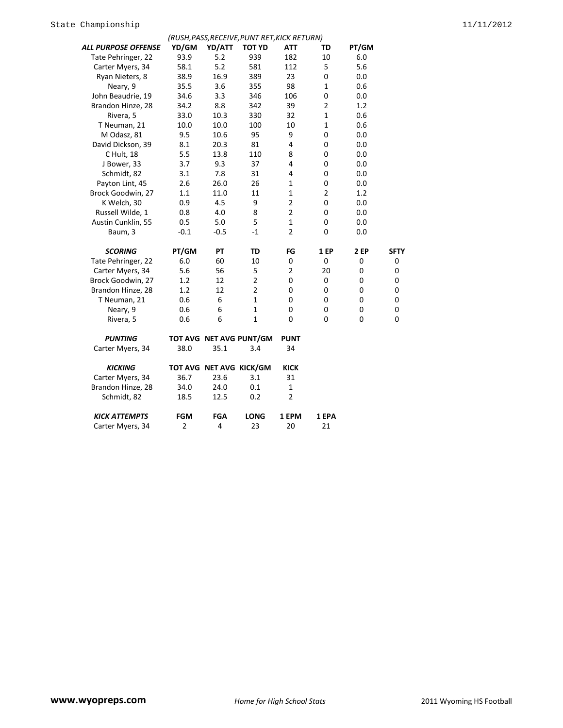(RUSH,PASS,RECEIVE,PUNT RET,KICK RETURN)

| ***ALL PURPOSE OFFENSE*** | **YD/GM** | **YD/ATT** | **TOT YD** | **ATT** | **TD** | **PT/GM** |
|---|---|---|---|---|---|---|
| Tate Pehringer, 22 | 93.9 | 5.2 | 939 | 182 | 10 | 6.0 |
| Carter Myers, 34 | 58.1 | 5.2 | 581 | 112 | 5 | 5.6 |
| Ryan Nieters, 8 | 38.9 | 16.9 | 389 | 23 | 0 | 0.0 |
| Neary, 9 | 35.5 | 3.6 | 355 | 98 | 1 | 0.6 |
| John Beaudrie, 19 | 34.6 | 3.3 | 346 | 106 | 0 | 0.0 |
| Brandon Hinze, 28 | 34.2 | 8.8 | 342 | 39 | 2 | 1.2 |
| Rivera, 5 | 33.0 | 10.3 | 330 | 32 | 1 | 0.6 |
| T Neuman, 21 | 10.0 | 10.0 | 100 | 10 | 1 | 0.6 |
| M Odasz, 81 | 9.5 | 10.6 | 95 | 9 | 0 | 0.0 |
| David Dickson, 39 | 8.1 | 20.3 | 81 | 4 | 0 | 0.0 |
| C Hult, 18 | 5.5 | 13.8 | 110 | 8 | 0 | 0.0 |
| J Bower, 33 | 3.7 | 9.3 | 37 | 4 | 0 | 0.0 |
| Schmidt, 82 | 3.1 | 7.8 | 31 | 4 | 0 | 0.0 |
| Payton Lint, 45 | 2.6 | 26.0 | 26 | 1 | 0 | 0.0 |
| Brock Goodwin, 27 | 1.1 | 11.0 | 11 | 1 | 2 | 1.2 |
| K Welch, 30 | 0.9 | 4.5 | 9 | 2 | 0 | 0.0 |
| Russell Wilde, 1 | 0.8 | 4.0 | 8 | 2 | 0 | 0.0 |
| Austin Cunklin, 55 | 0.5 | 5.0 | 5 | 1 | 0 | 0.0 |
| Baum, 3 | -0.1 | -0.5 | -1 | 2 | 0 | 0.0 |

| ***SCORING*** | **PT/GM** | **PT** | **TD** | **FG** | **1 EP** | **2 EP** | **SFTY** |
|---|---|---|---|---|---|---|---|
| Tate Pehringer, 22 | 6.0 | 60 | 10 | 0 | 0 | 0 | 0 |
| Carter Myers, 34 | 5.6 | 56 | 5 | 2 | 20 | 0 | 0 |
| Brock Goodwin, 27 | 1.2 | 12 | 2 | 0 | 0 | 0 | 0 |
| Brandon Hinze, 28 | 1.2 | 12 | 2 | 0 | 0 | 0 | 0 |
| T Neuman, 21 | 0.6 | 6 | 1 | 0 | 0 | 0 | 0 |
| Neary, 9 | 0.6 | 6 | 1 | 0 | 0 | 0 | 0 |
| Rivera, 5 | 0.6 | 6 | 1 | 0 | 0 | 0 | 0 |

| ***PUNTING*** | **TOT AVG** | **NET AVG** | **PUNT/GM** | **PUNT** |
|---|---|---|---|---|
| Carter Myers, 34 | 38.0 | 35.1 | 3.4 | 34 |

| ***KICKING*** | **TOT AVG** | **NET AVG** | **KICK/GM** | **KICK** |
|---|---|---|---|---|
| Carter Myers, 34 | 36.7 | 23.6 | 3.1 | 31 |
| Brandon Hinze, 28 | 34.0 | 24.0 | 0.1 | 1 |
| Schmidt, 82 | 18.5 | 12.5 | 0.2 | 2 |

| ***KICK ATTEMPTS*** | **FGM** | **FGA** | **LONG** | **1 EPM** | **1 EPA** |
|---|---|---|---|---|---|
| Carter Myers, 34 | 2 | 4 | 23 | 20 | 21 |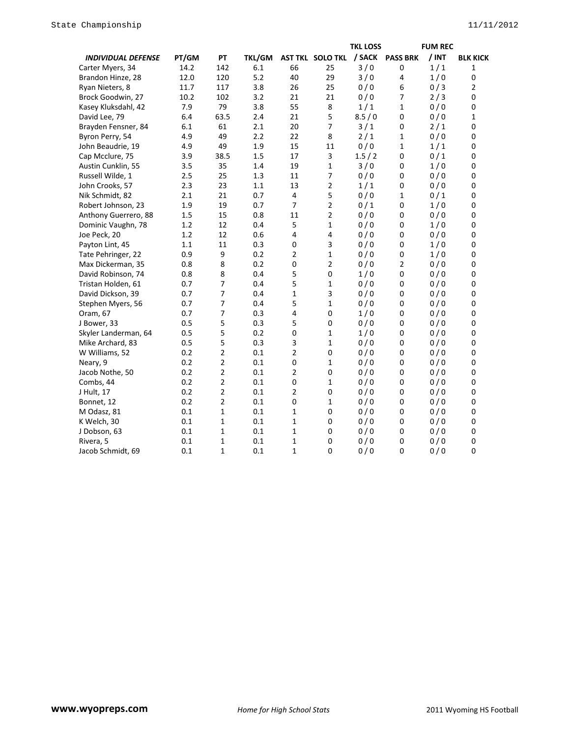| *INDIVIDUAL DEFENSE* | PT/GM | PT | TKL/GM | AST TKL | SOLO TKL | TKL LOSS / SACK | PASS BRK | FUM REC / INT | BLK KICK |
|---|---|---|---|---|---|---|---|---|---|
| Carter Myers, 34 | 14.2 | 142 | 6.1 | 66 | 25 | 3 / 0 | 0 | 1 / 1 | 1 |
| Brandon Hinze, 28 | 12.0 | 120 | 5.2 | 40 | 29 | 3 / 0 | 4 | 1 / 0 | 0 |
| Ryan Nieters, 8 | 11.7 | 117 | 3.8 | 26 | 25 | 0 / 0 | 6 | 0 / 3 | 2 |
| Brock Goodwin, 27 | 10.2 | 102 | 3.2 | 21 | 21 | 0 / 0 | 7 | 2 / 3 | 0 |
| Kasey Kluksdahl, 42 | 7.9 | 79 | 3.8 | 55 | 8 | 1 / 1 | 1 | 0 / 0 | 0 |
| David Lee, 79 | 6.4 | 63.5 | 2.4 | 21 | 5 | 8.5 / 0 | 0 | 0 / 0 | 1 |
| Brayden Fensner, 84 | 6.1 | 61 | 2.1 | 20 | 7 | 3 / 1 | 0 | 2 / 1 | 0 |
| Byron Perry, 54 | 4.9 | 49 | 2.2 | 22 | 8 | 2 / 1 | 1 | 0 / 0 | 0 |
| John Beaudrie, 19 | 4.9 | 49 | 1.9 | 15 | 11 | 0 / 0 | 1 | 1 / 1 | 0 |
| Cap Mcclure, 75 | 3.9 | 38.5 | 1.5 | 17 | 3 | 1.5 / 2 | 0 | 0 / 1 | 0 |
| Austin Cunklin, 55 | 3.5 | 35 | 1.4 | 19 | 1 | 3 / 0 | 0 | 1 / 0 | 0 |
| Russell Wilde, 1 | 2.5 | 25 | 1.3 | 11 | 7 | 0 / 0 | 0 | 0 / 0 | 0 |
| John Crooks, 57 | 2.3 | 23 | 1.1 | 13 | 2 | 1 / 1 | 0 | 0 / 0 | 0 |
| Nik Schmidt, 82 | 2.1 | 21 | 0.7 | 4 | 5 | 0 / 0 | 1 | 0 / 1 | 0 |
| Robert Johnson, 23 | 1.9 | 19 | 0.7 | 7 | 2 | 0 / 1 | 0 | 1 / 0 | 0 |
| Anthony Guerrero, 88 | 1.5 | 15 | 0.8 | 11 | 2 | 0 / 0 | 0 | 0 / 0 | 0 |
| Dominic Vaughn, 78 | 1.2 | 12 | 0.4 | 5 | 1 | 0 / 0 | 0 | 1 / 0 | 0 |
| Joe Peck, 20 | 1.2 | 12 | 0.6 | 4 | 4 | 0 / 0 | 0 | 0 / 0 | 0 |
| Payton Lint, 45 | 1.1 | 11 | 0.3 | 0 | 3 | 0 / 0 | 0 | 1 / 0 | 0 |
| Tate Pehringer, 22 | 0.9 | 9 | 0.2 | 2 | 1 | 0 / 0 | 0 | 1 / 0 | 0 |
| Max Dickerman, 35 | 0.8 | 8 | 0.2 | 0 | 2 | 0 / 0 | 2 | 0 / 0 | 0 |
| David Robinson, 74 | 0.8 | 8 | 0.4 | 5 | 0 | 1 / 0 | 0 | 0 / 0 | 0 |
| Tristan Holden, 61 | 0.7 | 7 | 0.4 | 5 | 1 | 0 / 0 | 0 | 0 / 0 | 0 |
| David Dickson, 39 | 0.7 | 7 | 0.4 | 1 | 3 | 0 / 0 | 0 | 0 / 0 | 0 |
| Stephen Myers, 56 | 0.7 | 7 | 0.4 | 5 | 1 | 0 / 0 | 0 | 0 / 0 | 0 |
| Oram, 67 | 0.7 | 7 | 0.3 | 4 | 0 | 1 / 0 | 0 | 0 / 0 | 0 |
| J Bower, 33 | 0.5 | 5 | 0.3 | 5 | 0 | 0 / 0 | 0 | 0 / 0 | 0 |
| Skyler Landerman, 64 | 0.5 | 5 | 0.2 | 0 | 1 | 1 / 0 | 0 | 0 / 0 | 0 |
| Mike Archard, 83 | 0.5 | 5 | 0.3 | 3 | 1 | 0 / 0 | 0 | 0 / 0 | 0 |
| W Williams, 52 | 0.2 | 2 | 0.1 | 2 | 0 | 0 / 0 | 0 | 0 / 0 | 0 |
| Neary, 9 | 0.2 | 2 | 0.1 | 0 | 1 | 0 / 0 | 0 | 0 / 0 | 0 |
| Jacob Nothe, 50 | 0.2 | 2 | 0.1 | 2 | 0 | 0 / 0 | 0 | 0 / 0 | 0 |
| Combs, 44 | 0.2 | 2 | 0.1 | 0 | 1 | 0 / 0 | 0 | 0 / 0 | 0 |
| J Hult, 17 | 0.2 | 2 | 0.1 | 2 | 0 | 0 / 0 | 0 | 0 / 0 | 0 |
| Bonnet, 12 | 0.2 | 2 | 0.1 | 0 | 1 | 0 / 0 | 0 | 0 / 0 | 0 |
| M Odasz, 81 | 0.1 | 1 | 0.1 | 1 | 0 | 0 / 0 | 0 | 0 / 0 | 0 |
| K Welch, 30 | 0.1 | 1 | 0.1 | 1 | 0 | 0 / 0 | 0 | 0 / 0 | 0 |
| J Dobson, 63 | 0.1 | 1 | 0.1 | 1 | 0 | 0 / 0 | 0 | 0 / 0 | 0 |
| Rivera, 5 | 0.1 | 1 | 0.1 | 1 | 0 | 0 / 0 | 0 | 0 / 0 | 0 |
| Jacob Schmidt, 69 | 0.1 | 1 | 0.1 | 1 | 0 | 0 / 0 | 0 | 0 / 0 | 0 |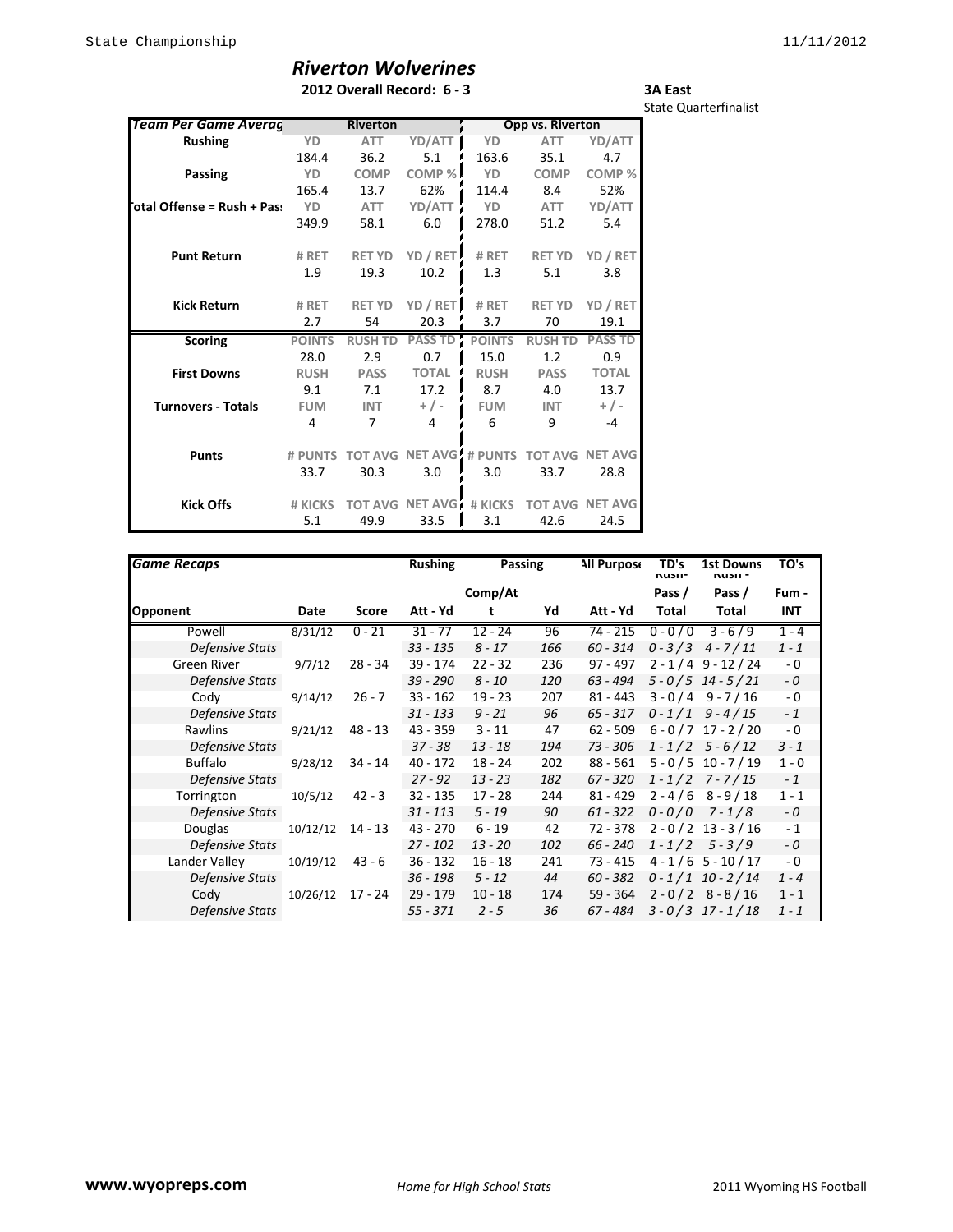# Riverton Wolverines

**2012 Overall Record: 6 - 3**

**3A East**
State Quarterfinalist

| Team Per Game Averag | Riverton | | | Opp vs. Riverton | | |
|---|---|---|---|---|---|---|
| **Rushing** | YD | ATT | YD/ATT | YD | ATT | YD/ATT |
| | 184.4 | 36.2 | 5.1 | 163.6 | 35.1 | 4.7 |
| **Passing** | YD | COMP | COMP % | YD | COMP | COMP % |
| | 165.4 | 13.7 | 62% | 114.4 | 8.4 | 52% |
| **Total Offense = Rush + Pass** | YD | ATT | YD/ATT | YD | ATT | YD/ATT |
| | 349.9 | 58.1 | 6.0 | 278.0 | 51.2 | 5.4 |
| **Punt Return** | # RET | RET YD | YD / RET | # RET | RET YD | YD / RET |
| | 1.9 | 19.3 | 10.2 | 1.3 | 5.1 | 3.8 |
| **Kick Return** | # RET | RET YD | YD / RET | # RET | RET YD | YD / RET |
| | 2.7 | 54 | 20.3 | 3.7 | 70 | 19.1 |
| **Scoring** | POINTS | RUSH TD | PASS TD | POINTS | RUSH TD | PASS TD |
| | 28.0 | 2.9 | 0.7 | 15.0 | 1.2 | 0.9 |
| **First Downs** | RUSH | PASS | TOTAL | RUSH | PASS | TOTAL |
| | 9.1 | 7.1 | 17.2 | 8.7 | 4.0 | 13.7 |
| **Turnovers - Totals** | FUM | INT | + / - | FUM | INT | + / - |
| | 4 | 7 | 4 | 6 | 9 | -4 |
| **Punts** | # PUNTS | TOT AVG | NET AVG | # PUNTS | TOT AVG | NET AVG |
| | 33.7 | 30.3 | 3.0 | 3.0 | 33.7 | 28.8 |
| **Kick Offs** | # KICKS | TOT AVG | NET AVG | # KICKS | TOT AVG | NET AVG |
| | 5.1 | 49.9 | 33.5 | 3.1 | 42.6 | 24.5 |

| Game Recaps | | | Rushing | Passing | | All Purpose | TD's Rush - Pass / Total | 1st Downs Rush - Pass / Total | TO's Fum - INT |
|---|---|---|---|---|---|---|---|---|---|
| Opponent | Date | Score | Att - Yd | Comp/Att | Yd | Att - Yd | | | |
| Powell | 8/31/12 | 0 - 21 | 31 - 77 | 12 - 24 | 96 | 74 - 215 | 0 - 0 / 0 | 3 - 6 / 9 | 1 - 4 |
| *Defensive Stats* | | | *33 - 135* | *8 - 17* | *166* | *60 - 314* | *0 - 3 / 3* | *4 - 7 / 11* | *1 - 1* |
| Green River | 9/7/12 | 28 - 34 | 39 - 174 | 22 - 32 | 236 | 97 - 497 | 2 - 1 / 4 | 9 - 12 / 24 | - 0 |
| *Defensive Stats* | | | *39 - 290* | *8 - 10* | *120* | *63 - 494* | *5 - 0 / 5* | *14 - 5 / 21* | *- 0* |
| Cody | 9/14/12 | 26 - 7 | 33 - 162 | 19 - 23 | 207 | 81 - 443 | 3 - 0 / 4 | 9 - 7 / 16 | - 0 |
| *Defensive Stats* | | | *31 - 133* | *9 - 21* | *96* | *65 - 317* | *0 - 1 / 1* | *9 - 4 / 15* | *- 1* |
| Rawlins | 9/21/12 | 48 - 13 | 43 - 359 | 3 - 11 | 47 | 62 - 509 | 6 - 0 / 7 | 17 - 2 / 20 | - 0 |
| *Defensive Stats* | | | *37 - 38* | *13 - 18* | *194* | *73 - 306* | *1 - 1 / 2* | *5 - 6 / 12* | *3 - 1* |
| Buffalo | 9/28/12 | 34 - 14 | 40 - 172 | 18 - 24 | 202 | 88 - 561 | 5 - 0 / 5 | 10 - 7 / 19 | 1 - 0 |
| *Defensive Stats* | | | *27 - 92* | *13 - 23* | *182* | *67 - 320* | *1 - 1 / 2* | *7 - 7 / 15* | *- 1* |
| Torrington | 10/5/12 | 42 - 3 | 32 - 135 | 17 - 28 | 244 | 81 - 429 | 2 - 4 / 6 | 8 - 9 / 18 | 1 - 1 |
| *Defensive Stats* | | | *31 - 113* | *5 - 19* | *90* | *61 - 322* | *0 - 0 / 0* | *7 - 1 / 8* | *- 0* |
| Douglas | 10/12/12 | 14 - 13 | 43 - 270 | 6 - 19 | 42 | 72 - 378 | 2 - 0 / 2 | 13 - 3 / 16 | - 1 |
| *Defensive Stats* | | | *27 - 102* | *13 - 20* | *102* | *66 - 240* | *1 - 1 / 2* | *5 - 3 / 9* | *- 0* |
| Lander Valley | 10/19/12 | 43 - 6 | 36 - 132 | 16 - 18 | 241 | 73 - 415 | 4 - 1 / 6 | 5 - 10 / 17 | - 0 |
| *Defensive Stats* | | | *36 - 198* | *5 - 12* | *44* | *60 - 382* | *0 - 1 / 1* | *10 - 2 / 14* | *1 - 4* |
| Cody | 10/26/12 | 17 - 24 | 29 - 179 | 10 - 18 | 174 | 59 - 364 | 2 - 0 / 2 | 8 - 8 / 16 | 1 - 1 |
| *Defensive Stats* | | | *55 - 371* | *2 - 5* | *36* | *67 - 484* | *3 - 0 / 3* | *17 - 1 / 18* | *1 - 1* |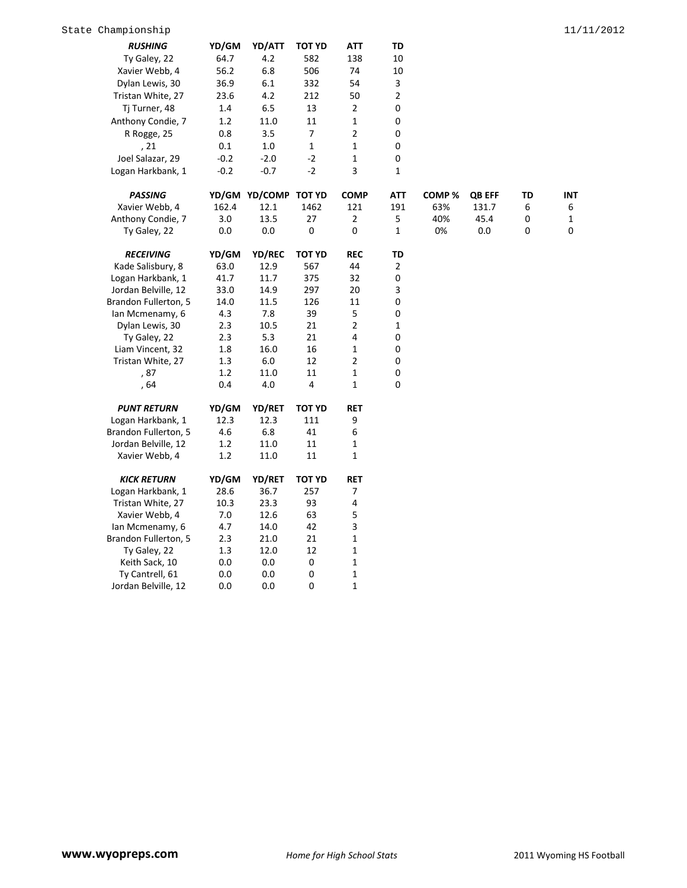State Championship 11/11/2012

| RUSHING | YD/GM | YD/ATT | TOT YD | ATT | TD |
|---|---|---|---|---|---|
| Ty Galey, 22 | 64.7 | 4.2 | 582 | 138 | 10 |
| Xavier Webb, 4 | 56.2 | 6.8 | 506 | 74 | 10 |
| Dylan Lewis, 30 | 36.9 | 6.1 | 332 | 54 | 3 |
| Tristan White, 27 | 23.6 | 4.2 | 212 | 50 | 2 |
| Tj Turner, 48 | 1.4 | 6.5 | 13 | 2 | 0 |
| Anthony Condie, 7 | 1.2 | 11.0 | 11 | 1 | 0 |
| R Rogge, 25 | 0.8 | 3.5 | 7 | 2 | 0 |
| , 21 | 0.1 | 1.0 | 1 | 1 | 0 |
| Joel Salazar, 29 | -0.2 | -2.0 | -2 | 1 | 0 |
| Logan Harkbank, 1 | -0.2 | -0.7 | -2 | 3 | 1 |

| PASSING | YD/GM | YD/COMP | TOT YD | COMP | ATT | COMP % | QB EFF | TD | INT |
|---|---|---|---|---|---|---|---|---|---|
| Xavier Webb, 4 | 162.4 | 12.1 | 1462 | 121 | 191 | 63% | 131.7 | 6 | 6 |
| Anthony Condie, 7 | 3.0 | 13.5 | 27 | 2 | 5 | 40% | 45.4 | 0 | 1 |
| Ty Galey, 22 | 0.0 | 0.0 | 0 | 0 | 1 | 0% | 0.0 | 0 | 0 |

| RECEIVING | YD/GM | YD/REC | TOT YD | REC | TD |
|---|---|---|---|---|---|
| Kade Salisbury, 8 | 63.0 | 12.9 | 567 | 44 | 2 |
| Logan Harkbank, 1 | 41.7 | 11.7 | 375 | 32 | 0 |
| Jordan Belville, 12 | 33.0 | 14.9 | 297 | 20 | 3 |
| Brandon Fullerton, 5 | 14.0 | 11.5 | 126 | 11 | 0 |
| Ian Mcmenamy, 6 | 4.3 | 7.8 | 39 | 5 | 0 |
| Dylan Lewis, 30 | 2.3 | 10.5 | 21 | 2 | 1 |
| Ty Galey, 22 | 2.3 | 5.3 | 21 | 4 | 0 |
| Liam Vincent, 32 | 1.8 | 16.0 | 16 | 1 | 0 |
| Tristan White, 27 | 1.3 | 6.0 | 12 | 2 | 0 |
| , 87 | 1.2 | 11.0 | 11 | 1 | 0 |
| , 64 | 0.4 | 4.0 | 4 | 1 | 0 |

| PUNT RETURN | YD/GM | YD/RET | TOT YD | RET |
|---|---|---|---|---|
| Logan Harkbank, 1 | 12.3 | 12.3 | 111 | 9 |
| Brandon Fullerton, 5 | 4.6 | 6.8 | 41 | 6 |
| Jordan Belville, 12 | 1.2 | 11.0 | 11 | 1 |
| Xavier Webb, 4 | 1.2 | 11.0 | 11 | 1 |

| KICK RETURN | YD/GM | YD/RET | TOT YD | RET |
|---|---|---|---|---|
| Logan Harkbank, 1 | 28.6 | 36.7 | 257 | 7 |
| Tristan White, 27 | 10.3 | 23.3 | 93 | 4 |
| Xavier Webb, 4 | 7.0 | 12.6 | 63 | 5 |
| Ian Mcmenamy, 6 | 4.7 | 14.0 | 42 | 3 |
| Brandon Fullerton, 5 | 2.3 | 21.0 | 21 | 1 |
| Ty Galey, 22 | 1.3 | 12.0 | 12 | 1 |
| Keith Sack, 10 | 0.0 | 0.0 | 0 | 1 |
| Ty Cantrell, 61 | 0.0 | 0.0 | 0 | 1 |
| Jordan Belville, 12 | 0.0 | 0.0 | 0 | 1 |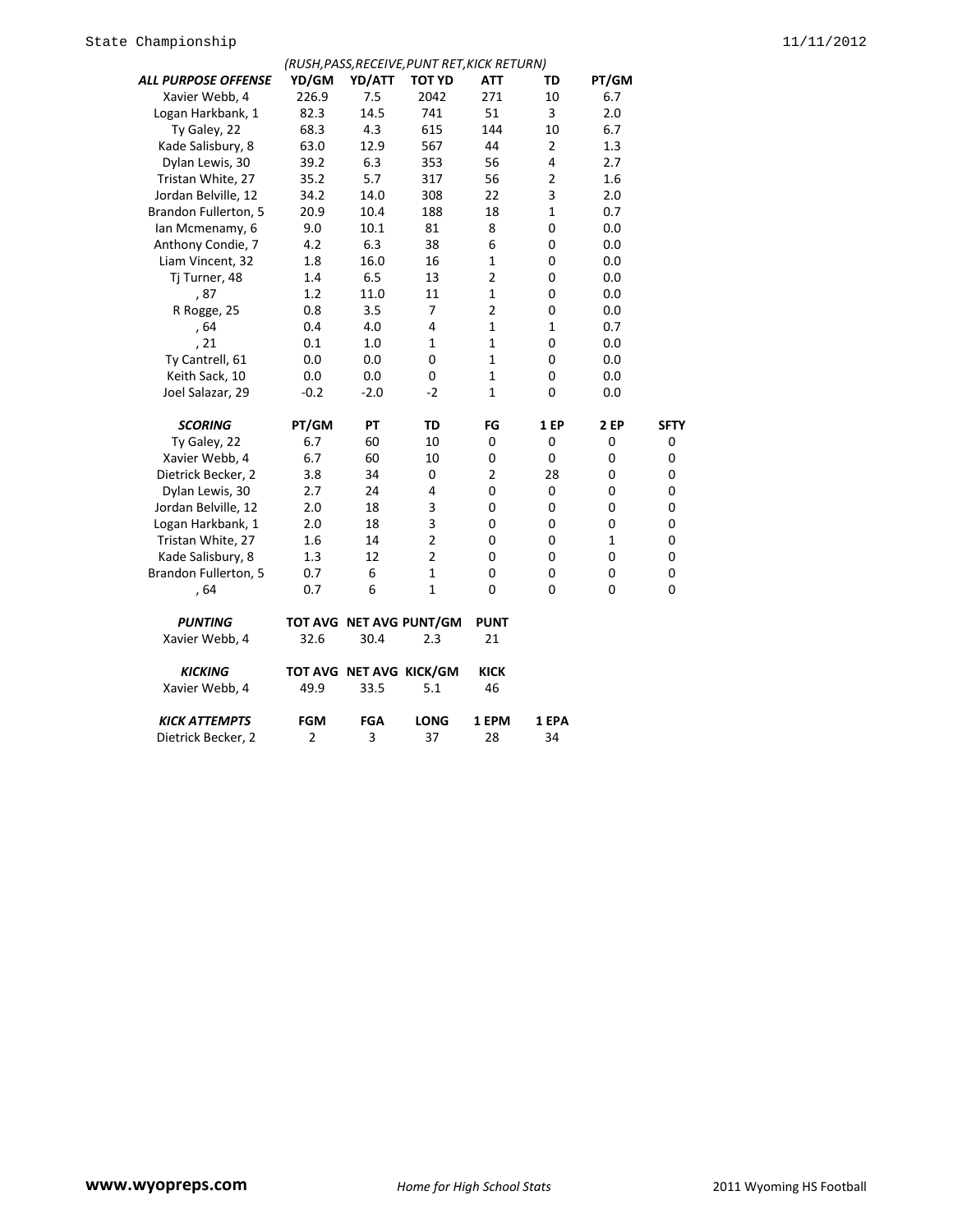(RUSH,PASS,RECEIVE,PUNT RET,KICK RETURN)

| ALL PURPOSE OFFENSE | YD/GM | YD/ATT | TOT YD | ATT | TD | PT/GM |
|---|---|---|---|---|---|---|
| Xavier Webb, 4 | 226.9 | 7.5 | 2042 | 271 | 10 | 6.7 |
| Logan Harkbank, 1 | 82.3 | 14.5 | 741 | 51 | 3 | 2.0 |
| Ty Galey, 22 | 68.3 | 4.3 | 615 | 144 | 10 | 6.7 |
| Kade Salisbury, 8 | 63.0 | 12.9 | 567 | 44 | 2 | 1.3 |
| Dylan Lewis, 30 | 39.2 | 6.3 | 353 | 56 | 4 | 2.7 |
| Tristan White, 27 | 35.2 | 5.7 | 317 | 56 | 2 | 1.6 |
| Jordan Belville, 12 | 34.2 | 14.0 | 308 | 22 | 3 | 2.0 |
| Brandon Fullerton, 5 | 20.9 | 10.4 | 188 | 18 | 1 | 0.7 |
| Ian Mcmenamy, 6 | 9.0 | 10.1 | 81 | 8 | 0 | 0.0 |
| Anthony Condie, 7 | 4.2 | 6.3 | 38 | 6 | 0 | 0.0 |
| Liam Vincent, 32 | 1.8 | 16.0 | 16 | 1 | 0 | 0.0 |
| Tj Turner, 48 | 1.4 | 6.5 | 13 | 2 | 0 | 0.0 |
| , 87 | 1.2 | 11.0 | 11 | 1 | 0 | 0.0 |
| R Rogge, 25 | 0.8 | 3.5 | 7 | 2 | 0 | 0.0 |
| , 64 | 0.4 | 4.0 | 4 | 1 | 1 | 0.7 |
| , 21 | 0.1 | 1.0 | 1 | 1 | 0 | 0.0 |
| Ty Cantrell, 61 | 0.0 | 0.0 | 0 | 1 | 0 | 0.0 |
| Keith Sack, 10 | 0.0 | 0.0 | 0 | 1 | 0 | 0.0 |
| Joel Salazar, 29 | -0.2 | -2.0 | -2 | 1 | 0 | 0.0 |

| SCORING | PT/GM | PT | TD | FG | 1 EP | 2 EP | SFTY |
|---|---|---|---|---|---|---|---|
| Ty Galey, 22 | 6.7 | 60 | 10 | 0 | 0 | 0 | 0 |
| Xavier Webb, 4 | 6.7 | 60 | 10 | 0 | 0 | 0 | 0 |
| Dietrick Becker, 2 | 3.8 | 34 | 0 | 2 | 28 | 0 | 0 |
| Dylan Lewis, 30 | 2.7 | 24 | 4 | 0 | 0 | 0 | 0 |
| Jordan Belville, 12 | 2.0 | 18 | 3 | 0 | 0 | 0 | 0 |
| Logan Harkbank, 1 | 2.0 | 18 | 3 | 0 | 0 | 0 | 0 |
| Tristan White, 27 | 1.6 | 14 | 2 | 0 | 0 | 1 | 0 |
| Kade Salisbury, 8 | 1.3 | 12 | 2 | 0 | 0 | 0 | 0 |
| Brandon Fullerton, 5 | 0.7 | 6 | 1 | 0 | 0 | 0 | 0 |
| , 64 | 0.7 | 6 | 1 | 0 | 0 | 0 | 0 |

| PUNTING | TOT AVG | NET AVG | PUNT/GM | PUNT |
|---|---|---|---|---|
| Xavier Webb, 4 | 32.6 | 30.4 | 2.3 | 21 |

| KICKING | TOT AVG | NET AVG | KICK/GM | KICK |
|---|---|---|---|---|
| Xavier Webb, 4 | 49.9 | 33.5 | 5.1 | 46 |

| KICK ATTEMPTS | FGM | FGA | LONG | 1 EPM | 1 EPA |
|---|---|---|---|---|---|
| Dietrick Becker, 2 | 2 | 3 | 37 | 28 | 34 |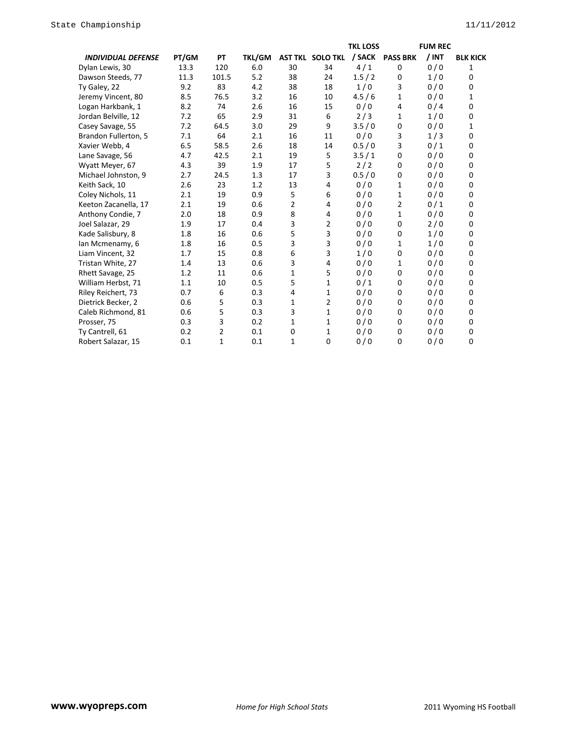| *INDIVIDUAL DEFENSE* | PT/GM | PT | TKL/GM | AST TKL | SOLO TKL | TKL LOSS / SACK | PASS BRK | FUM REC / INT | BLK KICK |
|---|---|---|---|---|---|---|---|---|---|
| Dylan Lewis, 30 | 13.3 | 120 | 6.0 | 30 | 34 | 4 / 1 | 0 | 0 / 0 | 1 |
| Dawson Steeds, 77 | 11.3 | 101.5 | 5.2 | 38 | 24 | 1.5 / 2 | 0 | 1 / 0 | 0 |
| Ty Galey, 22 | 9.2 | 83 | 4.2 | 38 | 18 | 1 / 0 | 3 | 0 / 0 | 0 |
| Jeremy Vincent, 80 | 8.5 | 76.5 | 3.2 | 16 | 10 | 4.5 / 6 | 1 | 0 / 0 | 1 |
| Logan Harkbank, 1 | 8.2 | 74 | 2.6 | 16 | 15 | 0 / 0 | 4 | 0 / 4 | 0 |
| Jordan Belville, 12 | 7.2 | 65 | 2.9 | 31 | 6 | 2 / 3 | 1 | 1 / 0 | 0 |
| Casey Savage, 55 | 7.2 | 64.5 | 3.0 | 29 | 9 | 3.5 / 0 | 0 | 0 / 0 | 1 |
| Brandon Fullerton, 5 | 7.1 | 64 | 2.1 | 16 | 11 | 0 / 0 | 3 | 1 / 3 | 0 |
| Xavier Webb, 4 | 6.5 | 58.5 | 2.6 | 18 | 14 | 0.5 / 0 | 3 | 0 / 1 | 0 |
| Lane Savage, 56 | 4.7 | 42.5 | 2.1 | 19 | 5 | 3.5 / 1 | 0 | 0 / 0 | 0 |
| Wyatt Meyer, 67 | 4.3 | 39 | 1.9 | 17 | 5 | 2 / 2 | 0 | 0 / 0 | 0 |
| Michael Johnston, 9 | 2.7 | 24.5 | 1.3 | 17 | 3 | 0.5 / 0 | 0 | 0 / 0 | 0 |
| Keith Sack, 10 | 2.6 | 23 | 1.2 | 13 | 4 | 0 / 0 | 1 | 0 / 0 | 0 |
| Coley Nichols, 11 | 2.1 | 19 | 0.9 | 5 | 6 | 0 / 0 | 1 | 0 / 0 | 0 |
| Keeton Zacanella, 17 | 2.1 | 19 | 0.6 | 2 | 4 | 0 / 0 | 2 | 0 / 1 | 0 |
| Anthony Condie, 7 | 2.0 | 18 | 0.9 | 8 | 4 | 0 / 0 | 1 | 0 / 0 | 0 |
| Joel Salazar, 29 | 1.9 | 17 | 0.4 | 3 | 2 | 0 / 0 | 0 | 2 / 0 | 0 |
| Kade Salisbury, 8 | 1.8 | 16 | 0.6 | 5 | 3 | 0 / 0 | 0 | 1 / 0 | 0 |
| Ian Mcmenamy, 6 | 1.8 | 16 | 0.5 | 3 | 3 | 0 / 0 | 1 | 1 / 0 | 0 |
| Liam Vincent, 32 | 1.7 | 15 | 0.8 | 6 | 3 | 1 / 0 | 0 | 0 / 0 | 0 |
| Tristan White, 27 | 1.4 | 13 | 0.6 | 3 | 4 | 0 / 0 | 1 | 0 / 0 | 0 |
| Rhett Savage, 25 | 1.2 | 11 | 0.6 | 1 | 5 | 0 / 0 | 0 | 0 / 0 | 0 |
| William Herbst, 71 | 1.1 | 10 | 0.5 | 5 | 1 | 0 / 1 | 0 | 0 / 0 | 0 |
| Riley Reichert, 73 | 0.7 | 6 | 0.3 | 4 | 1 | 0 / 0 | 0 | 0 / 0 | 0 |
| Dietrick Becker, 2 | 0.6 | 5 | 0.3 | 1 | 2 | 0 / 0 | 0 | 0 / 0 | 0 |
| Caleb Richmond, 81 | 0.6 | 5 | 0.3 | 3 | 1 | 0 / 0 | 0 | 0 / 0 | 0 |
| Prosser, 75 | 0.3 | 3 | 0.2 | 1 | 1 | 0 / 0 | 0 | 0 / 0 | 0 |
| Ty Cantrell, 61 | 0.2 | 2 | 0.1 | 0 | 1 | 0 / 0 | 0 | 0 / 0 | 0 |
| Robert Salazar, 15 | 0.1 | 1 | 0.1 | 1 | 0 | 0 / 0 | 0 | 0 / 0 | 0 |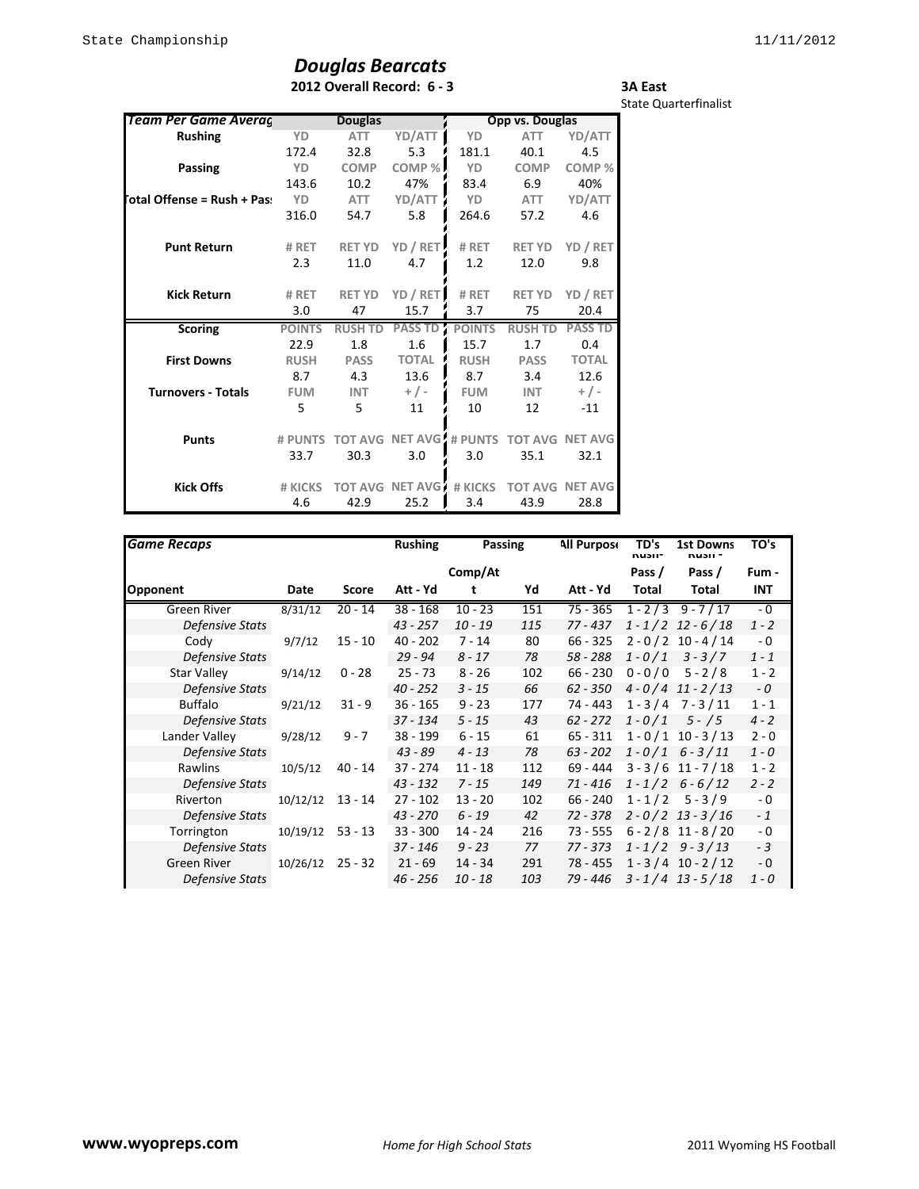# Douglas Bearcats

**2012 Overall Record: 6 - 3**

**3A East**
State Quarterfinalist

| *Team Per Game Averages* | Douglas | | | Opp vs. Douglas | | |
|---|---|---|---|---|---|---|
| **Rushing** | YD | ATT | YD/ATT | YD | ATT | YD/ATT |
| | 172.4 | 32.8 | 5.3 | 181.1 | 40.1 | 4.5 |
| **Passing** | YD | COMP | COMP % | YD | COMP | COMP % |
| | 143.6 | 10.2 | 47% | 83.4 | 6.9 | 40% |
| **Total Offense = Rush + Pass** | YD | ATT | YD/ATT | YD | ATT | YD/ATT |
| | 316.0 | 54.7 | 5.8 | 264.6 | 57.2 | 4.6 |
| **Punt Return** | # RET | RET YD | YD / RET | # RET | RET YD | YD / RET |
| | 2.3 | 11.0 | 4.7 | 1.2 | 12.0 | 9.8 |
| **Kick Return** | # RET | RET YD | YD / RET | # RET | RET YD | YD / RET |
| | 3.0 | 47 | 15.7 | 3.7 | 75 | 20.4 |
| **Scoring** | POINTS | RUSH TD | PASS TD | POINTS | RUSH TD | PASS TD |
| | 22.9 | 1.8 | 1.6 | 15.7 | 1.7 | 0.4 |
| **First Downs** | RUSH | PASS | TOTAL | RUSH | PASS | TOTAL |
| | 8.7 | 4.3 | 13.6 | 8.7 | 3.4 | 12.6 |
| **Turnovers - Totals** | FUM | INT | + / - | FUM | INT | + / - |
| | 5 | 5 | 11 | 10 | 12 | -11 |
| **Punts** | # PUNTS | TOT AVG | NET AVG | # PUNTS | TOT AVG | NET AVG |
| | 33.7 | 30.3 | 3.0 | 3.0 | 35.1 | 32.1 |
| **Kick Offs** | # KICKS | TOT AVG | NET AVG | # KICKS | TOT AVG | NET AVG |
| | 4.6 | 42.9 | 25.2 | 3.4 | 43.9 | 28.8 |

| *Game Recaps* | | | Rushing | Passing | | All Purpose | TD's Rush - Pass / Total | 1st Downs Rush - Pass / Total | TO's Fum - INT |
|---|---|---|---|---|---|---|---|---|---|
| **Opponent** | **Date** | **Score** | **Att - Yd** | **Comp/Att** | **Yd** | **Att - Yd** | | | |
| Green River | 8/31/12 | 20 - 14 | 38 - 168 | 10 - 23 | 151 | 75 - 365 | 1 - 2 / 3 | 9 - 7 / 17 | - 0 |
| *Defensive Stats* | | | *43 - 257* | *10 - 19* | *115* | *77 - 437* | *1 - 1 / 2* | *12 - 6 / 18* | *1 - 2* |
| Cody | 9/7/12 | 15 - 10 | 40 - 202 | 7 - 14 | 80 | 66 - 325 | 2 - 0 / 2 | 10 - 4 / 14 | - 0 |
| *Defensive Stats* | | | *29 - 94* | *8 - 17* | *78* | *58 - 288* | *1 - 0 / 1* | *3 - 3 / 7* | *1 - 1* |
| Star Valley | 9/14/12 | 0 - 28 | 25 - 73 | 8 - 26 | 102 | 66 - 230 | 0 - 0 / 0 | 5 - 2 / 8 | 1 - 2 |
| *Defensive Stats* | | | *40 - 252* | *3 - 15* | *66* | *62 - 350* | *4 - 0 / 4* | *11 - 2 / 13* | *- 0* |
| Buffalo | 9/21/12 | 31 - 9 | 36 - 165 | 9 - 23 | 177 | 74 - 443 | 1 - 3 / 4 | 7 - 3 / 11 | 1 - 1 |
| *Defensive Stats* | | | *37 - 134* | *5 - 15* | *43* | *62 - 272* | *1 - 0 / 1* | *5 - / 5* | *4 - 2* |
| Lander Valley | 9/28/12 | 9 - 7 | 38 - 199 | 6 - 15 | 61 | 65 - 311 | 1 - 0 / 1 | 10 - 3 / 13 | 2 - 0 |
| *Defensive Stats* | | | *43 - 89* | *4 - 13* | *78* | *63 - 202* | *1 - 0 / 1* | *6 - 3 / 11* | *1 - 0* |
| Rawlins | 10/5/12 | 40 - 14 | 37 - 274 | 11 - 18 | 112 | 69 - 444 | 3 - 3 / 6 | 11 - 7 / 18 | 1 - 2 |
| *Defensive Stats* | | | *43 - 132* | *7 - 15* | *149* | *71 - 416* | *1 - 1 / 2* | *6 - 6 / 12* | *2 - 2* |
| Riverton | 10/12/12 | 13 - 14 | 27 - 102 | 13 - 20 | 102 | 66 - 240 | 1 - 1 / 2 | 5 - 3 / 9 | - 0 |
| *Defensive Stats* | | | *43 - 270* | *6 - 19* | *42* | *72 - 378* | *2 - 0 / 2* | *13 - 3 / 16* | *- 1* |
| Torrington | 10/19/12 | 53 - 13 | 33 - 300 | 14 - 24 | 216 | 73 - 555 | 6 - 2 / 8 | 11 - 8 / 20 | - 0 |
| *Defensive Stats* | | | *37 - 146* | *9 - 23* | *77* | *77 - 373* | *1 - 1 / 2* | *9 - 3 / 13* | *- 3* |
| Green River | 10/26/12 | 25 - 32 | 21 - 69 | 14 - 34 | 291 | 78 - 455 | 1 - 3 / 4 | 10 - 2 / 12 | - 0 |
| *Defensive Stats* | | | *46 - 256* | *10 - 18* | *103* | *79 - 446* | *3 - 1 / 4* | *13 - 5 / 18* | *1 - 0* |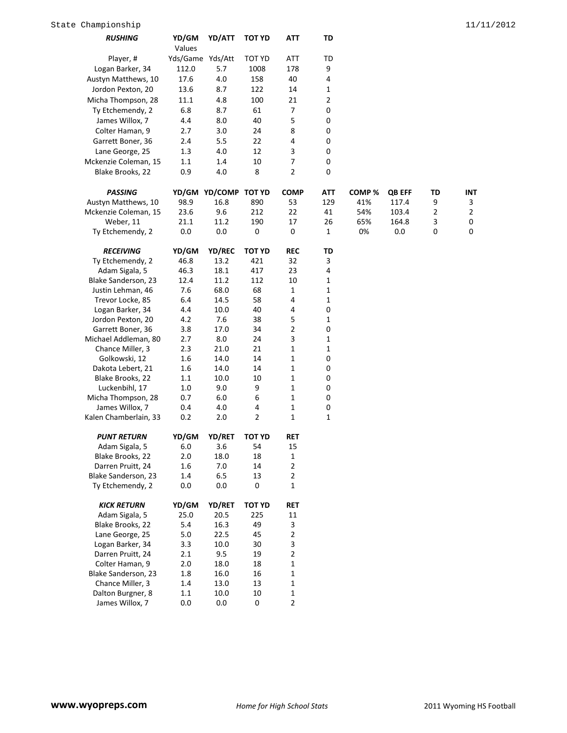State Championship

11/11/2012

| *RUSHING* | YD/GM | YD/ATT | TOT YD | ATT | TD |
|---|---|---|---|---|---|
| | Values | | | | |
| Player, # | Yds/Game | Yds/Att | TOT YD | ATT | TD |
| Logan Barker, 34 | 112.0 | 5.7 | 1008 | 178 | 9 |
| Austyn Matthews, 10 | 17.6 | 4.0 | 158 | 40 | 4 |
| Jordon Pexton, 20 | 13.6 | 8.7 | 122 | 14 | 1 |
| Micha Thompson, 28 | 11.1 | 4.8 | 100 | 21 | 2 |
| Ty Etchemendy, 2 | 6.8 | 8.7 | 61 | 7 | 0 |
| James Willox, 7 | 4.4 | 8.0 | 40 | 5 | 0 |
| Colter Haman, 9 | 2.7 | 3.0 | 24 | 8 | 0 |
| Garrett Boner, 36 | 2.4 | 5.5 | 22 | 4 | 0 |
| Lane George, 25 | 1.3 | 4.0 | 12 | 3 | 0 |
| Mckenzie Coleman, 15 | 1.1 | 1.4 | 10 | 7 | 0 |
| Blake Brooks, 22 | 0.9 | 4.0 | 8 | 2 | 0 |

| *PASSING* | YD/GM | YD/COMP | TOT YD | COMP | ATT | COMP % | QB EFF | TD | INT |
|---|---|---|---|---|---|---|---|---|---|
| Austyn Matthews, 10 | 98.9 | 16.8 | 890 | 53 | 129 | 41% | 117.4 | 9 | 3 |
| Mckenzie Coleman, 15 | 23.6 | 9.6 | 212 | 22 | 41 | 54% | 103.4 | 2 | 2 |
| Weber, 11 | 21.1 | 11.2 | 190 | 17 | 26 | 65% | 164.8 | 3 | 0 |
| Ty Etchemendy, 2 | 0.0 | 0.0 | 0 | 0 | 1 | 0% | 0.0 | 0 | 0 |

| *RECEIVING* | YD/GM | YD/REC | TOT YD | REC | TD |
|---|---|---|---|---|---|
| Ty Etchemendy, 2 | 46.8 | 13.2 | 421 | 32 | 3 |
| Adam Sigala, 5 | 46.3 | 18.1 | 417 | 23 | 4 |
| Blake Sanderson, 23 | 12.4 | 11.2 | 112 | 10 | 1 |
| Justin Lehman, 46 | 7.6 | 68.0 | 68 | 1 | 1 |
| Trevor Locke, 85 | 6.4 | 14.5 | 58 | 4 | 1 |
| Logan Barker, 34 | 4.4 | 10.0 | 40 | 4 | 0 |
| Jordon Pexton, 20 | 4.2 | 7.6 | 38 | 5 | 1 |
| Garrett Boner, 36 | 3.8 | 17.0 | 34 | 2 | 0 |
| Michael Addleman, 80 | 2.7 | 8.0 | 24 | 3 | 1 |
| Chance Miller, 3 | 2.3 | 21.0 | 21 | 1 | 1 |
| Golkowski, 12 | 1.6 | 14.0 | 14 | 1 | 0 |
| Dakota Lebert, 21 | 1.6 | 14.0 | 14 | 1 | 0 |
| Blake Brooks, 22 | 1.1 | 10.0 | 10 | 1 | 0 |
| Luckenbihl, 17 | 1.0 | 9.0 | 9 | 1 | 0 |
| Micha Thompson, 28 | 0.7 | 6.0 | 6 | 1 | 0 |
| James Willox, 7 | 0.4 | 4.0 | 4 | 1 | 0 |
| Kalen Chamberlain, 33 | 0.2 | 2.0 | 2 | 1 | 1 |

| *PUNT RETURN* | YD/GM | YD/RET | TOT YD | RET |
|---|---|---|---|---|
| Adam Sigala, 5 | 6.0 | 3.6 | 54 | 15 |
| Blake Brooks, 22 | 2.0 | 18.0 | 18 | 1 |
| Darren Pruitt, 24 | 1.6 | 7.0 | 14 | 2 |
| Blake Sanderson, 23 | 1.4 | 6.5 | 13 | 2 |
| Ty Etchemendy, 2 | 0.0 | 0.0 | 0 | 1 |

| *KICK RETURN* | YD/GM | YD/RET | TOT YD | RET |
|---|---|---|---|---|
| Adam Sigala, 5 | 25.0 | 20.5 | 225 | 11 |
| Blake Brooks, 22 | 5.4 | 16.3 | 49 | 3 |
| Lane George, 25 | 5.0 | 22.5 | 45 | 2 |
| Logan Barker, 34 | 3.3 | 10.0 | 30 | 3 |
| Darren Pruitt, 24 | 2.1 | 9.5 | 19 | 2 |
| Colter Haman, 9 | 2.0 | 18.0 | 18 | 1 |
| Blake Sanderson, 23 | 1.8 | 16.0 | 16 | 1 |
| Chance Miller, 3 | 1.4 | 13.0 | 13 | 1 |
| Dalton Burgner, 8 | 1.1 | 10.0 | 10 | 1 |
| James Willox, 7 | 0.0 | 0.0 | 0 | 2 |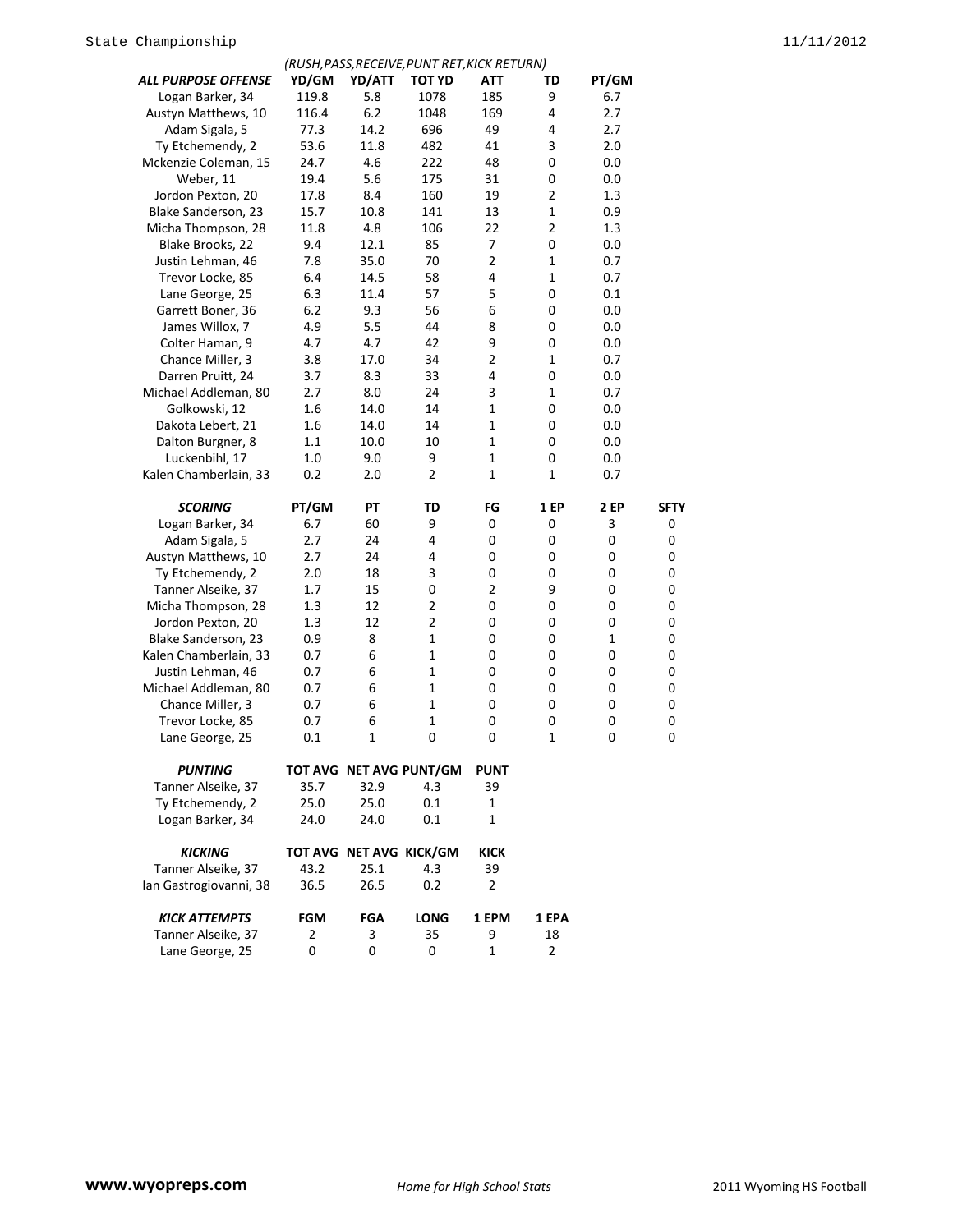(RUSH,PASS,RECEIVE,PUNT RET,KICK RETURN)

| ***ALL PURPOSE OFFENSE*** | **YD/GM** | **YD/ATT** | **TOT YD** | **ATT** | **TD** | **PT/GM** |
|---|---|---|---|---|---|---|
| Logan Barker, 34 | 119.8 | 5.8 | 1078 | 185 | 9 | 6.7 |
| Austyn Matthews, 10 | 116.4 | 6.2 | 1048 | 169 | 4 | 2.7 |
| Adam Sigala, 5 | 77.3 | 14.2 | 696 | 49 | 4 | 2.7 |
| Ty Etchemendy, 2 | 53.6 | 11.8 | 482 | 41 | 3 | 2.0 |
| Mckenzie Coleman, 15 | 24.7 | 4.6 | 222 | 48 | 0 | 0.0 |
| Weber, 11 | 19.4 | 5.6 | 175 | 31 | 0 | 0.0 |
| Jordon Pexton, 20 | 17.8 | 8.4 | 160 | 19 | 2 | 1.3 |
| Blake Sanderson, 23 | 15.7 | 10.8 | 141 | 13 | 1 | 0.9 |
| Micha Thompson, 28 | 11.8 | 4.8 | 106 | 22 | 2 | 1.3 |
| Blake Brooks, 22 | 9.4 | 12.1 | 85 | 7 | 0 | 0.0 |
| Justin Lehman, 46 | 7.8 | 35.0 | 70 | 2 | 1 | 0.7 |
| Trevor Locke, 85 | 6.4 | 14.5 | 58 | 4 | 1 | 0.7 |
| Lane George, 25 | 6.3 | 11.4 | 57 | 5 | 0 | 0.1 |
| Garrett Boner, 36 | 6.2 | 9.3 | 56 | 6 | 0 | 0.0 |
| James Willox, 7 | 4.9 | 5.5 | 44 | 8 | 0 | 0.0 |
| Colter Haman, 9 | 4.7 | 4.7 | 42 | 9 | 0 | 0.0 |
| Chance Miller, 3 | 3.8 | 17.0 | 34 | 2 | 1 | 0.7 |
| Darren Pruitt, 24 | 3.7 | 8.3 | 33 | 4 | 0 | 0.0 |
| Michael Addleman, 80 | 2.7 | 8.0 | 24 | 3 | 1 | 0.7 |
| Golkowski, 12 | 1.6 | 14.0 | 14 | 1 | 0 | 0.0 |
| Dakota Lebert, 21 | 1.6 | 14.0 | 14 | 1 | 0 | 0.0 |
| Dalton Burgner, 8 | 1.1 | 10.0 | 10 | 1 | 0 | 0.0 |
| Luckenbihl, 17 | 1.0 | 9.0 | 9 | 1 | 0 | 0.0 |
| Kalen Chamberlain, 33 | 0.2 | 2.0 | 2 | 1 | 1 | 0.7 |

| ***SCORING*** | **PT/GM** | **PT** | **TD** | **FG** | **1 EP** | **2 EP** | **SFTY** |
|---|---|---|---|---|---|---|---|
| Logan Barker, 34 | 6.7 | 60 | 9 | 0 | 0 | 3 | 0 |
| Adam Sigala, 5 | 2.7 | 24 | 4 | 0 | 0 | 0 | 0 |
| Austyn Matthews, 10 | 2.7 | 24 | 4 | 0 | 0 | 0 | 0 |
| Ty Etchemendy, 2 | 2.0 | 18 | 3 | 0 | 0 | 0 | 0 |
| Tanner Alseike, 37 | 1.7 | 15 | 0 | 2 | 9 | 0 | 0 |
| Micha Thompson, 28 | 1.3 | 12 | 2 | 0 | 0 | 0 | 0 |
| Jordon Pexton, 20 | 1.3 | 12 | 2 | 0 | 0 | 0 | 0 |
| Blake Sanderson, 23 | 0.9 | 8 | 1 | 0 | 0 | 1 | 0 |
| Kalen Chamberlain, 33 | 0.7 | 6 | 1 | 0 | 0 | 0 | 0 |
| Justin Lehman, 46 | 0.7 | 6 | 1 | 0 | 0 | 0 | 0 |
| Michael Addleman, 80 | 0.7 | 6 | 1 | 0 | 0 | 0 | 0 |
| Chance Miller, 3 | 0.7 | 6 | 1 | 0 | 0 | 0 | 0 |
| Trevor Locke, 85 | 0.7 | 6 | 1 | 0 | 0 | 0 | 0 |
| Lane George, 25 | 0.1 | 1 | 0 | 0 | 1 | 0 | 0 |

| ***PUNTING*** | **TOT AVG** | **NET AVG** | **PUNT/GM** | **PUNT** |
|---|---|---|---|---|
| Tanner Alseike, 37 | 35.7 | 32.9 | 4.3 | 39 |
| Ty Etchemendy, 2 | 25.0 | 25.0 | 0.1 | 1 |
| Logan Barker, 34 | 24.0 | 24.0 | 0.1 | 1 |

| ***KICKING*** | **TOT AVG** | **NET AVG** | **KICK/GM** | **KICK** |
|---|---|---|---|---|
| Tanner Alseike, 37 | 43.2 | 25.1 | 4.3 | 39 |
| Ian Gastrogiovanni, 38 | 36.5 | 26.5 | 0.2 | 2 |

| ***KICK ATTEMPTS*** | **FGM** | **FGA** | **LONG** | **1 EPM** | **1 EPA** |
|---|---|---|---|---|---|
| Tanner Alseike, 37 | 2 | 3 | 35 | 9 | 18 |
| Lane George, 25 | 0 | 0 | 0 | 1 | 2 |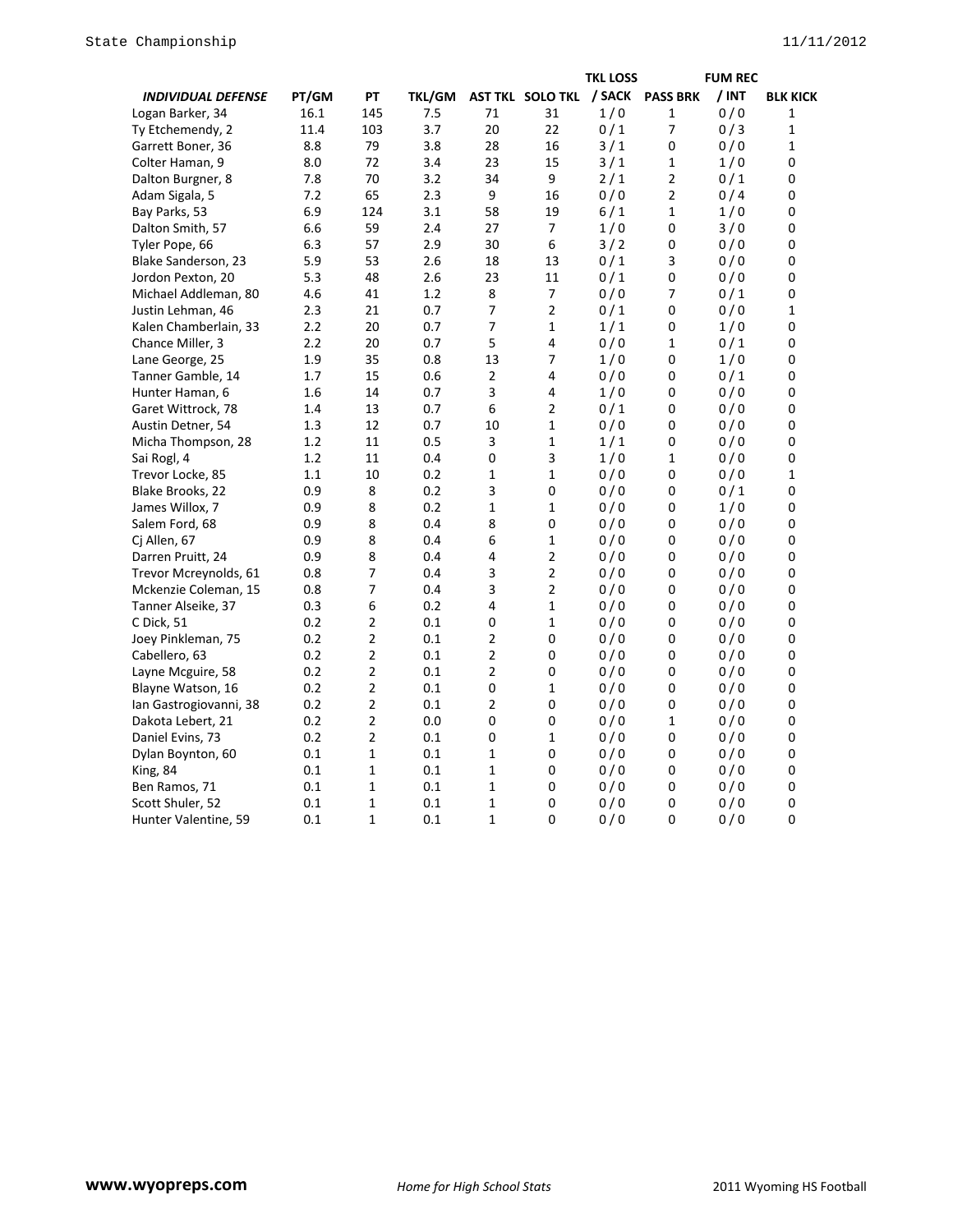| INDIVIDUAL DEFENSE | PT/GM | PT | TKL/GM | AST TKL | SOLO TKL | TKL LOSS / SACK | PASS BRK | FUM REC / INT | BLK KICK |
|---|---|---|---|---|---|---|---|---|---|
| Logan Barker, 34 | 16.1 | 145 | 7.5 | 71 | 31 | 1 / 0 | 1 | 0 / 0 | 1 |
| Ty Etchemendy, 2 | 11.4 | 103 | 3.7 | 20 | 22 | 0 / 1 | 7 | 0 / 3 | 1 |
| Garrett Boner, 36 | 8.8 | 79 | 3.8 | 28 | 16 | 3 / 1 | 0 | 0 / 0 | 1 |
| Colter Haman, 9 | 8.0 | 72 | 3.4 | 23 | 15 | 3 / 1 | 1 | 1 / 0 | 0 |
| Dalton Burgner, 8 | 7.8 | 70 | 3.2 | 34 | 9 | 2 / 1 | 2 | 0 / 1 | 0 |
| Adam Sigala, 5 | 7.2 | 65 | 2.3 | 9 | 16 | 0 / 0 | 2 | 0 / 4 | 0 |
| Bay Parks, 53 | 6.9 | 124 | 3.1 | 58 | 19 | 6 / 1 | 1 | 1 / 0 | 0 |
| Dalton Smith, 57 | 6.6 | 59 | 2.4 | 27 | 7 | 1 / 0 | 0 | 3 / 0 | 0 |
| Tyler Pope, 66 | 6.3 | 57 | 2.9 | 30 | 6 | 3 / 2 | 0 | 0 / 0 | 0 |
| Blake Sanderson, 23 | 5.9 | 53 | 2.6 | 18 | 13 | 0 / 1 | 3 | 0 / 0 | 0 |
| Jordon Pexton, 20 | 5.3 | 48 | 2.6 | 23 | 11 | 0 / 1 | 0 | 0 / 0 | 0 |
| Michael Addleman, 80 | 4.6 | 41 | 1.2 | 8 | 7 | 0 / 0 | 7 | 0 / 1 | 0 |
| Justin Lehman, 46 | 2.3 | 21 | 0.7 | 7 | 2 | 0 / 1 | 0 | 0 / 0 | 1 |
| Kalen Chamberlain, 33 | 2.2 | 20 | 0.7 | 7 | 1 | 1 / 1 | 0 | 1 / 0 | 0 |
| Chance Miller, 3 | 2.2 | 20 | 0.7 | 5 | 4 | 0 / 0 | 1 | 0 / 1 | 0 |
| Lane George, 25 | 1.9 | 35 | 0.8 | 13 | 7 | 1 / 0 | 0 | 1 / 0 | 0 |
| Tanner Gamble, 14 | 1.7 | 15 | 0.6 | 2 | 4 | 0 / 0 | 0 | 0 / 1 | 0 |
| Hunter Haman, 6 | 1.6 | 14 | 0.7 | 3 | 4 | 1 / 0 | 0 | 0 / 0 | 0 |
| Garet Wittrock, 78 | 1.4 | 13 | 0.7 | 6 | 2 | 0 / 1 | 0 | 0 / 0 | 0 |
| Austin Detner, 54 | 1.3 | 12 | 0.7 | 10 | 1 | 0 / 0 | 0 | 0 / 0 | 0 |
| Micha Thompson, 28 | 1.2 | 11 | 0.5 | 3 | 1 | 1 / 1 | 0 | 0 / 0 | 0 |
| Sai Rogl, 4 | 1.2 | 11 | 0.4 | 0 | 3 | 1 / 0 | 1 | 0 / 0 | 0 |
| Trevor Locke, 85 | 1.1 | 10 | 0.2 | 1 | 1 | 0 / 0 | 0 | 0 / 0 | 1 |
| Blake Brooks, 22 | 0.9 | 8 | 0.2 | 3 | 0 | 0 / 0 | 0 | 0 / 1 | 0 |
| James Willox, 7 | 0.9 | 8 | 0.2 | 1 | 1 | 0 / 0 | 0 | 1 / 0 | 0 |
| Salem Ford, 68 | 0.9 | 8 | 0.4 | 8 | 0 | 0 / 0 | 0 | 0 / 0 | 0 |
| Cj Allen, 67 | 0.9 | 8 | 0.4 | 6 | 1 | 0 / 0 | 0 | 0 / 0 | 0 |
| Darren Pruitt, 24 | 0.9 | 8 | 0.4 | 4 | 2 | 0 / 0 | 0 | 0 / 0 | 0 |
| Trevor Mcreynolds, 61 | 0.8 | 7 | 0.4 | 3 | 2 | 0 / 0 | 0 | 0 / 0 | 0 |
| Mckenzie Coleman, 15 | 0.8 | 7 | 0.4 | 3 | 2 | 0 / 0 | 0 | 0 / 0 | 0 |
| Tanner Alseike, 37 | 0.3 | 6 | 0.2 | 4 | 1 | 0 / 0 | 0 | 0 / 0 | 0 |
| C Dick, 51 | 0.2 | 2 | 0.1 | 0 | 1 | 0 / 0 | 0 | 0 / 0 | 0 |
| Joey Pinkleman, 75 | 0.2 | 2 | 0.1 | 2 | 0 | 0 / 0 | 0 | 0 / 0 | 0 |
| Cabellero, 63 | 0.2 | 2 | 0.1 | 2 | 0 | 0 / 0 | 0 | 0 / 0 | 0 |
| Layne Mcguire, 58 | 0.2 | 2 | 0.1 | 2 | 0 | 0 / 0 | 0 | 0 / 0 | 0 |
| Blayne Watson, 16 | 0.2 | 2 | 0.1 | 0 | 1 | 0 / 0 | 0 | 0 / 0 | 0 |
| Ian Gastrogiovanni, 38 | 0.2 | 2 | 0.1 | 2 | 0 | 0 / 0 | 0 | 0 / 0 | 0 |
| Dakota Lebert, 21 | 0.2 | 2 | 0.0 | 0 | 0 | 0 / 0 | 1 | 0 / 0 | 0 |
| Daniel Evins, 73 | 0.2 | 2 | 0.1 | 0 | 1 | 0 / 0 | 0 | 0 / 0 | 0 |
| Dylan Boynton, 60 | 0.1 | 1 | 0.1 | 1 | 0 | 0 / 0 | 0 | 0 / 0 | 0 |
| King, 84 | 0.1 | 1 | 0.1 | 1 | 0 | 0 / 0 | 0 | 0 / 0 | 0 |
| Ben Ramos, 71 | 0.1 | 1 | 0.1 | 1 | 0 | 0 / 0 | 0 | 0 / 0 | 0 |
| Scott Shuler, 52 | 0.1 | 1 | 0.1 | 1 | 0 | 0 / 0 | 0 | 0 / 0 | 0 |
| Hunter Valentine, 59 | 0.1 | 1 | 0.1 | 1 | 0 | 0 / 0 | 0 | 0 / 0 | 0 |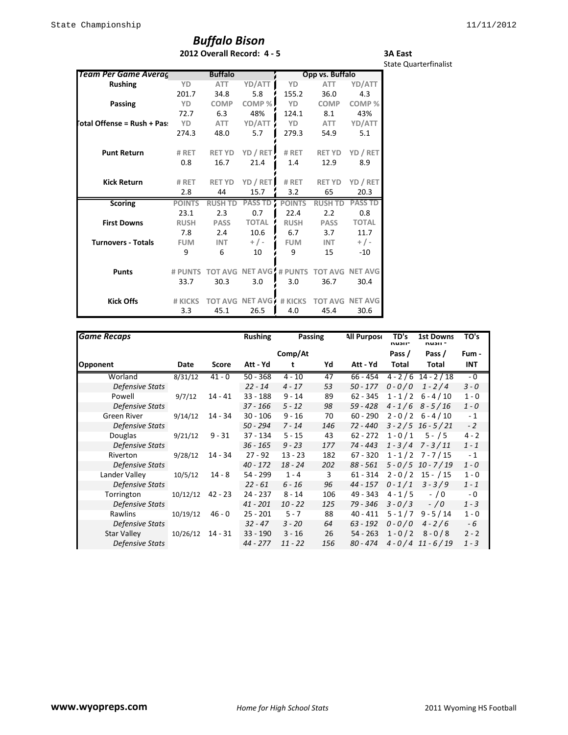# Buffalo Bison

**2012 Overall Record: 4 - 5**

**3A East**
State Quarterfinalist

| Team Per Game Averag | Buffalo | | | Opp vs. Buffalo | | |
|---|---|---|---|---|---|---|
| **Rushing** | YD | ATT | YD/ATT | YD | ATT | YD/ATT |
| | 201.7 | 34.8 | 5.8 | 155.2 | 36.0 | 4.3 |
| **Passing** | YD | COMP | COMP % | YD | COMP | COMP % |
| | 72.7 | 6.3 | 48% | 124.1 | 8.1 | 43% |
| **Total Offense = Rush + Pass** | YD | ATT | YD/ATT | YD | ATT | YD/ATT |
| | 274.3 | 48.0 | 5.7 | 279.3 | 54.9 | 5.1 |
| **Punt Return** | # RET | RET YD | YD / RET | # RET | RET YD | YD / RET |
| | 0.8 | 16.7 | 21.4 | 1.4 | 12.9 | 8.9 |
| **Kick Return** | # RET | RET YD | YD / RET | # RET | RET YD | YD / RET |
| | 2.8 | 44 | 15.7 | 3.2 | 65 | 20.3 |
| **Scoring** | POINTS | RUSH TD | PASS TD | POINTS | RUSH TD | PASS TD |
| | 23.1 | 2.3 | 0.7 | 22.4 | 2.2 | 0.8 |
| **First Downs** | RUSH | PASS | TOTAL | RUSH | PASS | TOTAL |
| | 7.8 | 2.4 | 10.6 | 6.7 | 3.7 | 11.7 |
| **Turnovers - Totals** | FUM | INT | + / - | FUM | INT | + / - |
| | 9 | 6 | 10 | 9 | 15 | -10 |
| **Punts** | # PUNTS | TOT AVG | NET AVG | # PUNTS | TOT AVG | NET AVG |
| | 33.7 | 30.3 | 3.0 | 3.0 | 36.7 | 30.4 |
| **Kick Offs** | # KICKS | TOT AVG | NET AVG | # KICKS | TOT AVG | NET AVG |
| | 3.3 | 45.1 | 26.5 | 4.0 | 45.4 | 30.6 |

| Game Recaps | | | Rushing | Passing | | All Purpose | TD's Rush - Pass / Total | 1st Downs Rush - Pass / Total | TO's Fum - INT |
|---|---|---|---|---|---|---|---|---|---|
| Opponent | Date | Score | Att - Yd | Comp/Att | Yd | Att - Yd | | | |
| Worland | 8/31/12 | 41 - 0 | 50 - 368 | 4 - 10 | 47 | 66 - 454 | 4 - 2 / 6 | 14 - 2 / 18 | - 0 |
| *Defensive Stats* | | | *22 - 14* | *4 - 17* | *53* | *50 - 177* | *0 - 0 / 0* | *1 - 2 / 4* | *3 - 0* |
| Powell | 9/7/12 | 14 - 41 | 33 - 188 | 9 - 14 | 89 | 62 - 345 | 1 - 1 / 2 | 6 - 4 / 10 | 1 - 0 |
| *Defensive Stats* | | | *37 - 166* | *5 - 12* | *98* | *59 - 428* | *4 - 1 / 6* | *8 - 5 / 16* | *1 - 0* |
| Green River | 9/14/12 | 14 - 34 | 30 - 106 | 9 - 16 | 70 | 60 - 290 | 2 - 0 / 2 | 6 - 4 / 10 | - 1 |
| *Defensive Stats* | | | *50 - 294* | *7 - 14* | *146* | *72 - 440* | *3 - 2 / 5* | *16 - 5 / 21* | *- 2* |
| Douglas | 9/21/12 | 9 - 31 | 37 - 134 | 5 - 15 | 43 | 62 - 272 | 1 - 0 / 1 | 5 - / 5 | 4 - 2 |
| *Defensive Stats* | | | *36 - 165* | *9 - 23* | *177* | *74 - 443* | *1 - 3 / 4* | *7 - 3 / 11* | *1 - 1* |
| Riverton | 9/28/12 | 14 - 34 | 27 - 92 | 13 - 23 | 182 | 67 - 320 | 1 - 1 / 2 | 7 - 7 / 15 | - 1 |
| *Defensive Stats* | | | *40 - 172* | *18 - 24* | *202* | *88 - 561* | *5 - 0 / 5* | *10 - 7 / 19* | *1 - 0* |
| Lander Valley | 10/5/12 | 14 - 8 | 54 - 299 | 1 - 4 | 3 | 61 - 314 | 2 - 0 / 2 | 15 - / 15 | 1 - 0 |
| *Defensive Stats* | | | *22 - 61* | *6 - 16* | *96* | *44 - 157* | *0 - 1 / 1* | *3 - 3 / 9* | *1 - 1* |
| Torrington | 10/12/12 | 42 - 23 | 24 - 237 | 8 - 14 | 106 | 49 - 343 | 4 - 1 / 5 | - / 0 | - 0 |
| *Defensive Stats* | | | *41 - 201* | *10 - 22* | *125* | *79 - 346* | *3 - 0 / 3* | *- / 0* | *1 - 3* |
| Rawlins | 10/19/12 | 46 - 0 | 25 - 201 | 5 - 7 | 88 | 40 - 411 | 5 - 1 / 7 | 9 - 5 / 14 | 1 - 0 |
| *Defensive Stats* | | | *32 - 47* | *3 - 20* | *64* | *63 - 192* | *0 - 0 / 0* | *4 - 2 / 6* | *- 6* |
| Star Valley | 10/26/12 | 14 - 31 | 33 - 190 | 3 - 16 | 26 | 54 - 263 | 1 - 0 / 2 | 8 - 0 / 8 | 2 - 2 |
| *Defensive Stats* | | | *44 - 277* | *11 - 22* | *156* | *80 - 474* | *4 - 0 / 4* | *11 - 6 / 19* | *1 - 3* |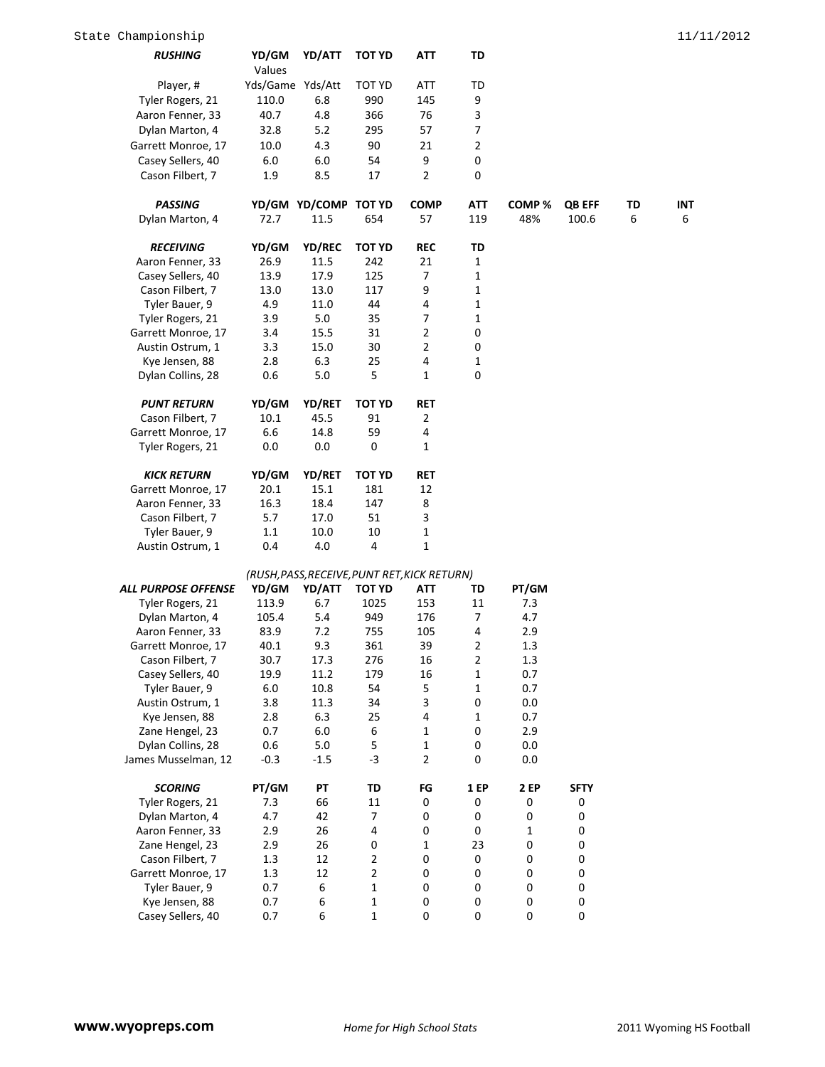State Championship 11/11/2012

| *RUSHING* | YD/GM | YD/ATT | TOT YD | ATT | TD |
|---|---|---|---|---|---|
| | Values | | | | |
| Player, # | Yds/Game | Yds/Att | TOT YD | ATT | TD |
| Tyler Rogers, 21 | 110.0 | 6.8 | 990 | 145 | 9 |
| Aaron Fenner, 33 | 40.7 | 4.8 | 366 | 76 | 3 |
| Dylan Marton, 4 | 32.8 | 5.2 | 295 | 57 | 7 |
| Garrett Monroe, 17 | 10.0 | 4.3 | 90 | 21 | 2 |
| Casey Sellers, 40 | 6.0 | 6.0 | 54 | 9 | 0 |
| Cason Filbert, 7 | 1.9 | 8.5 | 17 | 2 | 0 |

| *PASSING* | YD/GM | YD/COMP | TOT YD | COMP | ATT | COMP % | QB EFF | TD | INT |
|---|---|---|---|---|---|---|---|---|---|
| Dylan Marton, 4 | 72.7 | 11.5 | 654 | 57 | 119 | 48% | 100.6 | 6 | 6 |

| *RECEIVING* | YD/GM | YD/REC | TOT YD | REC | TD |
|---|---|---|---|---|---|
| Aaron Fenner, 33 | 26.9 | 11.5 | 242 | 21 | 1 |
| Casey Sellers, 40 | 13.9 | 17.9 | 125 | 7 | 1 |
| Cason Filbert, 7 | 13.0 | 13.0 | 117 | 9 | 1 |
| Tyler Bauer, 9 | 4.9 | 11.0 | 44 | 4 | 1 |
| Tyler Rogers, 21 | 3.9 | 5.0 | 35 | 7 | 1 |
| Garrett Monroe, 17 | 3.4 | 15.5 | 31 | 2 | 0 |
| Austin Ostrum, 1 | 3.3 | 15.0 | 30 | 2 | 0 |
| Kye Jensen, 88 | 2.8 | 6.3 | 25 | 4 | 1 |
| Dylan Collins, 28 | 0.6 | 5.0 | 5 | 1 | 0 |

| *PUNT RETURN* | YD/GM | YD/RET | TOT YD | RET |
|---|---|---|---|---|
| Cason Filbert, 7 | 10.1 | 45.5 | 91 | 2 |
| Garrett Monroe, 17 | 6.6 | 14.8 | 59 | 4 |
| Tyler Rogers, 21 | 0.0 | 0.0 | 0 | 1 |

| *KICK RETURN* | YD/GM | YD/RET | TOT YD | RET |
|---|---|---|---|---|
| Garrett Monroe, 17 | 20.1 | 15.1 | 181 | 12 |
| Aaron Fenner, 33 | 16.3 | 18.4 | 147 | 8 |
| Cason Filbert, 7 | 5.7 | 17.0 | 51 | 3 |
| Tyler Bauer, 9 | 1.1 | 10.0 | 10 | 1 |
| Austin Ostrum, 1 | 0.4 | 4.0 | 4 | 1 |

*(RUSH,PASS,RECEIVE,PUNT RET,KICK RETURN)*

| *ALL PURPOSE OFFENSE* | YD/GM | YD/ATT | TOT YD | ATT | TD | PT/GM |
|---|---|---|---|---|---|---|
| Tyler Rogers, 21 | 113.9 | 6.7 | 1025 | 153 | 11 | 7.3 |
| Dylan Marton, 4 | 105.4 | 5.4 | 949 | 176 | 7 | 4.7 |
| Aaron Fenner, 33 | 83.9 | 7.2 | 755 | 105 | 4 | 2.9 |
| Garrett Monroe, 17 | 40.1 | 9.3 | 361 | 39 | 2 | 1.3 |
| Cason Filbert, 7 | 30.7 | 17.3 | 276 | 16 | 2 | 1.3 |
| Casey Sellers, 40 | 19.9 | 11.2 | 179 | 16 | 1 | 0.7 |
| Tyler Bauer, 9 | 6.0 | 10.8 | 54 | 5 | 1 | 0.7 |
| Austin Ostrum, 1 | 3.8 | 11.3 | 34 | 3 | 0 | 0.0 |
| Kye Jensen, 88 | 2.8 | 6.3 | 25 | 4 | 1 | 0.7 |
| Zane Hengel, 23 | 0.7 | 6.0 | 6 | 1 | 0 | 2.9 |
| Dylan Collins, 28 | 0.6 | 5.0 | 5 | 1 | 0 | 0.0 |
| James Musselman, 12 | -0.3 | -1.5 | -3 | 2 | 0 | 0.0 |

| *SCORING* | PT/GM | PT | TD | FG | 1 EP | 2 EP | SFTY |
|---|---|---|---|---|---|---|---|
| Tyler Rogers, 21 | 7.3 | 66 | 11 | 0 | 0 | 0 | 0 |
| Dylan Marton, 4 | 4.7 | 42 | 7 | 0 | 0 | 0 | 0 |
| Aaron Fenner, 33 | 2.9 | 26 | 4 | 0 | 0 | 1 | 0 |
| Zane Hengel, 23 | 2.9 | 26 | 0 | 1 | 23 | 0 | 0 |
| Cason Filbert, 7 | 1.3 | 12 | 2 | 0 | 0 | 0 | 0 |
| Garrett Monroe, 17 | 1.3 | 12 | 2 | 0 | 0 | 0 | 0 |
| Tyler Bauer, 9 | 0.7 | 6 | 1 | 0 | 0 | 0 | 0 |
| Kye Jensen, 88 | 0.7 | 6 | 1 | 0 | 0 | 0 | 0 |
| Casey Sellers, 40 | 0.7 | 6 | 1 | 0 | 0 | 0 | 0 |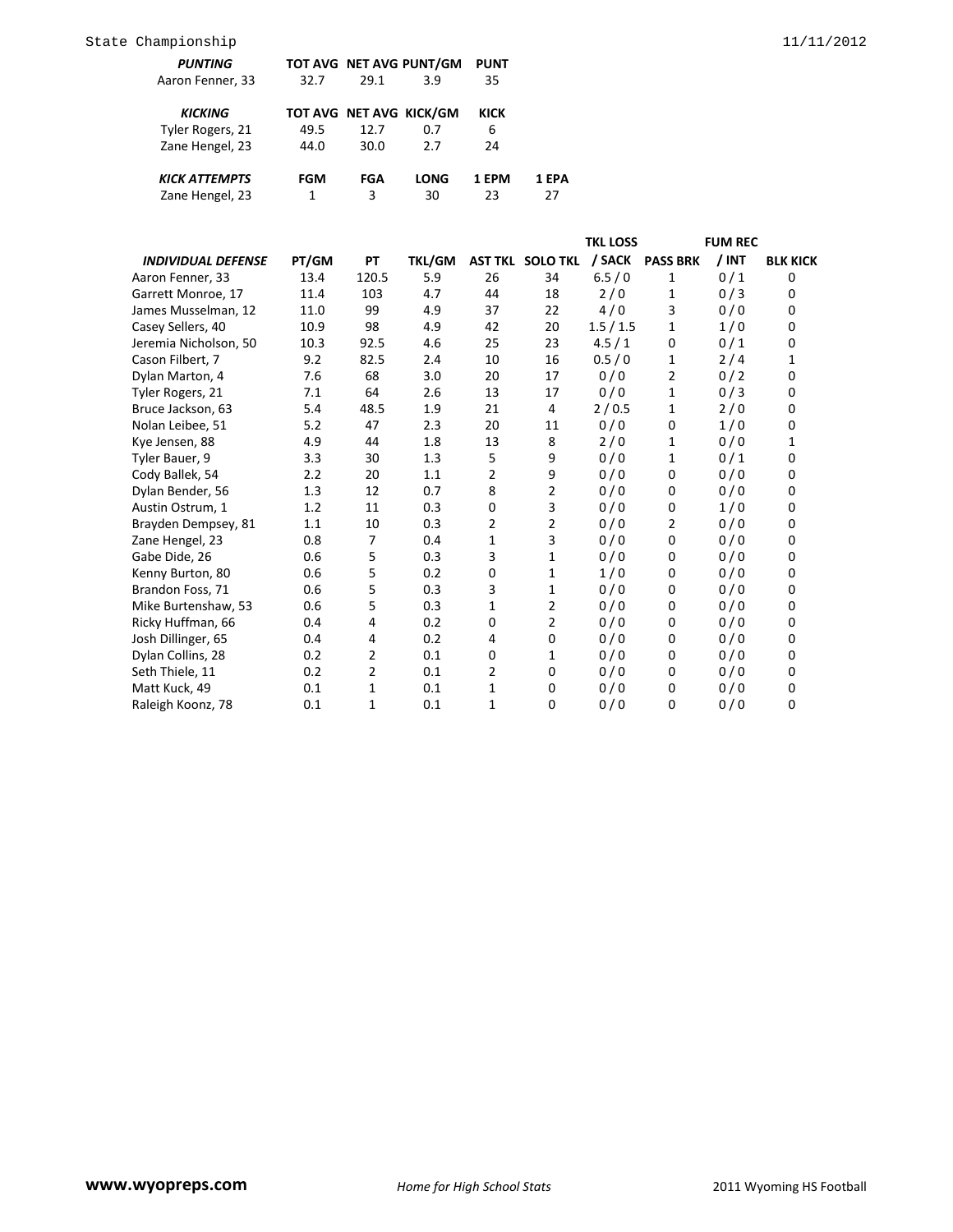| *PUNTING* | TOT AVG | NET AVG | PUNT/GM | PUNT |
|---|---|---|---|---|
| Aaron Fenner, 33 | 32.7 | 29.1 | 3.9 | 35 |

| *KICKING* | TOT AVG | NET AVG | KICK/GM | KICK |
|---|---|---|---|---|
| Tyler Rogers, 21 | 49.5 | 12.7 | 0.7 | 6 |
| Zane Hengel, 23 | 44.0 | 30.0 | 2.7 | 24 |

| *KICK ATTEMPTS* | FGM | FGA | LONG | 1 EPM | 1 EPA |
|---|---|---|---|---|---|
| Zane Hengel, 23 | 1 | 3 | 30 | 23 | 27 |

| *INDIVIDUAL DEFENSE* | PT/GM | PT | TKL/GM | AST TKL | SOLO TKL | TKL LOSS / SACK | PASS BRK | FUM REC / INT | BLK KICK |
|---|---|---|---|---|---|---|---|---|---|
| Aaron Fenner, 33 | 13.4 | 120.5 | 5.9 | 26 | 34 | 6.5 / 0 | 1 | 0 / 1 | 0 |
| Garrett Monroe, 17 | 11.4 | 103 | 4.7 | 44 | 18 | 2 / 0 | 1 | 0 / 3 | 0 |
| James Musselman, 12 | 11.0 | 99 | 4.9 | 37 | 22 | 4 / 0 | 3 | 0 / 0 | 0 |
| Casey Sellers, 40 | 10.9 | 98 | 4.9 | 42 | 20 | 1.5 / 1.5 | 1 | 1 / 0 | 0 |
| Jeremia Nicholson, 50 | 10.3 | 92.5 | 4.6 | 25 | 23 | 4.5 / 1 | 0 | 0 / 1 | 0 |
| Cason Filbert, 7 | 9.2 | 82.5 | 2.4 | 10 | 16 | 0.5 / 0 | 1 | 2 / 4 | 1 |
| Dylan Marton, 4 | 7.6 | 68 | 3.0 | 20 | 17 | 0 / 0 | 2 | 0 / 2 | 0 |
| Tyler Rogers, 21 | 7.1 | 64 | 2.6 | 13 | 17 | 0 / 0 | 1 | 0 / 3 | 0 |
| Bruce Jackson, 63 | 5.4 | 48.5 | 1.9 | 21 | 4 | 2 / 0.5 | 1 | 2 / 0 | 0 |
| Nolan Leibee, 51 | 5.2 | 47 | 2.3 | 20 | 11 | 0 / 0 | 0 | 1 / 0 | 0 |
| Kye Jensen, 88 | 4.9 | 44 | 1.8 | 13 | 8 | 2 / 0 | 1 | 0 / 0 | 1 |
| Tyler Bauer, 9 | 3.3 | 30 | 1.3 | 5 | 9 | 0 / 0 | 1 | 0 / 1 | 0 |
| Cody Ballek, 54 | 2.2 | 20 | 1.1 | 2 | 9 | 0 / 0 | 0 | 0 / 0 | 0 |
| Dylan Bender, 56 | 1.3 | 12 | 0.7 | 8 | 2 | 0 / 0 | 0 | 0 / 0 | 0 |
| Austin Ostrum, 1 | 1.2 | 11 | 0.3 | 0 | 3 | 0 / 0 | 0 | 1 / 0 | 0 |
| Brayden Dempsey, 81 | 1.1 | 10 | 0.3 | 2 | 2 | 0 / 0 | 2 | 0 / 0 | 0 |
| Zane Hengel, 23 | 0.8 | 7 | 0.4 | 1 | 3 | 0 / 0 | 0 | 0 / 0 | 0 |
| Gabe Dide, 26 | 0.6 | 5 | 0.3 | 3 | 1 | 0 / 0 | 0 | 0 / 0 | 0 |
| Kenny Burton, 80 | 0.6 | 5 | 0.2 | 0 | 1 | 1 / 0 | 0 | 0 / 0 | 0 |
| Brandon Foss, 71 | 0.6 | 5 | 0.3 | 3 | 1 | 0 / 0 | 0 | 0 / 0 | 0 |
| Mike Burtenshaw, 53 | 0.6 | 5 | 0.3 | 1 | 2 | 0 / 0 | 0 | 0 / 0 | 0 |
| Ricky Huffman, 66 | 0.4 | 4 | 0.2 | 0 | 2 | 0 / 0 | 0 | 0 / 0 | 0 |
| Josh Dillinger, 65 | 0.4 | 4 | 0.2 | 4 | 0 | 0 / 0 | 0 | 0 / 0 | 0 |
| Dylan Collins, 28 | 0.2 | 2 | 0.1 | 0 | 1 | 0 / 0 | 0 | 0 / 0 | 0 |
| Seth Thiele, 11 | 0.2 | 2 | 0.1 | 2 | 0 | 0 / 0 | 0 | 0 / 0 | 0 |
| Matt Kuck, 49 | 0.1 | 1 | 0.1 | 1 | 0 | 0 / 0 | 0 | 0 / 0 | 0 |
| Raleigh Koonz, 78 | 0.1 | 1 | 0.1 | 1 | 0 | 0 / 0 | 0 | 0 / 0 | 0 |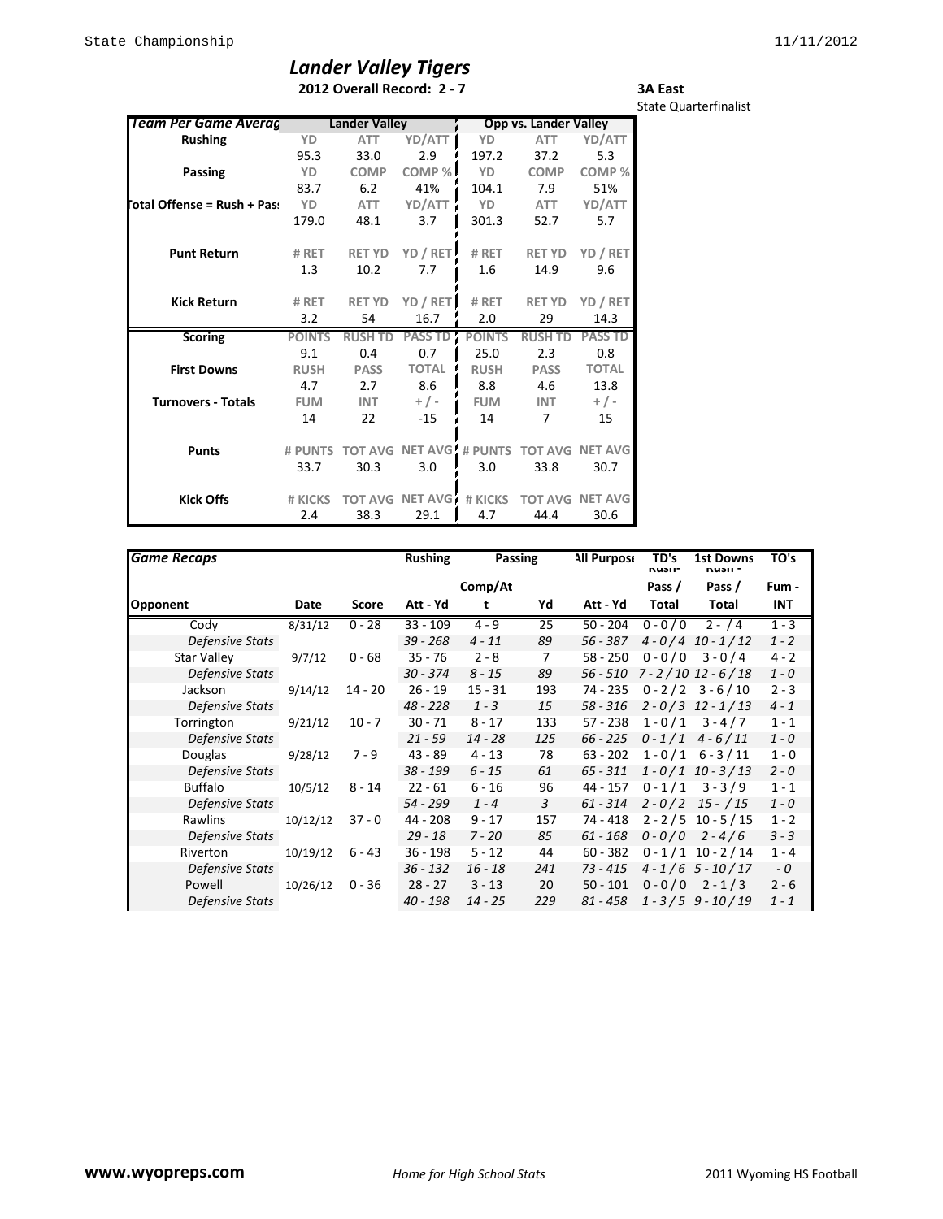# Lander Valley Tigers

**2012 Overall Record: 2 - 7**

**3A East**
State Quarterfinalist

| Team Per Game Average | Lander Valley | | | Opp vs. Lander Valley | | |
|---|---|---|---|---|---|---|
| **Rushing** | YD | ATT | YD/ATT | YD | ATT | YD/ATT |
| | 95.3 | 33.0 | 2.9 | 197.2 | 37.2 | 5.3 |
| **Passing** | YD | COMP | COMP % | YD | COMP | COMP % |
| | 83.7 | 6.2 | 41% | 104.1 | 7.9 | 51% |
| **Total Offense = Rush + Pass** | YD | ATT | YD/ATT | YD | ATT | YD/ATT |
| | 179.0 | 48.1 | 3.7 | 301.3 | 52.7 | 5.7 |
| **Punt Return** | # RET | RET YD | YD / RET | # RET | RET YD | YD / RET |
| | 1.3 | 10.2 | 7.7 | 1.6 | 14.9 | 9.6 |
| **Kick Return** | # RET | RET YD | YD / RET | # RET | RET YD | YD / RET |
| | 3.2 | 54 | 16.7 | 2.0 | 29 | 14.3 |
| **Scoring** | POINTS | RUSH TD | PASS TD | POINTS | RUSH TD | PASS TD |
| | 9.1 | 0.4 | 0.7 | 25.0 | 2.3 | 0.8 |
| **First Downs** | RUSH | PASS | TOTAL | RUSH | PASS | TOTAL |
| | 4.7 | 2.7 | 8.6 | 8.8 | 4.6 | 13.8 |
| **Turnovers - Totals** | FUM | INT | + / - | FUM | INT | + / - |
| | 14 | 22 | -15 | 14 | 7 | 15 |
| **Punts** | # PUNTS | TOT AVG | NET AVG | # PUNTS | TOT AVG | NET AVG |
| | 33.7 | 30.3 | 3.0 | 3.0 | 33.8 | 30.7 |
| **Kick Offs** | # KICKS | TOT AVG | NET AVG | # KICKS | TOT AVG | NET AVG |
| | 2.4 | 38.3 | 29.1 | 4.7 | 44.4 | 30.6 |

| *Game Recaps* | | | Rushing | Passing | | All Purpose | TD's Rush - Pass / Total | 1st Downs Rush - Pass / Total | TO's Fum - INT |
|---|---|---|---|---|---|---|---|---|---|
| **Opponent** | **Date** | **Score** | **Att - Yd** | **Comp/Att** | **Yd** | **Att - Yd** | | | |
| Cody | 8/31/12 | 0 - 28 | 33 - 109 | 4 - 9 | 25 | 50 - 204 | 0 - 0 / 0 | 2 - / 4 | 1 - 3 |
| *Defensive Stats* | | | *39 - 268* | *4 - 11* | *89* | *56 - 387* | *4 - 0 / 4* | *10 - 1 / 12* | *1 - 2* |
| Star Valley | 9/7/12 | 0 - 68 | 35 - 76 | 2 - 8 | 7 | 58 - 250 | 0 - 0 / 0 | 3 - 0 / 4 | 4 - 2 |
| *Defensive Stats* | | | *30 - 374* | *8 - 15* | *89* | *56 - 510* | *7 - 2 / 10* | *12 - 6 / 18* | *1 - 0* |
| Jackson | 9/14/12 | 14 - 20 | 26 - 19 | 15 - 31 | 193 | 74 - 235 | 0 - 2 / 2 | 3 - 6 / 10 | 2 - 3 |
| *Defensive Stats* | | | *48 - 228* | *1 - 3* | *15* | *58 - 316* | *2 - 0 / 3* | *12 - 1 / 13* | *4 - 1* |
| Torrington | 9/21/12 | 10 - 7 | 30 - 71 | 8 - 17 | 133 | 57 - 238 | 1 - 0 / 1 | 3 - 4 / 7 | 1 - 1 |
| *Defensive Stats* | | | *21 - 59* | *14 - 28* | *125* | *66 - 225* | *0 - 1 / 1* | *4 - 6 / 11* | *1 - 0* |
| Douglas | 9/28/12 | 7 - 9 | 43 - 89 | 4 - 13 | 78 | 63 - 202 | 1 - 0 / 1 | 6 - 3 / 11 | 1 - 0 |
| *Defensive Stats* | | | *38 - 199* | *6 - 15* | *61* | *65 - 311* | *1 - 0 / 1* | *10 - 3 / 13* | *2 - 0* |
| Buffalo | 10/5/12 | 8 - 14 | 22 - 61 | 6 - 16 | 96 | 44 - 157 | 0 - 1 / 1 | 3 - 3 / 9 | 1 - 1 |
| *Defensive Stats* | | | *54 - 299* | *1 - 4* | *3* | *61 - 314* | *2 - 0 / 2* | *15 - / 15* | *1 - 0* |
| Rawlins | 10/12/12 | 37 - 0 | 44 - 208 | 9 - 17 | 157 | 74 - 418 | 2 - 2 / 5 | 10 - 5 / 15 | 1 - 2 |
| *Defensive Stats* | | | *29 - 18* | *7 - 20* | *85* | *61 - 168* | *0 - 0 / 0* | *2 - 4 / 6* | *3 - 3* |
| Riverton | 10/19/12 | 6 - 43 | 36 - 198 | 5 - 12 | 44 | 60 - 382 | 0 - 1 / 1 | 10 - 2 / 14 | 1 - 4 |
| *Defensive Stats* | | | *36 - 132* | *16 - 18* | *241* | *73 - 415* | *4 - 1 / 6* | *5 - 10 / 17* | *- 0* |
| Powell | 10/26/12 | 0 - 36 | 28 - 27 | 3 - 13 | 20 | 50 - 101 | 0 - 0 / 0 | 2 - 1 / 3 | 2 - 6 |
| *Defensive Stats* | | | *40 - 198* | *14 - 25* | *229* | *81 - 458* | *1 - 3 / 5* | *9 - 10 / 19* | *1 - 1* |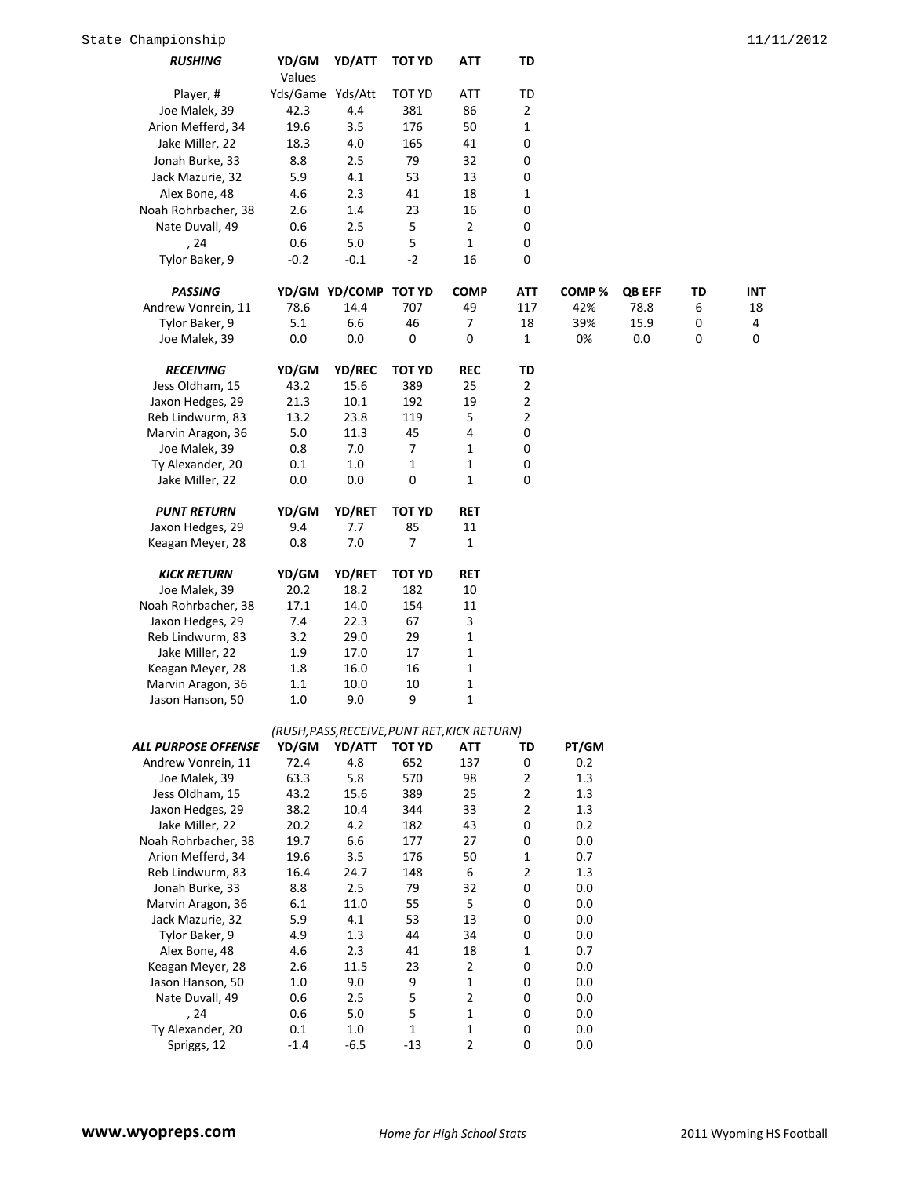State Championship 11/11/2012

| *RUSHING* | YD/GM | YD/ATT | TOT YD | ATT | TD |
|---|---|---|---|---|---|
| | Values | | | | |
| Player, # | Yds/Game | Yds/Att | TOT YD | ATT | TD |
| Joe Malek, 39 | 42.3 | 4.4 | 381 | 86 | 2 |
| Arion Mefferd, 34 | 19.6 | 3.5 | 176 | 50 | 1 |
| Jake Miller, 22 | 18.3 | 4.0 | 165 | 41 | 0 |
| Jonah Burke, 33 | 8.8 | 2.5 | 79 | 32 | 0 |
| Jack Mazurie, 32 | 5.9 | 4.1 | 53 | 13 | 0 |
| Alex Bone, 48 | 4.6 | 2.3 | 41 | 18 | 1 |
| Noah Rohrbacher, 38 | 2.6 | 1.4 | 23 | 16 | 0 |
| Nate Duvall, 49 | 0.6 | 2.5 | 5 | 2 | 0 |
| , 24 | 0.6 | 5.0 | 5 | 1 | 0 |
| Tylor Baker, 9 | -0.2 | -0.1 | -2 | 16 | 0 |

| *PASSING* | YD/GM | YD/COMP | TOT YD | COMP | ATT | COMP % | QB EFF | TD | INT |
|---|---|---|---|---|---|---|---|---|---|
| Andrew Vonrein, 11 | 78.6 | 14.4 | 707 | 49 | 117 | 42% | 78.8 | 6 | 18 |
| Tylor Baker, 9 | 5.1 | 6.6 | 46 | 7 | 18 | 39% | 15.9 | 0 | 4 |
| Joe Malek, 39 | 0.0 | 0.0 | 0 | 0 | 1 | 0% | 0.0 | 0 | 0 |

| *RECEIVING* | YD/GM | YD/REC | TOT YD | REC | TD |
|---|---|---|---|---|---|
| Jess Oldham, 15 | 43.2 | 15.6 | 389 | 25 | 2 |
| Jaxon Hedges, 29 | 21.3 | 10.1 | 192 | 19 | 2 |
| Reb Lindwurm, 83 | 13.2 | 23.8 | 119 | 5 | 2 |
| Marvin Aragon, 36 | 5.0 | 11.3 | 45 | 4 | 0 |
| Joe Malek, 39 | 0.8 | 7.0 | 7 | 1 | 0 |
| Ty Alexander, 20 | 0.1 | 1.0 | 1 | 1 | 0 |
| Jake Miller, 22 | 0.0 | 0.0 | 0 | 1 | 0 |

| *PUNT RETURN* | YD/GM | YD/RET | TOT YD | RET |
|---|---|---|---|---|
| Jaxon Hedges, 29 | 9.4 | 7.7 | 85 | 11 |
| Keagan Meyer, 28 | 0.8 | 7.0 | 7 | 1 |

| *KICK RETURN* | YD/GM | YD/RET | TOT YD | RET |
|---|---|---|---|---|
| Joe Malek, 39 | 20.2 | 18.2 | 182 | 10 |
| Noah Rohrbacher, 38 | 17.1 | 14.0 | 154 | 11 |
| Jaxon Hedges, 29 | 7.4 | 22.3 | 67 | 3 |
| Reb Lindwurm, 83 | 3.2 | 29.0 | 29 | 1 |
| Jake Miller, 22 | 1.9 | 17.0 | 17 | 1 |
| Keagan Meyer, 28 | 1.8 | 16.0 | 16 | 1 |
| Marvin Aragon, 36 | 1.1 | 10.0 | 10 | 1 |
| Jason Hanson, 50 | 1.0 | 9.0 | 9 | 1 |

*(RUSH,PASS,RECEIVE,PUNT RET,KICK RETURN)*

| *ALL PURPOSE OFFENSE* | YD/GM | YD/ATT | TOT YD | ATT | TD | PT/GM |
|---|---|---|---|---|---|---|
| Andrew Vonrein, 11 | 72.4 | 4.8 | 652 | 137 | 0 | 0.2 |
| Joe Malek, 39 | 63.3 | 5.8 | 570 | 98 | 2 | 1.3 |
| Jess Oldham, 15 | 43.2 | 15.6 | 389 | 25 | 2 | 1.3 |
| Jaxon Hedges, 29 | 38.2 | 10.4 | 344 | 33 | 2 | 1.3 |
| Jake Miller, 22 | 20.2 | 4.2 | 182 | 43 | 0 | 0.2 |
| Noah Rohrbacher, 38 | 19.7 | 6.6 | 177 | 27 | 0 | 0.0 |
| Arion Mefferd, 34 | 19.6 | 3.5 | 176 | 50 | 1 | 0.7 |
| Reb Lindwurm, 83 | 16.4 | 24.7 | 148 | 6 | 2 | 1.3 |
| Jonah Burke, 33 | 8.8 | 2.5 | 79 | 32 | 0 | 0.0 |
| Marvin Aragon, 36 | 6.1 | 11.0 | 55 | 5 | 0 | 0.0 |
| Jack Mazurie, 32 | 5.9 | 4.1 | 53 | 13 | 0 | 0.0 |
| Tylor Baker, 9 | 4.9 | 1.3 | 44 | 34 | 0 | 0.0 |
| Alex Bone, 48 | 4.6 | 2.3 | 41 | 18 | 1 | 0.7 |
| Keagan Meyer, 28 | 2.6 | 11.5 | 23 | 2 | 0 | 0.0 |
| Jason Hanson, 50 | 1.0 | 9.0 | 9 | 1 | 0 | 0.0 |
| Nate Duvall, 49 | 0.6 | 2.5 | 5 | 2 | 0 | 0.0 |
| , 24 | 0.6 | 5.0 | 5 | 1 | 0 | 0.0 |
| Ty Alexander, 20 | 0.1 | 1.0 | 1 | 1 | 0 | 0.0 |
| Spriggs, 12 | -1.4 | -6.5 | -13 | 2 | 0 | 0.0 |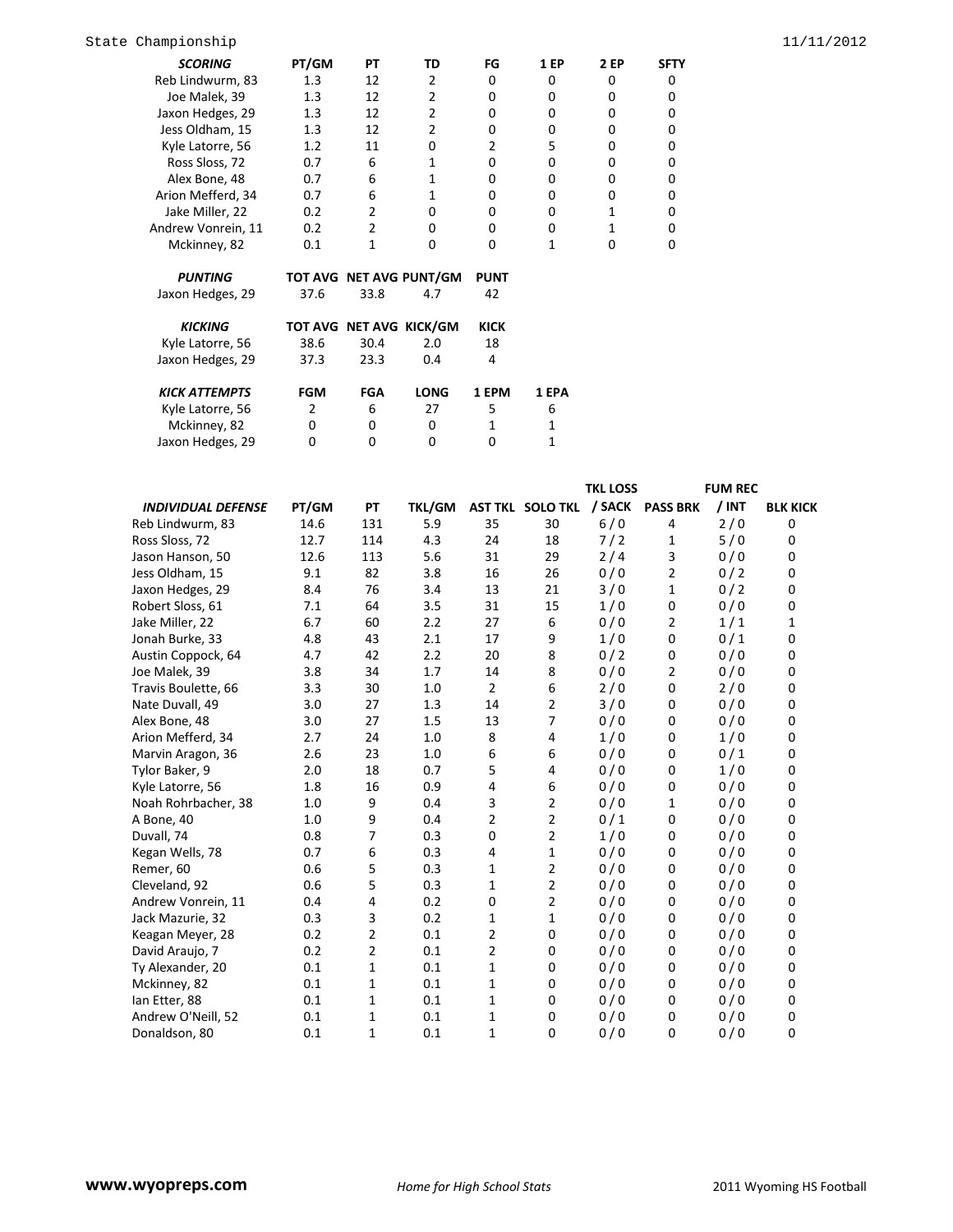State Championship 11/11/2012

| *SCORING* | PT/GM | PT | TD | FG | 1 EP | 2 EP | SFTY |
|---|---|---|---|---|---|---|---|
| Reb Lindwurm, 83 | 1.3 | 12 | 2 | 0 | 0 | 0 | 0 |
| Joe Malek, 39 | 1.3 | 12 | 2 | 0 | 0 | 0 | 0 |
| Jaxon Hedges, 29 | 1.3 | 12 | 2 | 0 | 0 | 0 | 0 |
| Jess Oldham, 15 | 1.3 | 12 | 2 | 0 | 0 | 0 | 0 |
| Kyle Latorre, 56 | 1.2 | 11 | 0 | 2 | 5 | 0 | 0 |
| Ross Sloss, 72 | 0.7 | 6 | 1 | 0 | 0 | 0 | 0 |
| Alex Bone, 48 | 0.7 | 6 | 1 | 0 | 0 | 0 | 0 |
| Arion Mefferd, 34 | 0.7 | 6 | 1 | 0 | 0 | 0 | 0 |
| Jake Miller, 22 | 0.2 | 2 | 0 | 0 | 0 | 1 | 0 |
| Andrew Vonrein, 11 | 0.2 | 2 | 0 | 0 | 0 | 1 | 0 |
| Mckinney, 82 | 0.1 | 1 | 0 | 0 | 1 | 0 | 0 |

| *PUNTING* | TOT AVG | NET AVG | PUNT/GM | PUNT |
|---|---|---|---|---|
| Jaxon Hedges, 29 | 37.6 | 33.8 | 4.7 | 42 |

| *KICKING* | TOT AVG | NET AVG | KICK/GM | KICK |
|---|---|---|---|---|
| Kyle Latorre, 56 | 38.6 | 30.4 | 2.0 | 18 |
| Jaxon Hedges, 29 | 37.3 | 23.3 | 0.4 | 4 |

| *KICK ATTEMPTS* | FGM | FGA | LONG | 1 EPM | 1 EPA |
|---|---|---|---|---|---|
| Kyle Latorre, 56 | 2 | 6 | 27 | 5 | 6 |
| Mckinney, 82 | 0 | 0 | 0 | 1 | 1 |
| Jaxon Hedges, 29 | 0 | 0 | 0 | 0 | 1 |

| *INDIVIDUAL DEFENSE* | PT/GM | PT | TKL/GM | AST TKL | SOLO TKL | TKL LOSS / SACK | PASS BRK | FUM REC / INT | BLK KICK |
|---|---|---|---|---|---|---|---|---|---|
| Reb Lindwurm, 83 | 14.6 | 131 | 5.9 | 35 | 30 | 6 / 0 | 4 | 2 / 0 | 0 |
| Ross Sloss, 72 | 12.7 | 114 | 4.3 | 24 | 18 | 7 / 2 | 1 | 5 / 0 | 0 |
| Jason Hanson, 50 | 12.6 | 113 | 5.6 | 31 | 29 | 2 / 4 | 3 | 0 / 0 | 0 |
| Jess Oldham, 15 | 9.1 | 82 | 3.8 | 16 | 26 | 0 / 0 | 2 | 0 / 2 | 0 |
| Jaxon Hedges, 29 | 8.4 | 76 | 3.4 | 13 | 21 | 3 / 0 | 1 | 0 / 2 | 0 |
| Robert Sloss, 61 | 7.1 | 64 | 3.5 | 31 | 15 | 1 / 0 | 0 | 0 / 0 | 0 |
| Jake Miller, 22 | 6.7 | 60 | 2.2 | 27 | 6 | 0 / 0 | 2 | 1 / 1 | 1 |
| Jonah Burke, 33 | 4.8 | 43 | 2.1 | 17 | 9 | 1 / 0 | 0 | 0 / 1 | 0 |
| Austin Coppock, 64 | 4.7 | 42 | 2.2 | 20 | 8 | 0 / 2 | 0 | 0 / 0 | 0 |
| Joe Malek, 39 | 3.8 | 34 | 1.7 | 14 | 8 | 0 / 0 | 2 | 0 / 0 | 0 |
| Travis Boulette, 66 | 3.3 | 30 | 1.0 | 2 | 6 | 2 / 0 | 0 | 2 / 0 | 0 |
| Nate Duvall, 49 | 3.0 | 27 | 1.3 | 14 | 2 | 3 / 0 | 0 | 0 / 0 | 0 |
| Alex Bone, 48 | 3.0 | 27 | 1.5 | 13 | 7 | 0 / 0 | 0 | 0 / 0 | 0 |
| Arion Mefferd, 34 | 2.7 | 24 | 1.0 | 8 | 4 | 1 / 0 | 0 | 1 / 0 | 0 |
| Marvin Aragon, 36 | 2.6 | 23 | 1.0 | 6 | 6 | 0 / 0 | 0 | 0 / 1 | 0 |
| Tylor Baker, 9 | 2.0 | 18 | 0.7 | 5 | 4 | 0 / 0 | 0 | 1 / 0 | 0 |
| Kyle Latorre, 56 | 1.8 | 16 | 0.9 | 4 | 6 | 0 / 0 | 0 | 0 / 0 | 0 |
| Noah Rohrbacher, 38 | 1.0 | 9 | 0.4 | 3 | 2 | 0 / 0 | 1 | 0 / 0 | 0 |
| A Bone, 40 | 1.0 | 9 | 0.4 | 2 | 2 | 0 / 1 | 0 | 0 / 0 | 0 |
| Duvall, 74 | 0.8 | 7 | 0.3 | 0 | 2 | 1 / 0 | 0 | 0 / 0 | 0 |
| Kegan Wells, 78 | 0.7 | 6 | 0.3 | 4 | 1 | 0 / 0 | 0 | 0 / 0 | 0 |
| Remer, 60 | 0.6 | 5 | 0.3 | 1 | 2 | 0 / 0 | 0 | 0 / 0 | 0 |
| Cleveland, 92 | 0.6 | 5 | 0.3 | 1 | 2 | 0 / 0 | 0 | 0 / 0 | 0 |
| Andrew Vonrein, 11 | 0.4 | 4 | 0.2 | 0 | 2 | 0 / 0 | 0 | 0 / 0 | 0 |
| Jack Mazurie, 32 | 0.3 | 3 | 0.2 | 1 | 1 | 0 / 0 | 0 | 0 / 0 | 0 |
| Keagan Meyer, 28 | 0.2 | 2 | 0.1 | 2 | 0 | 0 / 0 | 0 | 0 / 0 | 0 |
| David Araujo, 7 | 0.2 | 2 | 0.1 | 2 | 0 | 0 / 0 | 0 | 0 / 0 | 0 |
| Ty Alexander, 20 | 0.1 | 1 | 0.1 | 1 | 0 | 0 / 0 | 0 | 0 / 0 | 0 |
| Mckinney, 82 | 0.1 | 1 | 0.1 | 1 | 0 | 0 / 0 | 0 | 0 / 0 | 0 |
| Ian Etter, 88 | 0.1 | 1 | 0.1 | 1 | 0 | 0 / 0 | 0 | 0 / 0 | 0 |
| Andrew O'Neill, 52 | 0.1 | 1 | 0.1 | 1 | 0 | 0 / 0 | 0 | 0 / 0 | 0 |
| Donaldson, 80 | 0.1 | 1 | 0.1 | 1 | 0 | 0 / 0 | 0 | 0 / 0 | 0 |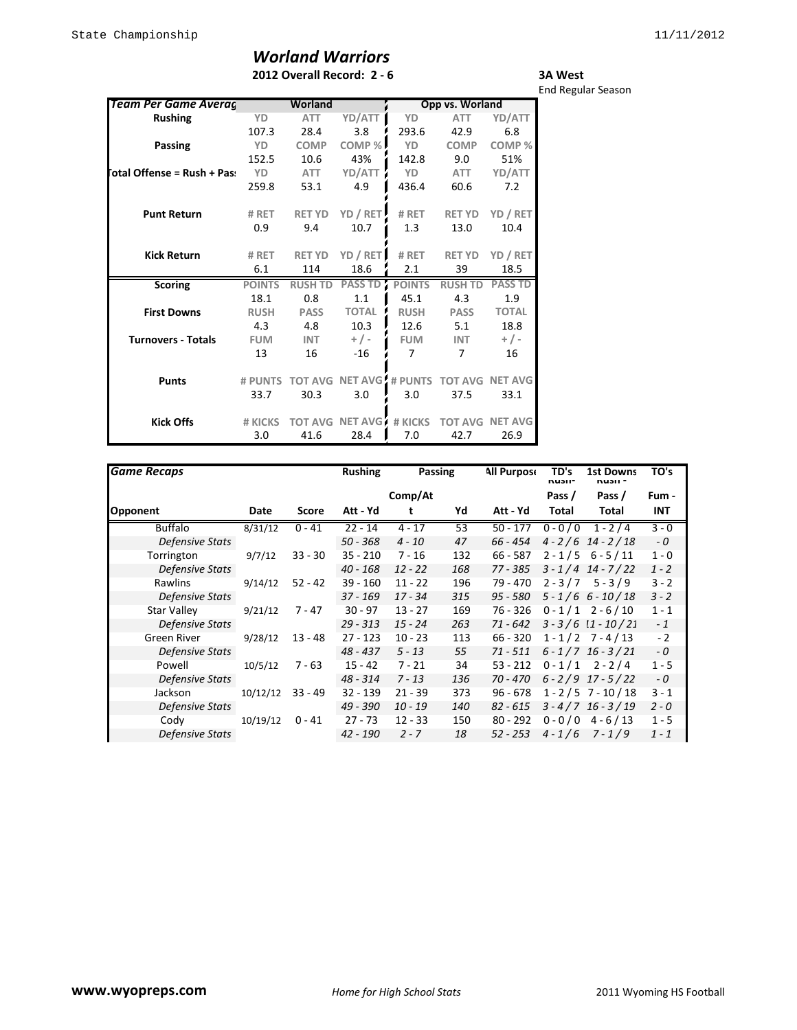# *Worland Warriors*

**2012 Overall Record: 2 - 6**

**3A West**

End Regular Season

| Team Per Game Averag | Worland | | | Opp vs. Worland | | |
|---|---|---|---|---|---|---|
| **Rushing** | YD | ATT | YD/ATT | YD | ATT | YD/ATT |
| | 107.3 | 28.4 | 3.8 | 293.6 | 42.9 | 6.8 |
| **Passing** | YD | COMP | COMP % | YD | COMP | COMP % |
| | 152.5 | 10.6 | 43% | 142.8 | 9.0 | 51% |
| **Total Offense = Rush + Pas** | YD | ATT | YD/ATT | YD | ATT | YD/ATT |
| | 259.8 | 53.1 | 4.9 | 436.4 | 60.6 | 7.2 |
| **Punt Return** | # RET | RET YD | YD / RET | # RET | RET YD | YD / RET |
| | 0.9 | 9.4 | 10.7 | 1.3 | 13.0 | 10.4 |
| **Kick Return** | # RET | RET YD | YD / RET | # RET | RET YD | YD / RET |
| | 6.1 | 114 | 18.6 | 2.1 | 39 | 18.5 |
| **Scoring** | POINTS | RUSH TD | PASS TD | POINTS | RUSH TD | PASS TD |
| | 18.1 | 0.8 | 1.1 | 45.1 | 4.3 | 1.9 |
| **First Downs** | RUSH | PASS | TOTAL | RUSH | PASS | TOTAL |
| | 4.3 | 4.8 | 10.3 | 12.6 | 5.1 | 18.8 |
| **Turnovers - Totals** | FUM | INT | + / - | FUM | INT | + / - |
| | 13 | 16 | -16 | 7 | 7 | 16 |
| **Punts** | # PUNTS | TOT AVG | NET AVG | # PUNTS | TOT AVG | NET AVG |
| | 33.7 | 30.3 | 3.0 | 3.0 | 37.5 | 33.1 |
| **Kick Offs** | # KICKS | TOT AVG | NET AVG | # KICKS | TOT AVG | NET AVG |
| | 3.0 | 41.6 | 28.4 | 7.0 | 42.7 | 26.9 |

| *Game Recaps* | | | Rushing | Passing | | All Purpose | TD's Rush - Pass / Total | 1st Downs Rush - Pass / Total | TO's Fum - INT |
|---|---|---|---|---|---|---|---|---|---|
| **Opponent** | **Date** | **Score** | **Att - Yd** | **Comp/Att** | **Yd** | **Att - Yd** | | | |
| Buffalo | 8/31/12 | 0 - 41 | 22 - 14 | 4 - 17 | 53 | 50 - 177 | 0 - 0 / 0 | 1 - 2 / 4 | 3 - 0 |
| *Defensive Stats* | | | *50 - 368* | *4 - 10* | *47* | *66 - 454* | *4 - 2 / 6* | *14 - 2 / 18* | *- 0* |
| Torrington | 9/7/12 | 33 - 30 | 35 - 210 | 7 - 16 | 132 | 66 - 587 | 2 - 1 / 5 | 6 - 5 / 11 | 1 - 0 |
| *Defensive Stats* | | | *40 - 168* | *12 - 22* | *168* | *77 - 385* | *3 - 1 / 4* | *14 - 7 / 22* | *1 - 2* |
| Rawlins | 9/14/12 | 52 - 42 | 39 - 160 | 11 - 22 | 196 | 79 - 470 | 2 - 3 / 7 | 5 - 3 / 9 | 3 - 2 |
| *Defensive Stats* | | | *37 - 169* | *17 - 34* | *315* | *95 - 580* | *5 - 1 / 6* | *6 - 10 / 18* | *3 - 2* |
| Star Valley | 9/21/12 | 7 - 47 | 30 - 97 | 13 - 27 | 169 | 76 - 326 | 0 - 1 / 1 | 2 - 6 / 10 | 1 - 1 |
| *Defensive Stats* | | | *29 - 313* | *15 - 24* | *263* | *71 - 642* | *3 - 3 / 6* | *11 - 10 / 21* | *- 1* |
| Green River | 9/28/12 | 13 - 48 | 27 - 123 | 10 - 23 | 113 | 66 - 320 | 1 - 1 / 2 | 7 - 4 / 13 | - 2 |
| *Defensive Stats* | | | *48 - 437* | *5 - 13* | *55* | *71 - 511* | *6 - 1 / 7* | *16 - 3 / 21* | *- 0* |
| Powell | 10/5/12 | 7 - 63 | 15 - 42 | 7 - 21 | 34 | 53 - 212 | 0 - 1 / 1 | 2 - 2 / 4 | 1 - 5 |
| *Defensive Stats* | | | *48 - 314* | *7 - 13* | *136* | *70 - 470* | *6 - 2 / 9* | *17 - 5 / 22* | *- 0* |
| Jackson | 10/12/12 | 33 - 49 | 32 - 139 | 21 - 39 | 373 | 96 - 678 | 1 - 2 / 5 | 7 - 10 / 18 | 3 - 1 |
| *Defensive Stats* | | | *49 - 390* | *10 - 19* | *140* | *82 - 615* | *3 - 4 / 7* | *16 - 3 / 19* | *2 - 0* |
| Cody | 10/19/12 | 0 - 41 | 27 - 73 | 12 - 33 | 150 | 80 - 292 | 0 - 0 / 0 | 4 - 6 / 13 | 1 - 5 |
| *Defensive Stats* | | | *42 - 190* | *2 - 7* | *18* | *52 - 253* | *4 - 1 / 6* | *7 - 1 / 9* | *1 - 1* |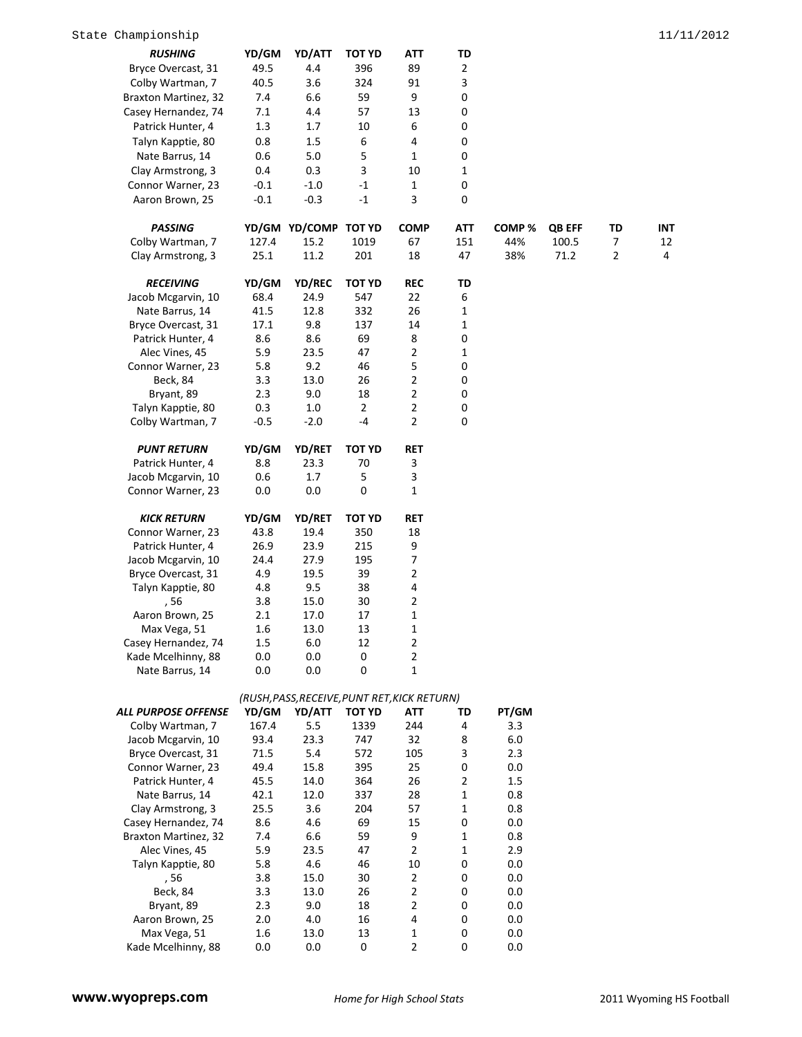State Championship 11/11/2012

| *RUSHING* | YD/GM | YD/ATT | TOT YD | ATT | TD |
|---|---|---|---|---|---|
| Bryce Overcast, 31 | 49.5 | 4.4 | 396 | 89 | 2 |
| Colby Wartman, 7 | 40.5 | 3.6 | 324 | 91 | 3 |
| Braxton Martinez, 32 | 7.4 | 6.6 | 59 | 9 | 0 |
| Casey Hernandez, 74 | 7.1 | 4.4 | 57 | 13 | 0 |
| Patrick Hunter, 4 | 1.3 | 1.7 | 10 | 6 | 0 |
| Talyn Kapptie, 80 | 0.8 | 1.5 | 6 | 4 | 0 |
| Nate Barrus, 14 | 0.6 | 5.0 | 5 | 1 | 0 |
| Clay Armstrong, 3 | 0.4 | 0.3 | 3 | 10 | 1 |
| Connor Warner, 23 | -0.1 | -1.0 | -1 | 1 | 0 |
| Aaron Brown, 25 | -0.1 | -0.3 | -1 | 3 | 0 |

| *PASSING* | YD/GM | YD/COMP | TOT YD | COMP | ATT | COMP % | QB EFF | TD | INT |
|---|---|---|---|---|---|---|---|---|---|
| Colby Wartman, 7 | 127.4 | 15.2 | 1019 | 67 | 151 | 44% | 100.5 | 7 | 12 |
| Clay Armstrong, 3 | 25.1 | 11.2 | 201 | 18 | 47 | 38% | 71.2 | 2 | 4 |

| *RECEIVING* | YD/GM | YD/REC | TOT YD | REC | TD |
|---|---|---|---|---|---|
| Jacob Mcgarvin, 10 | 68.4 | 24.9 | 547 | 22 | 6 |
| Nate Barrus, 14 | 41.5 | 12.8 | 332 | 26 | 1 |
| Bryce Overcast, 31 | 17.1 | 9.8 | 137 | 14 | 1 |
| Patrick Hunter, 4 | 8.6 | 8.6 | 69 | 8 | 0 |
| Alec Vines, 45 | 5.9 | 23.5 | 47 | 2 | 1 |
| Connor Warner, 23 | 5.8 | 9.2 | 46 | 5 | 0 |
| Beck, 84 | 3.3 | 13.0 | 26 | 2 | 0 |
| Bryant, 89 | 2.3 | 9.0 | 18 | 2 | 0 |
| Talyn Kapptie, 80 | 0.3 | 1.0 | 2 | 2 | 0 |
| Colby Wartman, 7 | -0.5 | -2.0 | -4 | 2 | 0 |

| *PUNT RETURN* | YD/GM | YD/RET | TOT YD | RET |
|---|---|---|---|---|
| Patrick Hunter, 4 | 8.8 | 23.3 | 70 | 3 |
| Jacob Mcgarvin, 10 | 0.6 | 1.7 | 5 | 3 |
| Connor Warner, 23 | 0.0 | 0.0 | 0 | 1 |

| *KICK RETURN* | YD/GM | YD/RET | TOT YD | RET |
|---|---|---|---|---|
| Connor Warner, 23 | 43.8 | 19.4 | 350 | 18 |
| Patrick Hunter, 4 | 26.9 | 23.9 | 215 | 9 |
| Jacob Mcgarvin, 10 | 24.4 | 27.9 | 195 | 7 |
| Bryce Overcast, 31 | 4.9 | 19.5 | 39 | 2 |
| Talyn Kapptie, 80 | 4.8 | 9.5 | 38 | 4 |
| , 56 | 3.8 | 15.0 | 30 | 2 |
| Aaron Brown, 25 | 2.1 | 17.0 | 17 | 1 |
| Max Vega, 51 | 1.6 | 13.0 | 13 | 1 |
| Casey Hernandez, 74 | 1.5 | 6.0 | 12 | 2 |
| Kade Mcelhinny, 88 | 0.0 | 0.0 | 0 | 2 |
| Nate Barrus, 14 | 0.0 | 0.0 | 0 | 1 |

*(RUSH,PASS,RECEIVE,PUNT RET,KICK RETURN)*

| *ALL PURPOSE OFFENSE* | YD/GM | YD/ATT | TOT YD | ATT | TD | PT/GM |
|---|---|---|---|---|---|---|
| Colby Wartman, 7 | 167.4 | 5.5 | 1339 | 244 | 4 | 3.3 |
| Jacob Mcgarvin, 10 | 93.4 | 23.3 | 747 | 32 | 8 | 6.0 |
| Bryce Overcast, 31 | 71.5 | 5.4 | 572 | 105 | 3 | 2.3 |
| Connor Warner, 23 | 49.4 | 15.8 | 395 | 25 | 0 | 0.0 |
| Patrick Hunter, 4 | 45.5 | 14.0 | 364 | 26 | 2 | 1.5 |
| Nate Barrus, 14 | 42.1 | 12.0 | 337 | 28 | 1 | 0.8 |
| Clay Armstrong, 3 | 25.5 | 3.6 | 204 | 57 | 1 | 0.8 |
| Casey Hernandez, 74 | 8.6 | 4.6 | 69 | 15 | 0 | 0.0 |
| Braxton Martinez, 32 | 7.4 | 6.6 | 59 | 9 | 1 | 0.8 |
| Alec Vines, 45 | 5.9 | 23.5 | 47 | 2 | 1 | 2.9 |
| Talyn Kapptie, 80 | 5.8 | 4.6 | 46 | 10 | 0 | 0.0 |
| , 56 | 3.8 | 15.0 | 30 | 2 | 0 | 0.0 |
| Beck, 84 | 3.3 | 13.0 | 26 | 2 | 0 | 0.0 |
| Bryant, 89 | 2.3 | 9.0 | 18 | 2 | 0 | 0.0 |
| Aaron Brown, 25 | 2.0 | 4.0 | 16 | 4 | 0 | 0.0 |
| Max Vega, 51 | 1.6 | 13.0 | 13 | 1 | 0 | 0.0 |
| Kade Mcelhinny, 88 | 0.0 | 0.0 | 0 | 2 | 0 | 0.0 |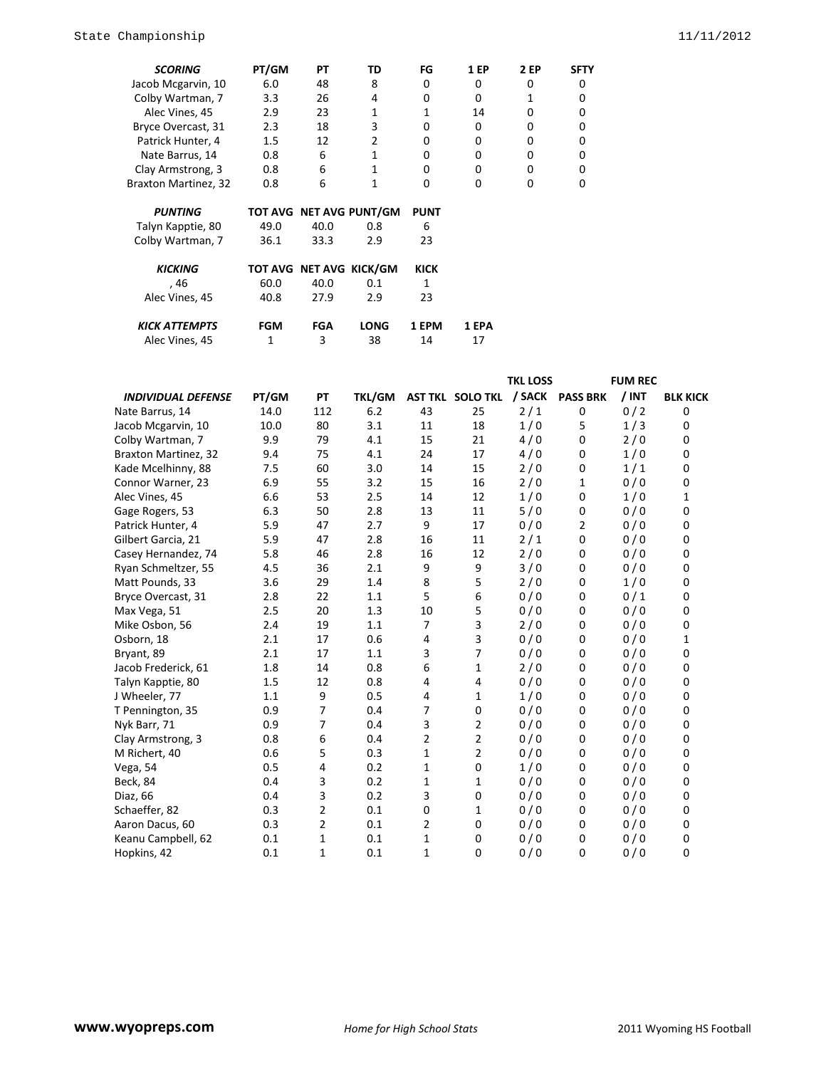| *SCORING* | PT/GM | PT | TD | FG | 1 EP | 2 EP | SFTY |
|---|---|---|---|---|---|---|---|
| Jacob Mcgarvin, 10 | 6.0 | 48 | 8 | 0 | 0 | 0 | 0 |
| Colby Wartman, 7 | 3.3 | 26 | 4 | 0 | 0 | 1 | 0 |
| Alec Vines, 45 | 2.9 | 23 | 1 | 1 | 14 | 0 | 0 |
| Bryce Overcast, 31 | 2.3 | 18 | 3 | 0 | 0 | 0 | 0 |
| Patrick Hunter, 4 | 1.5 | 12 | 2 | 0 | 0 | 0 | 0 |
| Nate Barrus, 14 | 0.8 | 6 | 1 | 0 | 0 | 0 | 0 |
| Clay Armstrong, 3 | 0.8 | 6 | 1 | 0 | 0 | 0 | 0 |
| Braxton Martinez, 32 | 0.8 | 6 | 1 | 0 | 0 | 0 | 0 |

| *PUNTING* | TOT AVG | NET AVG | PUNT/GM | PUNT |
|---|---|---|---|---|
| Talyn Kapptie, 80 | 49.0 | 40.0 | 0.8 | 6 |
| Colby Wartman, 7 | 36.1 | 33.3 | 2.9 | 23 |

| *KICKING* | TOT AVG | NET AVG | KICK/GM | KICK |
|---|---|---|---|---|
| , 46 | 60.0 | 40.0 | 0.1 | 1 |
| Alec Vines, 45 | 40.8 | 27.9 | 2.9 | 23 |

| *KICK ATTEMPTS* | FGM | FGA | LONG | 1 EPM | 1 EPA |
|---|---|---|---|---|---|
| Alec Vines, 45 | 1 | 3 | 38 | 14 | 17 |

| *INDIVIDUAL DEFENSE* | PT/GM | PT | TKL/GM | AST TKL | SOLO TKL | TKL LOSS / SACK | PASS BRK | FUM REC / INT | BLK KICK |
|---|---|---|---|---|---|---|---|---|---|
| Nate Barrus, 14 | 14.0 | 112 | 6.2 | 43 | 25 | 2 / 1 | 0 | 0 / 2 | 0 |
| Jacob Mcgarvin, 10 | 10.0 | 80 | 3.1 | 11 | 18 | 1 / 0 | 5 | 1 / 3 | 0 |
| Colby Wartman, 7 | 9.9 | 79 | 4.1 | 15 | 21 | 4 / 0 | 0 | 2 / 0 | 0 |
| Braxton Martinez, 32 | 9.4 | 75 | 4.1 | 24 | 17 | 4 / 0 | 0 | 1 / 0 | 0 |
| Kade Mcelhinny, 88 | 7.5 | 60 | 3.0 | 14 | 15 | 2 / 0 | 0 | 1 / 1 | 0 |
| Connor Warner, 23 | 6.9 | 55 | 3.2 | 15 | 16 | 2 / 0 | 1 | 0 / 0 | 0 |
| Alec Vines, 45 | 6.6 | 53 | 2.5 | 14 | 12 | 1 / 0 | 0 | 1 / 0 | 1 |
| Gage Rogers, 53 | 6.3 | 50 | 2.8 | 13 | 11 | 5 / 0 | 0 | 0 / 0 | 0 |
| Patrick Hunter, 4 | 5.9 | 47 | 2.7 | 9 | 17 | 0 / 0 | 2 | 0 / 0 | 0 |
| Gilbert Garcia, 21 | 5.9 | 47 | 2.8 | 16 | 11 | 2 / 1 | 0 | 0 / 0 | 0 |
| Casey Hernandez, 74 | 5.8 | 46 | 2.8 | 16 | 12 | 2 / 0 | 0 | 0 / 0 | 0 |
| Ryan Schmeltzer, 55 | 4.5 | 36 | 2.1 | 9 | 9 | 3 / 0 | 0 | 0 / 0 | 0 |
| Matt Pounds, 33 | 3.6 | 29 | 1.4 | 8 | 5 | 2 / 0 | 0 | 1 / 0 | 0 |
| Bryce Overcast, 31 | 2.8 | 22 | 1.1 | 5 | 6 | 0 / 0 | 0 | 0 / 1 | 0 |
| Max Vega, 51 | 2.5 | 20 | 1.3 | 10 | 5 | 0 / 0 | 0 | 0 / 0 | 0 |
| Mike Osbon, 56 | 2.4 | 19 | 1.1 | 7 | 3 | 2 / 0 | 0 | 0 / 0 | 0 |
| Osborn, 18 | 2.1 | 17 | 0.6 | 4 | 3 | 0 / 0 | 0 | 0 / 0 | 1 |
| Bryant, 89 | 2.1 | 17 | 1.1 | 3 | 7 | 0 / 0 | 0 | 0 / 0 | 0 |
| Jacob Frederick, 61 | 1.8 | 14 | 0.8 | 6 | 1 | 2 / 0 | 0 | 0 / 0 | 0 |
| Talyn Kapptie, 80 | 1.5 | 12 | 0.8 | 4 | 4 | 0 / 0 | 0 | 0 / 0 | 0 |
| J Wheeler, 77 | 1.1 | 9 | 0.5 | 4 | 1 | 1 / 0 | 0 | 0 / 0 | 0 |
| T Pennington, 35 | 0.9 | 7 | 0.4 | 7 | 0 | 0 / 0 | 0 | 0 / 0 | 0 |
| Nyk Barr, 71 | 0.9 | 7 | 0.4 | 3 | 2 | 0 / 0 | 0 | 0 / 0 | 0 |
| Clay Armstrong, 3 | 0.8 | 6 | 0.4 | 2 | 2 | 0 / 0 | 0 | 0 / 0 | 0 |
| M Richert, 40 | 0.6 | 5 | 0.3 | 1 | 2 | 0 / 0 | 0 | 0 / 0 | 0 |
| Vega, 54 | 0.5 | 4 | 0.2 | 1 | 0 | 1 / 0 | 0 | 0 / 0 | 0 |
| Beck, 84 | 0.4 | 3 | 0.2 | 1 | 1 | 0 / 0 | 0 | 0 / 0 | 0 |
| Diaz, 66 | 0.4 | 3 | 0.2 | 3 | 0 | 0 / 0 | 0 | 0 / 0 | 0 |
| Schaeffer, 82 | 0.3 | 2 | 0.1 | 0 | 1 | 0 / 0 | 0 | 0 / 0 | 0 |
| Aaron Dacus, 60 | 0.3 | 2 | 0.1 | 2 | 0 | 0 / 0 | 0 | 0 / 0 | 0 |
| Keanu Campbell, 62 | 0.1 | 1 | 0.1 | 1 | 0 | 0 / 0 | 0 | 0 / 0 | 0 |
| Hopkins, 42 | 0.1 | 1 | 0.1 | 1 | 0 | 0 / 0 | 0 | 0 / 0 | 0 |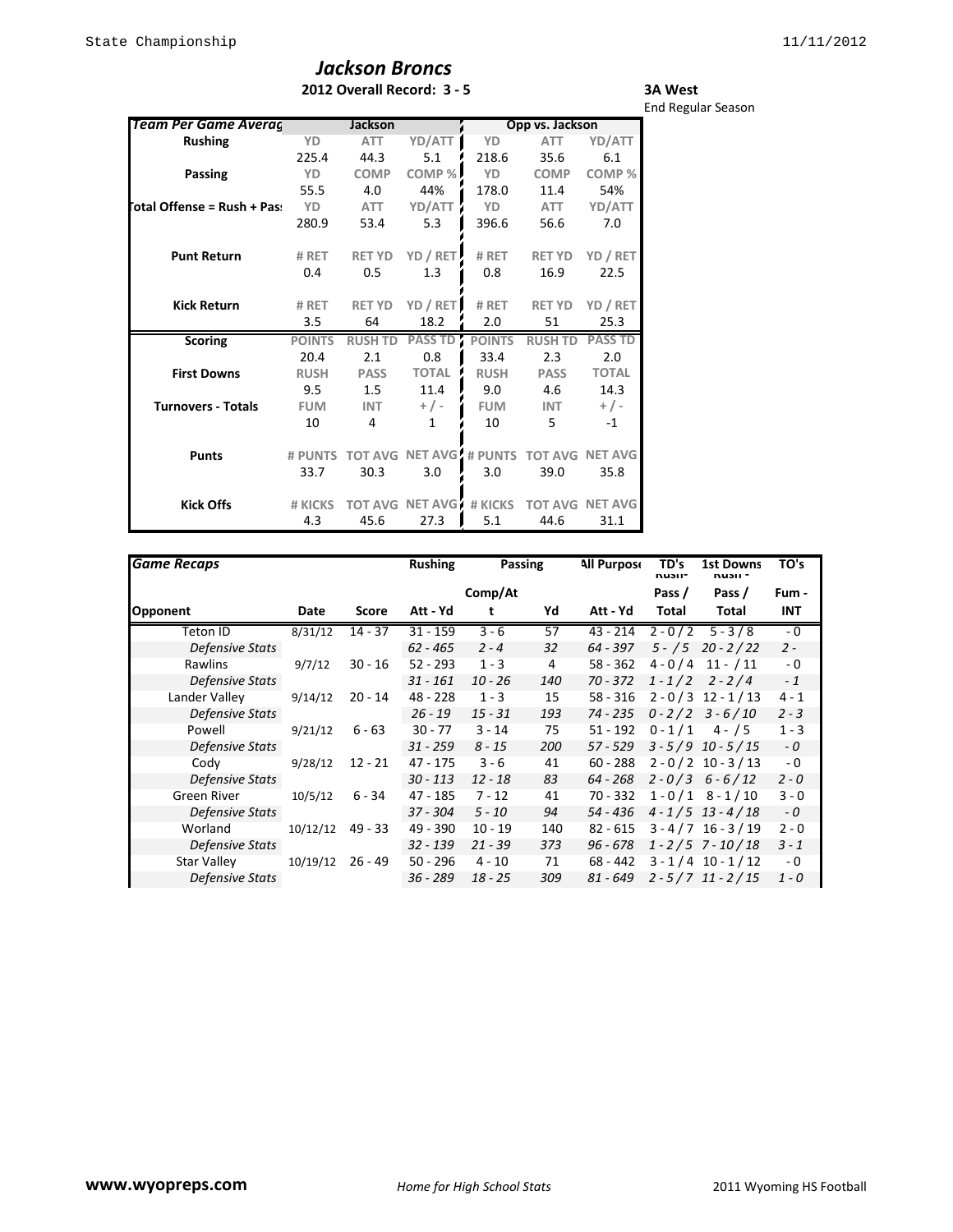# Jackson Broncs

**2012 Overall Record: 3 - 5**

**3A West**

End Regular Season

| Team Per Game Averag | Jackson | | | Opp vs. Jackson | | |
|---|---|---|---|---|---|---|
| **Rushing** | YD | ATT | YD/ATT | YD | ATT | YD/ATT |
| | 225.4 | 44.3 | 5.1 | 218.6 | 35.6 | 6.1 |
| **Passing** | YD | COMP | COMP % | YD | COMP | COMP % |
| | 55.5 | 4.0 | 44% | 178.0 | 11.4 | 54% |
| **Total Offense = Rush + Pass** | YD | ATT | YD/ATT | YD | ATT | YD/ATT |
| | 280.9 | 53.4 | 5.3 | 396.6 | 56.6 | 7.0 |
| **Punt Return** | # RET | RET YD | YD / RET | # RET | RET YD | YD / RET |
| | 0.4 | 0.5 | 1.3 | 0.8 | 16.9 | 22.5 |
| **Kick Return** | # RET | RET YD | YD / RET | # RET | RET YD | YD / RET |
| | 3.5 | 64 | 18.2 | 2.0 | 51 | 25.3 |
| **Scoring** | POINTS | RUSH TD | PASS TD | POINTS | RUSH TD | PASS TD |
| | 20.4 | 2.1 | 0.8 | 33.4 | 2.3 | 2.0 |
| **First Downs** | RUSH | PASS | TOTAL | RUSH | PASS | TOTAL |
| | 9.5 | 1.5 | 11.4 | 9.0 | 4.6 | 14.3 |
| **Turnovers - Totals** | FUM | INT | + / - | FUM | INT | + / - |
| | 10 | 4 | 1 | 10 | 5 | -1 |
| **Punts** | # PUNTS | TOT AVG | NET AVG | # PUNTS | TOT AVG | NET AVG |
| | 33.7 | 30.3 | 3.0 | 3.0 | 39.0 | 35.8 |
| **Kick Offs** | # KICKS | TOT AVG | NET AVG | # KICKS | TOT AVG | NET AVG |
| | 4.3 | 45.6 | 27.3 | 5.1 | 44.6 | 31.1 |

| Game Recaps | | | Rushing | Passing | | All Purpose | TD's | 1st Downs | TO's |
|---|---|---|---|---|---|---|---|---|---|
| | | | | Comp/Att | | | Rush - Pass / Total | Rush - Pass / Total | Fum - INT |
| **Opponent** | **Date** | **Score** | **Att - Yd** | | **Yd** | **Att - Yd** | | | |
| Teton ID | 8/31/12 | 14 - 37 | 31 - 159 | 3 - 6 | 57 | 43 - 214 | 2 - 0 / 2 | 5 - 3 / 8 | - 0 |
| *Defensive Stats* | | | *62 - 465* | *2 - 4* | *32* | *64 - 397* | *5 - / 5* | *20 - 2 / 22* | *2 -* |
| Rawlins | 9/7/12 | 30 - 16 | 52 - 293 | 1 - 3 | 4 | 58 - 362 | 4 - 0 / 4 | 11 - / 11 | - 0 |
| *Defensive Stats* | | | *31 - 161* | *10 - 26* | *140* | *70 - 372* | *1 - 1 / 2* | *2 - 2 / 4* | *- 1* |
| Lander Valley | 9/14/12 | 20 - 14 | 48 - 228 | 1 - 3 | 15 | 58 - 316 | 2 - 0 / 3 | 12 - 1 / 13 | 4 - 1 |
| *Defensive Stats* | | | *26 - 19* | *15 - 31* | *193* | *74 - 235* | *0 - 2 / 2* | *3 - 6 / 10* | *2 - 3* |
| Powell | 9/21/12 | 6 - 63 | 30 - 77 | 3 - 14 | 75 | 51 - 192 | 0 - 1 / 1 | 4 - / 5 | 1 - 3 |
| *Defensive Stats* | | | *31 - 259* | *8 - 15* | *200* | *57 - 529* | *3 - 5 / 9* | *10 - 5 / 15* | *- 0* |
| Cody | 9/28/12 | 12 - 21 | 47 - 175 | 3 - 6 | 41 | 60 - 288 | 2 - 0 / 2 | 10 - 3 / 13 | - 0 |
| *Defensive Stats* | | | *30 - 113* | *12 - 18* | *83* | *64 - 268* | *2 - 0 / 3* | *6 - 6 / 12* | *2 - 0* |
| Green River | 10/5/12 | 6 - 34 | 47 - 185 | 7 - 12 | 41 | 70 - 332 | 1 - 0 / 1 | 8 - 1 / 10 | 3 - 0 |
| *Defensive Stats* | | | *37 - 304* | *5 - 10* | *94* | *54 - 436* | *4 - 1 / 5* | *13 - 4 / 18* | *- 0* |
| Worland | 10/12/12 | 49 - 33 | 49 - 390 | 10 - 19 | 140 | 82 - 615 | 3 - 4 / 7 | 16 - 3 / 19 | 2 - 0 |
| *Defensive Stats* | | | *32 - 139* | *21 - 39* | *373* | *96 - 678* | *1 - 2 / 5* | *7 - 10 / 18* | *3 - 1* |
| Star Valley | 10/19/12 | 26 - 49 | 50 - 296 | 4 - 10 | 71 | 68 - 442 | 3 - 1 / 4 | 10 - 1 / 12 | - 0 |
| *Defensive Stats* | | | *36 - 289* | *18 - 25* | *309* | *81 - 649* | *2 - 5 / 7* | *11 - 2 / 15* | *1 - 0* |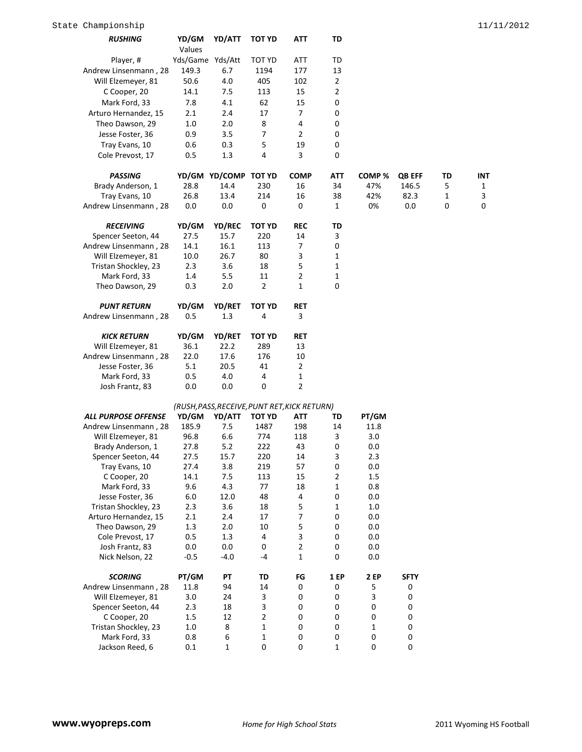State Championship 11/11/2012

| RUSHING | YD/GM | YD/ATT | TOT YD | ATT | TD |
|---|---|---|---|---|---|
| | Values | | | | |
| Player, # | Yds/Game | Yds/Att | TOT YD | ATT | TD |
| Andrew Linsenmann , 28 | 149.3 | 6.7 | 1194 | 177 | 13 |
| Will Elzemeyer, 81 | 50.6 | 4.0 | 405 | 102 | 2 |
| C Cooper, 20 | 14.1 | 7.5 | 113 | 15 | 2 |
| Mark Ford, 33 | 7.8 | 4.1 | 62 | 15 | 0 |
| Arturo Hernandez, 15 | 2.1 | 2.4 | 17 | 7 | 0 |
| Theo Dawson, 29 | 1.0 | 2.0 | 8 | 4 | 0 |
| Jesse Foster, 36 | 0.9 | 3.5 | 7 | 2 | 0 |
| Tray Evans, 10 | 0.6 | 0.3 | 5 | 19 | 0 |
| Cole Prevost, 17 | 0.5 | 1.3 | 4 | 3 | 0 |

| PASSING | YD/GM | YD/COMP | TOT YD | COMP | ATT | COMP % | QB EFF | TD | INT |
|---|---|---|---|---|---|---|---|---|---|
| Brady Anderson, 1 | 28.8 | 14.4 | 230 | 16 | 34 | 47% | 146.5 | 5 | 1 |
| Tray Evans, 10 | 26.8 | 13.4 | 214 | 16 | 38 | 42% | 82.3 | 1 | 3 |
| Andrew Linsenmann , 28 | 0.0 | 0.0 | 0 | 0 | 1 | 0% | 0.0 | 0 | 0 |

| RECEIVING | YD/GM | YD/REC | TOT YD | REC | TD |
|---|---|---|---|---|---|
| Spencer Seeton, 44 | 27.5 | 15.7 | 220 | 14 | 3 |
| Andrew Linsenmann , 28 | 14.1 | 16.1 | 113 | 7 | 0 |
| Will Elzemeyer, 81 | 10.0 | 26.7 | 80 | 3 | 1 |
| Tristan Shockley, 23 | 2.3 | 3.6 | 18 | 5 | 1 |
| Mark Ford, 33 | 1.4 | 5.5 | 11 | 2 | 1 |
| Theo Dawson, 29 | 0.3 | 2.0 | 2 | 1 | 0 |

| PUNT RETURN | YD/GM | YD/RET | TOT YD | RET |
|---|---|---|---|---|
| Andrew Linsenmann , 28 | 0.5 | 1.3 | 4 | 3 |

| KICK RETURN | YD/GM | YD/RET | TOT YD | RET |
|---|---|---|---|---|
| Will Elzemeyer, 81 | 36.1 | 22.2 | 289 | 13 |
| Andrew Linsenmann , 28 | 22.0 | 17.6 | 176 | 10 |
| Jesse Foster, 36 | 5.1 | 20.5 | 41 | 2 |
| Mark Ford, 33 | 0.5 | 4.0 | 4 | 1 |
| Josh Frantz, 83 | 0.0 | 0.0 | 0 | 2 |

(RUSH,PASS,RECEIVE,PUNT RET,KICK RETURN)

| ALL PURPOSE OFFENSE | YD/GM | YD/ATT | TOT YD | ATT | TD | PT/GM |
|---|---|---|---|---|---|---|
| Andrew Linsenmann , 28 | 185.9 | 7.5 | 1487 | 198 | 14 | 11.8 |
| Will Elzemeyer, 81 | 96.8 | 6.6 | 774 | 118 | 3 | 3.0 |
| Brady Anderson, 1 | 27.8 | 5.2 | 222 | 43 | 0 | 0.0 |
| Spencer Seeton, 44 | 27.5 | 15.7 | 220 | 14 | 3 | 2.3 |
| Tray Evans, 10 | 27.4 | 3.8 | 219 | 57 | 0 | 0.0 |
| C Cooper, 20 | 14.1 | 7.5 | 113 | 15 | 2 | 1.5 |
| Mark Ford, 33 | 9.6 | 4.3 | 77 | 18 | 1 | 0.8 |
| Jesse Foster, 36 | 6.0 | 12.0 | 48 | 4 | 0 | 0.0 |
| Tristan Shockley, 23 | 2.3 | 3.6 | 18 | 5 | 1 | 1.0 |
| Arturo Hernandez, 15 | 2.1 | 2.4 | 17 | 7 | 0 | 0.0 |
| Theo Dawson, 29 | 1.3 | 2.0 | 10 | 5 | 0 | 0.0 |
| Cole Prevost, 17 | 0.5 | 1.3 | 4 | 3 | 0 | 0.0 |
| Josh Frantz, 83 | 0.0 | 0.0 | 0 | 2 | 0 | 0.0 |
| Nick Nelson, 22 | -0.5 | -4.0 | -4 | 1 | 0 | 0.0 |

| SCORING | PT/GM | PT | TD | FG | 1 EP | 2 EP | SFTY |
|---|---|---|---|---|---|---|---|
| Andrew Linsenmann , 28 | 11.8 | 94 | 14 | 0 | 0 | 5 | 0 |
| Will Elzemeyer, 81 | 3.0 | 24 | 3 | 0 | 0 | 3 | 0 |
| Spencer Seeton, 44 | 2.3 | 18 | 3 | 0 | 0 | 0 | 0 |
| C Cooper, 20 | 1.5 | 12 | 2 | 0 | 0 | 0 | 0 |
| Tristan Shockley, 23 | 1.0 | 8 | 1 | 0 | 0 | 1 | 0 |
| Mark Ford, 33 | 0.8 | 6 | 1 | 0 | 0 | 0 | 0 |
| Jackson Reed, 6 | 0.1 | 1 | 0 | 0 | 1 | 0 | 0 |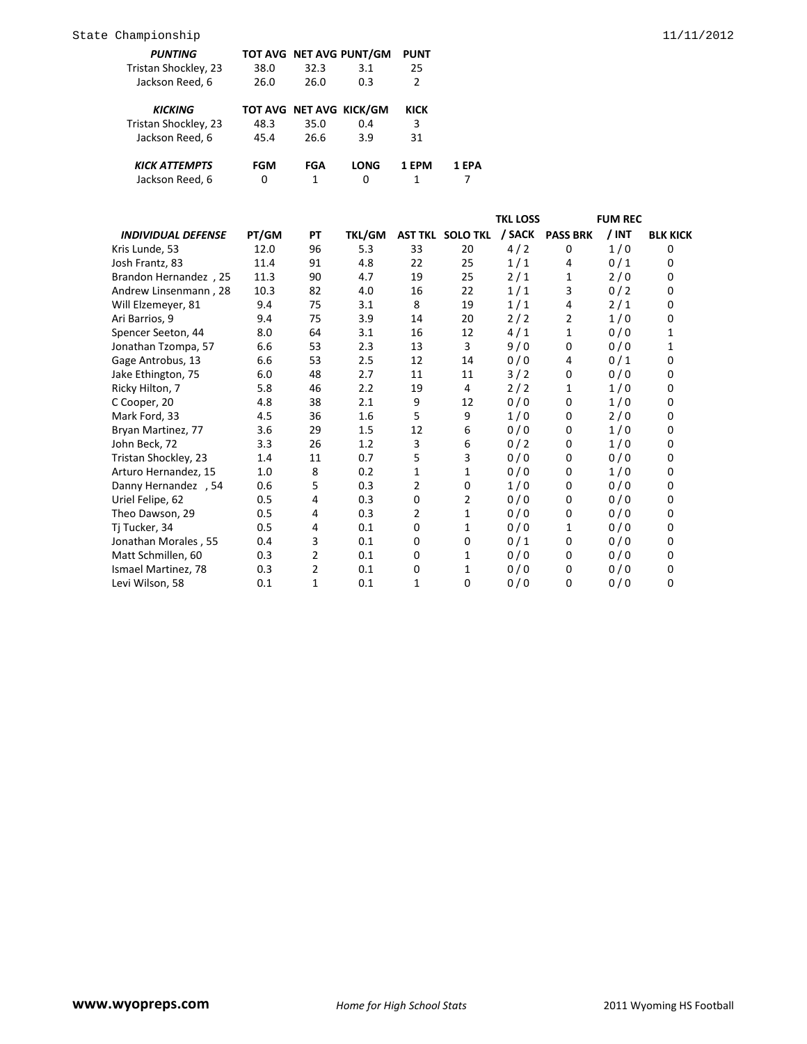| PUNTING | TOT AVG | NET AVG | PUNT/GM | PUNT |
|---|---|---|---|---|
| Tristan Shockley, 23 | 38.0 | 32.3 | 3.1 | 25 |
| Jackson Reed, 6 | 26.0 | 26.0 | 0.3 | 2 |

| KICKING | TOT AVG | NET AVG | KICK/GM | KICK |
|---|---|---|---|---|
| Tristan Shockley, 23 | 48.3 | 35.0 | 0.4 | 3 |
| Jackson Reed, 6 | 45.4 | 26.6 | 3.9 | 31 |

| KICK ATTEMPTS | FGM | FGA | LONG | 1 EPM | 1 EPA |
|---|---|---|---|---|---|
| Jackson Reed, 6 | 0 | 1 | 0 | 1 | 7 |

| INDIVIDUAL DEFENSE | PT/GM | PT | TKL/GM | AST TKL | SOLO TKL | TKL LOSS / SACK | PASS BRK | FUM REC / INT | BLK KICK |
|---|---|---|---|---|---|---|---|---|---|
| Kris Lunde, 53 | 12.0 | 96 | 5.3 | 33 | 20 | 4 / 2 | 0 | 1 / 0 | 0 |
| Josh Frantz, 83 | 11.4 | 91 | 4.8 | 22 | 25 | 1 / 1 | 4 | 0 / 1 | 0 |
| Brandon Hernandez , 25 | 11.3 | 90 | 4.7 | 19 | 25 | 2 / 1 | 1 | 2 / 0 | 0 |
| Andrew Linsenmann , 28 | 10.3 | 82 | 4.0 | 16 | 22 | 1 / 1 | 3 | 0 / 2 | 0 |
| Will Elzemeyer, 81 | 9.4 | 75 | 3.1 | 8 | 19 | 1 / 1 | 4 | 2 / 1 | 0 |
| Ari Barrios, 9 | 9.4 | 75 | 3.9 | 14 | 20 | 2 / 2 | 2 | 1 / 0 | 0 |
| Spencer Seeton, 44 | 8.0 | 64 | 3.1 | 16 | 12 | 4 / 1 | 1 | 0 / 0 | 1 |
| Jonathan Tzompa, 57 | 6.6 | 53 | 2.3 | 13 | 3 | 9 / 0 | 0 | 0 / 0 | 1 |
| Gage Antrobus, 13 | 6.6 | 53 | 2.5 | 12 | 14 | 0 / 0 | 4 | 0 / 1 | 0 |
| Jake Ethington, 75 | 6.0 | 48 | 2.7 | 11 | 11 | 3 / 2 | 0 | 0 / 0 | 0 |
| Ricky Hilton, 7 | 5.8 | 46 | 2.2 | 19 | 4 | 2 / 2 | 1 | 1 / 0 | 0 |
| C Cooper, 20 | 4.8 | 38 | 2.1 | 9 | 12 | 0 / 0 | 0 | 1 / 0 | 0 |
| Mark Ford, 33 | 4.5 | 36 | 1.6 | 5 | 9 | 1 / 0 | 0 | 2 / 0 | 0 |
| Bryan Martinez, 77 | 3.6 | 29 | 1.5 | 12 | 6 | 0 / 0 | 0 | 1 / 0 | 0 |
| John Beck, 72 | 3.3 | 26 | 1.2 | 3 | 6 | 0 / 2 | 0 | 1 / 0 | 0 |
| Tristan Shockley, 23 | 1.4 | 11 | 0.7 | 5 | 3 | 0 / 0 | 0 | 0 / 0 | 0 |
| Arturo Hernandez, 15 | 1.0 | 8 | 0.2 | 1 | 1 | 0 / 0 | 0 | 1 / 0 | 0 |
| Danny Hernandez , 54 | 0.6 | 5 | 0.3 | 2 | 0 | 1 / 0 | 0 | 0 / 0 | 0 |
| Uriel Felipe, 62 | 0.5 | 4 | 0.3 | 0 | 2 | 0 / 0 | 0 | 0 / 0 | 0 |
| Theo Dawson, 29 | 0.5 | 4 | 0.3 | 2 | 1 | 0 / 0 | 0 | 0 / 0 | 0 |
| Tj Tucker, 34 | 0.5 | 4 | 0.1 | 0 | 1 | 0 / 0 | 1 | 0 / 0 | 0 |
| Jonathan Morales , 55 | 0.4 | 3 | 0.1 | 0 | 0 | 0 / 1 | 0 | 0 / 0 | 0 |
| Matt Schmillen, 60 | 0.3 | 2 | 0.1 | 0 | 1 | 0 / 0 | 0 | 0 / 0 | 0 |
| Ismael Martinez, 78 | 0.3 | 2 | 0.1 | 0 | 1 | 0 / 0 | 0 | 0 / 0 | 0 |
| Levi Wilson, 58 | 0.1 | 1 | 0.1 | 1 | 0 | 0 / 0 | 0 | 0 / 0 | 0 |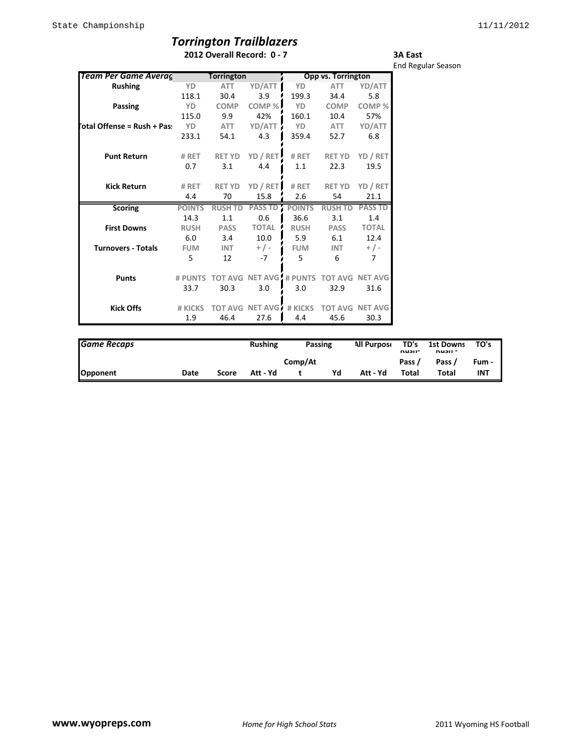# *Torrington Trailblazers*

**2012 Overall Record: 0 - 7**

**3A East**

End Regular Season

| *Team Per Game Averag* | Torrington | | | Opp vs. Torrington | | |
|---|---|---|---|---|---|---|
| **Rushing** | YD | ATT | YD/ATT | YD | ATT | YD/ATT |
| | 118.1 | 30.4 | 3.9 | 199.3 | 34.4 | 5.8 |
| **Passing** | YD | COMP | COMP % | YD | COMP | COMP % |
| | 115.0 | 9.9 | 42% | 160.1 | 10.4 | 57% |
| **Total Offense = Rush + Pass** | YD | ATT | YD/ATT | YD | ATT | YD/ATT |
| | 233.1 | 54.1 | 4.3 | 359.4 | 52.7 | 6.8 |
| **Punt Return** | # RET | RET YD | YD / RET | # RET | RET YD | YD / RET |
| | 0.7 | 3.1 | 4.4 | 1.1 | 22.3 | 19.5 |
| **Kick Return** | # RET | RET YD | YD / RET | # RET | RET YD | YD / RET |
| | 4.4 | 70 | 15.8 | 2.6 | 54 | 21.1 |
| **Scoring** | POINTS | RUSH TD | PASS TD | POINTS | RUSH TD | PASS TD |
| | 14.3 | 1.1 | 0.6 | 36.6 | 3.1 | 1.4 |
| **First Downs** | RUSH | PASS | TOTAL | RUSH | PASS | TOTAL |
| | 6.0 | 3.4 | 10.0 | 5.9 | 6.1 | 12.4 |
| **Turnovers - Totals** | FUM | INT | + / - | FUM | INT | + / - |
| | 5 | 12 | -7 | 5 | 6 | 7 |
| **Punts** | # PUNTS | TOT AVG | NET AVG | # PUNTS | TOT AVG | NET AVG |
| | 33.7 | 30.3 | 3.0 | 3.0 | 32.9 | 31.6 |
| **Kick Offs** | # KICKS | TOT AVG | NET AVG | # KICKS | TOT AVG | NET AVG |
| | 1.9 | 46.4 | 27.6 | 4.4 | 45.6 | 30.3 |

| *Game Recaps* | | | Rushing | Passing | | All Purpose | TD's Rush - Pass / Total | 1st Downs Rush - Pass / Total | TO's Fum - INT |
|---|---|---|---|---|---|---|---|---|---|
| **Opponent** | **Date** | **Score** | **Att - Yd** | **Comp/Att** | **Yd** | **Att - Yd** | | | |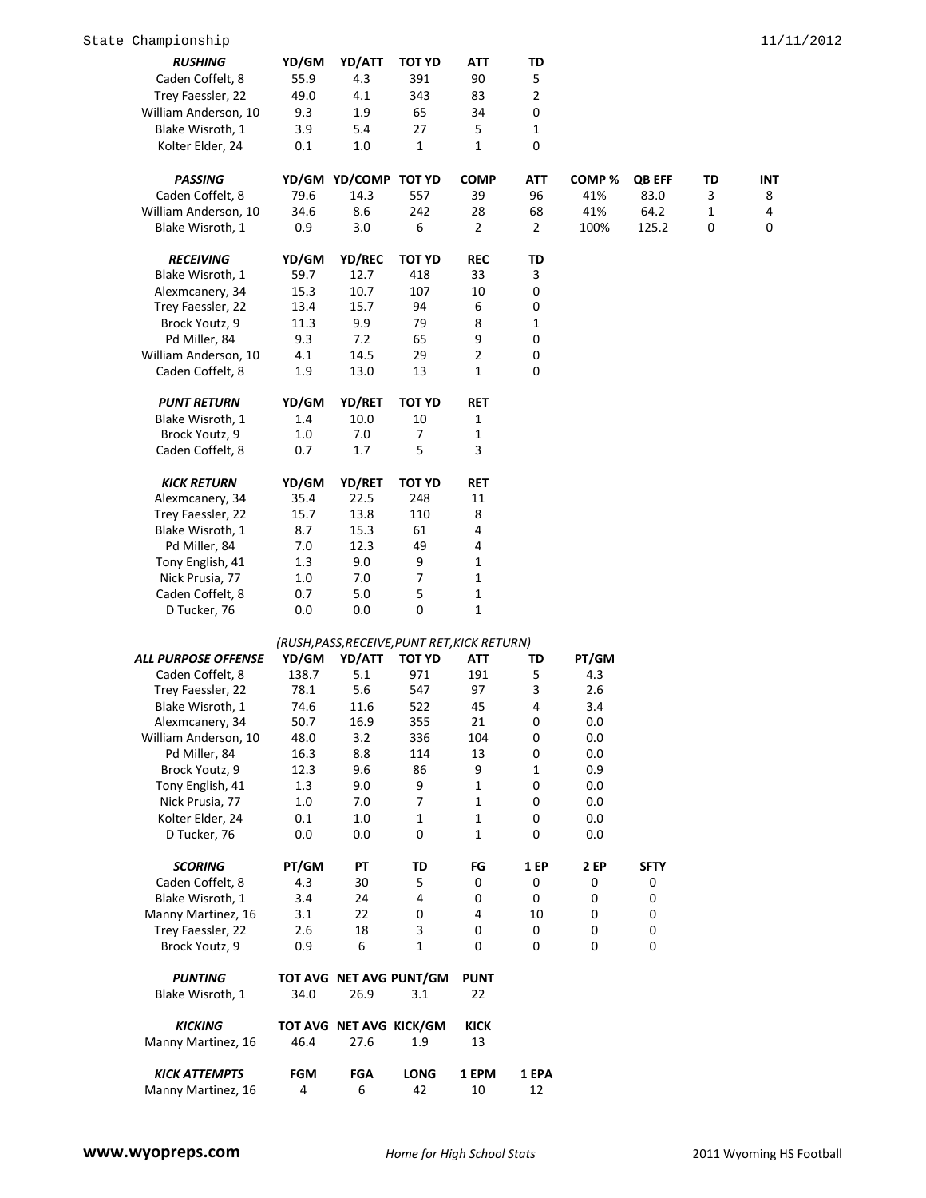State Championship 11/11/2012

| *RUSHING* | YD/GM | YD/ATT | TOT YD | ATT | TD |
|---|---|---|---|---|---|
| Caden Coffelt, 8 | 55.9 | 4.3 | 391 | 90 | 5 |
| Trey Faessler, 22 | 49.0 | 4.1 | 343 | 83 | 2 |
| William Anderson, 10 | 9.3 | 1.9 | 65 | 34 | 0 |
| Blake Wisroth, 1 | 3.9 | 5.4 | 27 | 5 | 1 |
| Kolter Elder, 24 | 0.1 | 1.0 | 1 | 1 | 0 |

| *PASSING* | YD/GM | YD/COMP | TOT YD | COMP | ATT | COMP % | QB EFF | TD | INT |
|---|---|---|---|---|---|---|---|---|---|
| Caden Coffelt, 8 | 79.6 | 14.3 | 557 | 39 | 96 | 41% | 83.0 | 3 | 8 |
| William Anderson, 10 | 34.6 | 8.6 | 242 | 28 | 68 | 41% | 64.2 | 1 | 4 |
| Blake Wisroth, 1 | 0.9 | 3.0 | 6 | 2 | 2 | 100% | 125.2 | 0 | 0 |

| *RECEIVING* | YD/GM | YD/REC | TOT YD | REC | TD |
|---|---|---|---|---|---|
| Blake Wisroth, 1 | 59.7 | 12.7 | 418 | 33 | 3 |
| Alexmcanery, 34 | 15.3 | 10.7 | 107 | 10 | 0 |
| Trey Faessler, 22 | 13.4 | 15.7 | 94 | 6 | 0 |
| Brock Youtz, 9 | 11.3 | 9.9 | 79 | 8 | 1 |
| Pd Miller, 84 | 9.3 | 7.2 | 65 | 9 | 0 |
| William Anderson, 10 | 4.1 | 14.5 | 29 | 2 | 0 |
| Caden Coffelt, 8 | 1.9 | 13.0 | 13 | 1 | 0 |

| *PUNT RETURN* | YD/GM | YD/RET | TOT YD | RET |
|---|---|---|---|---|
| Blake Wisroth, 1 | 1.4 | 10.0 | 10 | 1 |
| Brock Youtz, 9 | 1.0 | 7.0 | 7 | 1 |
| Caden Coffelt, 8 | 0.7 | 1.7 | 5 | 3 |

| *KICK RETURN* | YD/GM | YD/RET | TOT YD | RET |
|---|---|---|---|---|
| Alexmcanery, 34 | 35.4 | 22.5 | 248 | 11 |
| Trey Faessler, 22 | 15.7 | 13.8 | 110 | 8 |
| Blake Wisroth, 1 | 8.7 | 15.3 | 61 | 4 |
| Pd Miller, 84 | 7.0 | 12.3 | 49 | 4 |
| Tony English, 41 | 1.3 | 9.0 | 9 | 1 |
| Nick Prusia, 77 | 1.0 | 7.0 | 7 | 1 |
| Caden Coffelt, 8 | 0.7 | 5.0 | 5 | 1 |
| D Tucker, 76 | 0.0 | 0.0 | 0 | 1 |

*(RUSH,PASS,RECEIVE,PUNT RET,KICK RETURN)*

| *ALL PURPOSE OFFENSE* | YD/GM | YD/ATT | TOT YD | ATT | TD | PT/GM |
|---|---|---|---|---|---|---|
| Caden Coffelt, 8 | 138.7 | 5.1 | 971 | 191 | 5 | 4.3 |
| Trey Faessler, 22 | 78.1 | 5.6 | 547 | 97 | 3 | 2.6 |
| Blake Wisroth, 1 | 74.6 | 11.6 | 522 | 45 | 4 | 3.4 |
| Alexmcanery, 34 | 50.7 | 16.9 | 355 | 21 | 0 | 0.0 |
| William Anderson, 10 | 48.0 | 3.2 | 336 | 104 | 0 | 0.0 |
| Pd Miller, 84 | 16.3 | 8.8 | 114 | 13 | 0 | 0.0 |
| Brock Youtz, 9 | 12.3 | 9.6 | 86 | 9 | 1 | 0.9 |
| Tony English, 41 | 1.3 | 9.0 | 9 | 1 | 0 | 0.0 |
| Nick Prusia, 77 | 1.0 | 7.0 | 7 | 1 | 0 | 0.0 |
| Kolter Elder, 24 | 0.1 | 1.0 | 1 | 1 | 0 | 0.0 |
| D Tucker, 76 | 0.0 | 0.0 | 0 | 1 | 0 | 0.0 |

| *SCORING* | PT/GM | PT | TD | FG | 1 EP | 2 EP | SFTY |
|---|---|---|---|---|---|---|---|
| Caden Coffelt, 8 | 4.3 | 30 | 5 | 0 | 0 | 0 | 0 |
| Blake Wisroth, 1 | 3.4 | 24 | 4 | 0 | 0 | 0 | 0 |
| Manny Martinez, 16 | 3.1 | 22 | 0 | 4 | 10 | 0 | 0 |
| Trey Faessler, 22 | 2.6 | 18 | 3 | 0 | 0 | 0 | 0 |
| Brock Youtz, 9 | 0.9 | 6 | 1 | 0 | 0 | 0 | 0 |

| *PUNTING* | TOT AVG | NET AVG | PUNT/GM | PUNT |
|---|---|---|---|---|
| Blake Wisroth, 1 | 34.0 | 26.9 | 3.1 | 22 |

| *KICKING* | TOT AVG | NET AVG | KICK/GM | KICK |
|---|---|---|---|---|
| Manny Martinez, 16 | 46.4 | 27.6 | 1.9 | 13 |

| *KICK ATTEMPTS* | FGM | FGA | LONG | 1 EPM | 1 EPA |
|---|---|---|---|---|---|
| Manny Martinez, 16 | 4 | 6 | 42 | 10 | 12 |

**www.wyopreps.com** *Home for High School Stats* 2011 Wyoming HS Football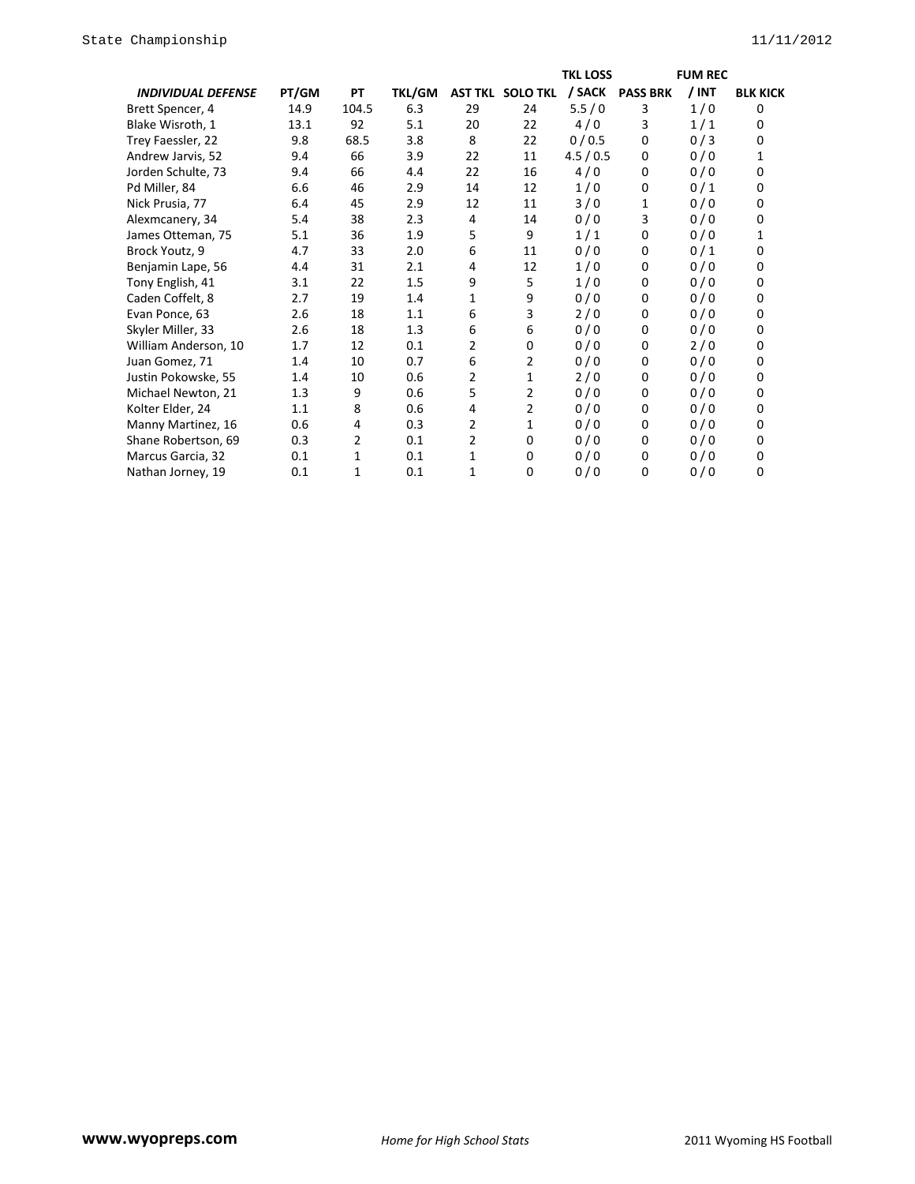| *INDIVIDUAL DEFENSE* | PT/GM | PT | TKL/GM | AST TKL | SOLO TKL | TKL LOSS / SACK | PASS BRK | FUM REC / INT | BLK KICK |
|---|---|---|---|---|---|---|---|---|---|
| Brett Spencer, 4 | 14.9 | 104.5 | 6.3 | 29 | 24 | 5.5 / 0 | 3 | 1 / 0 | 0 |
| Blake Wisroth, 1 | 13.1 | 92 | 5.1 | 20 | 22 | 4 / 0 | 3 | 1 / 1 | 0 |
| Trey Faessler, 22 | 9.8 | 68.5 | 3.8 | 8 | 22 | 0 / 0.5 | 0 | 0 / 3 | 0 |
| Andrew Jarvis, 52 | 9.4 | 66 | 3.9 | 22 | 11 | 4.5 / 0.5 | 0 | 0 / 0 | 1 |
| Jorden Schulte, 73 | 9.4 | 66 | 4.4 | 22 | 16 | 4 / 0 | 0 | 0 / 0 | 0 |
| Pd Miller, 84 | 6.6 | 46 | 2.9 | 14 | 12 | 1 / 0 | 0 | 0 / 1 | 0 |
| Nick Prusia, 77 | 6.4 | 45 | 2.9 | 12 | 11 | 3 / 0 | 1 | 0 / 0 | 0 |
| Alexmcanery, 34 | 5.4 | 38 | 2.3 | 4 | 14 | 0 / 0 | 3 | 0 / 0 | 0 |
| James Otteman, 75 | 5.1 | 36 | 1.9 | 5 | 9 | 1 / 1 | 0 | 0 / 0 | 1 |
| Brock Youtz, 9 | 4.7 | 33 | 2.0 | 6 | 11 | 0 / 0 | 0 | 0 / 1 | 0 |
| Benjamin Lape, 56 | 4.4 | 31 | 2.1 | 4 | 12 | 1 / 0 | 0 | 0 / 0 | 0 |
| Tony English, 41 | 3.1 | 22 | 1.5 | 9 | 5 | 1 / 0 | 0 | 0 / 0 | 0 |
| Caden Coffelt, 8 | 2.7 | 19 | 1.4 | 1 | 9 | 0 / 0 | 0 | 0 / 0 | 0 |
| Evan Ponce, 63 | 2.6 | 18 | 1.1 | 6 | 3 | 2 / 0 | 0 | 0 / 0 | 0 |
| Skyler Miller, 33 | 2.6 | 18 | 1.3 | 6 | 6 | 0 / 0 | 0 | 0 / 0 | 0 |
| William Anderson, 10 | 1.7 | 12 | 0.1 | 2 | 0 | 0 / 0 | 0 | 2 / 0 | 0 |
| Juan Gomez, 71 | 1.4 | 10 | 0.7 | 6 | 2 | 0 / 0 | 0 | 0 / 0 | 0 |
| Justin Pokowske, 55 | 1.4 | 10 | 0.6 | 2 | 1 | 2 / 0 | 0 | 0 / 0 | 0 |
| Michael Newton, 21 | 1.3 | 9 | 0.6 | 5 | 2 | 0 / 0 | 0 | 0 / 0 | 0 |
| Kolter Elder, 24 | 1.1 | 8 | 0.6 | 4 | 2 | 0 / 0 | 0 | 0 / 0 | 0 |
| Manny Martinez, 16 | 0.6 | 4 | 0.3 | 2 | 1 | 0 / 0 | 0 | 0 / 0 | 0 |
| Shane Robertson, 69 | 0.3 | 2 | 0.1 | 2 | 0 | 0 / 0 | 0 | 0 / 0 | 0 |
| Marcus Garcia, 32 | 0.1 | 1 | 0.1 | 1 | 0 | 0 / 0 | 0 | 0 / 0 | 0 |
| Nathan Jorney, 19 | 0.1 | 1 | 0.1 | 1 | 0 | 0 / 0 | 0 | 0 / 0 | 0 |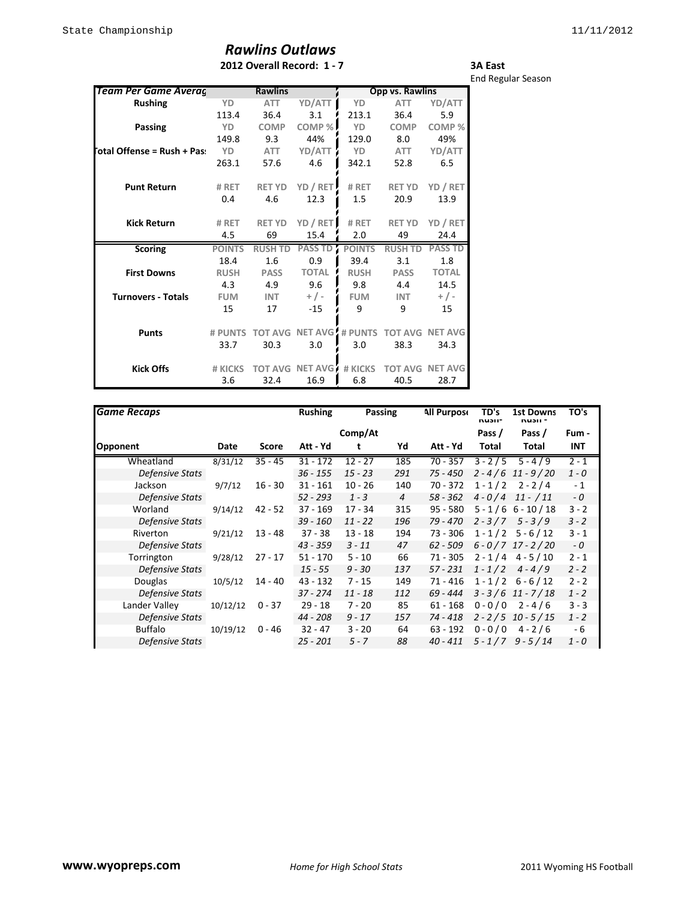# Rawlins Outlaws

**2012 Overall Record: 1 - 7**

**3A East**
End Regular Season

| Team Per Game Averages | Rawlins | | | Opp vs. Rawlins | | |
|---|---|---|---|---|---|---|
| **Rushing** | YD | ATT | YD/ATT | YD | ATT | YD/ATT |
| | 113.4 | 36.4 | 3.1 | 213.1 | 36.4 | 5.9 |
| **Passing** | YD | COMP | COMP % | YD | COMP | COMP % |
| | 149.8 | 9.3 | 44% | 129.0 | 8.0 | 49% |
| **Total Offense = Rush + Pass** | YD | ATT | YD/ATT | YD | ATT | YD/ATT |
| | 263.1 | 57.6 | 4.6 | 342.1 | 52.8 | 6.5 |
| **Punt Return** | # RET | RET YD | YD / RET | # RET | RET YD | YD / RET |
| | 0.4 | 4.6 | 12.3 | 1.5 | 20.9 | 13.9 |
| **Kick Return** | # RET | RET YD | YD / RET | # RET | RET YD | YD / RET |
| | 4.5 | 69 | 15.4 | 2.0 | 49 | 24.4 |
| **Scoring** | POINTS | RUSH TD | PASS TD | POINTS | RUSH TD | PASS TD |
| | 18.4 | 1.6 | 0.9 | 39.4 | 3.1 | 1.8 |
| **First Downs** | RUSH | PASS | TOTAL | RUSH | PASS | TOTAL |
| | 4.3 | 4.9 | 9.6 | 9.8 | 4.4 | 14.5 |
| **Turnovers - Totals** | FUM | INT | + / - | FUM | INT | + / - |
| | 15 | 17 | -15 | 9 | 9 | 15 |
| **Punts** | # PUNTS | TOT AVG | NET AVG | # PUNTS | TOT AVG | NET AVG |
| | 33.7 | 30.3 | 3.0 | 3.0 | 38.3 | 34.3 |
| **Kick Offs** | # KICKS | TOT AVG | NET AVG | # KICKS | TOT AVG | NET AVG |
| | 3.6 | 32.4 | 16.9 | 6.8 | 40.5 | 28.7 |

| Game Recaps | | | Rushing | Passing | | All Purpose | TD's Rush - Pass / Total | 1st Downs Rush - Pass / Total | TO's Fum - INT |
|---|---|---|---|---|---|---|---|---|---|
| **Opponent** | **Date** | **Score** | **Att - Yd** | **Comp/Att** | **Yd** | **Att - Yd** | | | |
| Wheatland | 8/31/12 | 35 - 45 | 31 - 172 | 12 - 27 | 185 | 70 - 357 | 3 - 2 / 5 | 5 - 4 / 9 | 2 - 1 |
| *Defensive Stats* | | | *36 - 155* | *15 - 23* | *291* | *75 - 450* | *2 - 4 / 6* | *11 - 9 / 20* | *1 - 0* |
| Jackson | 9/7/12 | 16 - 30 | 31 - 161 | 10 - 26 | 140 | 70 - 372 | 1 - 1 / 2 | 2 - 2 / 4 | - 1 |
| *Defensive Stats* | | | *52 - 293* | *1 - 3* | *4* | *58 - 362* | *4 - 0 / 4* | *11 - / 11* | *- 0* |
| Worland | 9/14/12 | 42 - 52 | 37 - 169 | 17 - 34 | 315 | 95 - 580 | 5 - 1 / 6 | 6 - 10 / 18 | 3 - 2 |
| *Defensive Stats* | | | *39 - 160* | *11 - 22* | *196* | *79 - 470* | *2 - 3 / 7* | *5 - 3 / 9* | *3 - 2* |
| Riverton | 9/21/12 | 13 - 48 | 37 - 38 | 13 - 18 | 194 | 73 - 306 | 1 - 1 / 2 | 5 - 6 / 12 | 3 - 1 |
| *Defensive Stats* | | | *43 - 359* | *3 - 11* | *47* | *62 - 509* | *6 - 0 / 7* | *17 - 2 / 20* | *- 0* |
| Torrington | 9/28/12 | 27 - 17 | 51 - 170 | 5 - 10 | 66 | 71 - 305 | 2 - 1 / 4 | 4 - 5 / 10 | 2 - 1 |
| *Defensive Stats* | | | *15 - 55* | *9 - 30* | *137* | *57 - 231* | *1 - 1 / 2* | *4 - 4 / 9* | *2 - 2* |
| Douglas | 10/5/12 | 14 - 40 | 43 - 132 | 7 - 15 | 149 | 71 - 416 | 1 - 1 / 2 | 6 - 6 / 12 | 2 - 2 |
| *Defensive Stats* | | | *37 - 274* | *11 - 18* | *112* | *69 - 444* | *3 - 3 / 6* | *11 - 7 / 18* | *1 - 2* |
| Lander Valley | 10/12/12 | 0 - 37 | 29 - 18 | 7 - 20 | 85 | 61 - 168 | 0 - 0 / 0 | 2 - 4 / 6 | 3 - 3 |
| *Defensive Stats* | | | *44 - 208* | *9 - 17* | *157* | *74 - 418* | *2 - 2 / 5* | *10 - 5 / 15* | *1 - 2* |
| Buffalo | 10/19/12 | 0 - 46 | 32 - 47 | 3 - 20 | 64 | 63 - 192 | 0 - 0 / 0 | 4 - 2 / 6 | - 6 |
| *Defensive Stats* | | | *25 - 201* | *5 - 7* | *88* | *40 - 411* | *5 - 1 / 7* | *9 - 5 / 14* | *1 - 0* |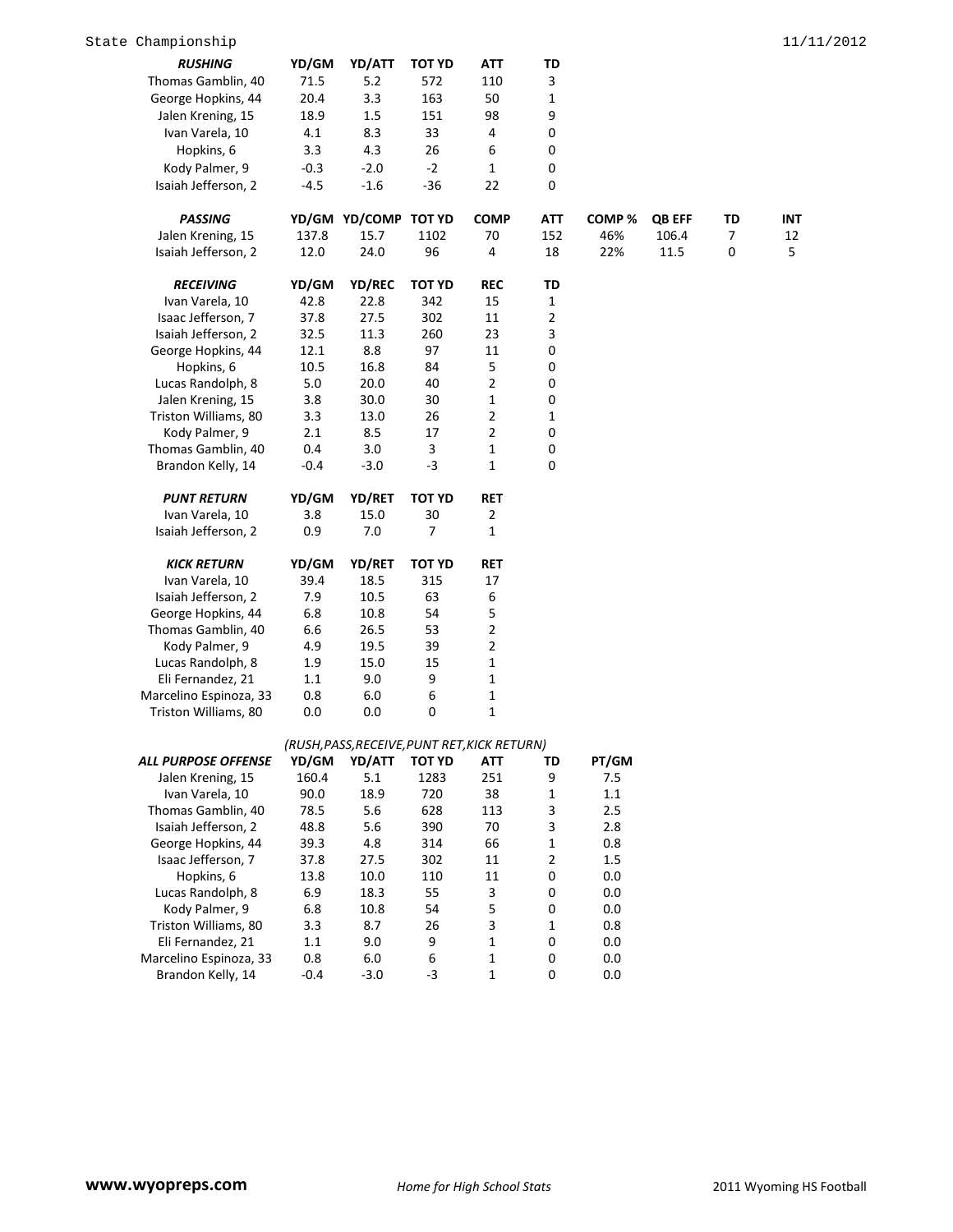State Championship 11/11/2012

| *RUSHING* | YD/GM | YD/ATT | TOT YD | ATT | TD |
|---|---|---|---|---|---|
| Thomas Gamblin, 40 | 71.5 | 5.2 | 572 | 110 | 3 |
| George Hopkins, 44 | 20.4 | 3.3 | 163 | 50 | 1 |
| Jalen Krening, 15 | 18.9 | 1.5 | 151 | 98 | 9 |
| Ivan Varela, 10 | 4.1 | 8.3 | 33 | 4 | 0 |
| Hopkins, 6 | 3.3 | 4.3 | 26 | 6 | 0 |
| Kody Palmer, 9 | -0.3 | -2.0 | -2 | 1 | 0 |
| Isaiah Jefferson, 2 | -4.5 | -1.6 | -36 | 22 | 0 |

| *PASSING* | YD/GM | YD/COMP | TOT YD | COMP | ATT | COMP % | QB EFF | TD | INT |
|---|---|---|---|---|---|---|---|---|---|
| Jalen Krening, 15 | 137.8 | 15.7 | 1102 | 70 | 152 | 46% | 106.4 | 7 | 12 |
| Isaiah Jefferson, 2 | 12.0 | 24.0 | 96 | 4 | 18 | 22% | 11.5 | 0 | 5 |

| *RECEIVING* | YD/GM | YD/REC | TOT YD | REC | TD |
|---|---|---|---|---|---|
| Ivan Varela, 10 | 42.8 | 22.8 | 342 | 15 | 1 |
| Isaac Jefferson, 7 | 37.8 | 27.5 | 302 | 11 | 2 |
| Isaiah Jefferson, 2 | 32.5 | 11.3 | 260 | 23 | 3 |
| George Hopkins, 44 | 12.1 | 8.8 | 97 | 11 | 0 |
| Hopkins, 6 | 10.5 | 16.8 | 84 | 5 | 0 |
| Lucas Randolph, 8 | 5.0 | 20.0 | 40 | 2 | 0 |
| Jalen Krening, 15 | 3.8 | 30.0 | 30 | 1 | 0 |
| Triston Williams, 80 | 3.3 | 13.0 | 26 | 2 | 1 |
| Kody Palmer, 9 | 2.1 | 8.5 | 17 | 2 | 0 |
| Thomas Gamblin, 40 | 0.4 | 3.0 | 3 | 1 | 0 |
| Brandon Kelly, 14 | -0.4 | -3.0 | -3 | 1 | 0 |

| *PUNT RETURN* | YD/GM | YD/RET | TOT YD | RET |
|---|---|---|---|---|
| Ivan Varela, 10 | 3.8 | 15.0 | 30 | 2 |
| Isaiah Jefferson, 2 | 0.9 | 7.0 | 7 | 1 |

| *KICK RETURN* | YD/GM | YD/RET | TOT YD | RET |
|---|---|---|---|---|
| Ivan Varela, 10 | 39.4 | 18.5 | 315 | 17 |
| Isaiah Jefferson, 2 | 7.9 | 10.5 | 63 | 6 |
| George Hopkins, 44 | 6.8 | 10.8 | 54 | 5 |
| Thomas Gamblin, 40 | 6.6 | 26.5 | 53 | 2 |
| Kody Palmer, 9 | 4.9 | 19.5 | 39 | 2 |
| Lucas Randolph, 8 | 1.9 | 15.0 | 15 | 1 |
| Eli Fernandez, 21 | 1.1 | 9.0 | 9 | 1 |
| Marcelino Espinoza, 33 | 0.8 | 6.0 | 6 | 1 |
| Triston Williams, 80 | 0.0 | 0.0 | 0 | 1 |

*(RUSH,PASS,RECEIVE,PUNT RET,KICK RETURN)*

| *ALL PURPOSE OFFENSE* | YD/GM | YD/ATT | TOT YD | ATT | TD | PT/GM |
|---|---|---|---|---|---|---|
| Jalen Krening, 15 | 160.4 | 5.1 | 1283 | 251 | 9 | 7.5 |
| Ivan Varela, 10 | 90.0 | 18.9 | 720 | 38 | 1 | 1.1 |
| Thomas Gamblin, 40 | 78.5 | 5.6 | 628 | 113 | 3 | 2.5 |
| Isaiah Jefferson, 2 | 48.8 | 5.6 | 390 | 70 | 3 | 2.8 |
| George Hopkins, 44 | 39.3 | 4.8 | 314 | 66 | 1 | 0.8 |
| Isaac Jefferson, 7 | 37.8 | 27.5 | 302 | 11 | 2 | 1.5 |
| Hopkins, 6 | 13.8 | 10.0 | 110 | 11 | 0 | 0.0 |
| Lucas Randolph, 8 | 6.9 | 18.3 | 55 | 3 | 0 | 0.0 |
| Kody Palmer, 9 | 6.8 | 10.8 | 54 | 5 | 0 | 0.0 |
| Triston Williams, 80 | 3.3 | 8.7 | 26 | 3 | 1 | 0.8 |
| Eli Fernandez, 21 | 1.1 | 9.0 | 9 | 1 | 0 | 0.0 |
| Marcelino Espinoza, 33 | 0.8 | 6.0 | 6 | 1 | 0 | 0.0 |
| Brandon Kelly, 14 | -0.4 | -3.0 | -3 | 1 | 0 | 0.0 |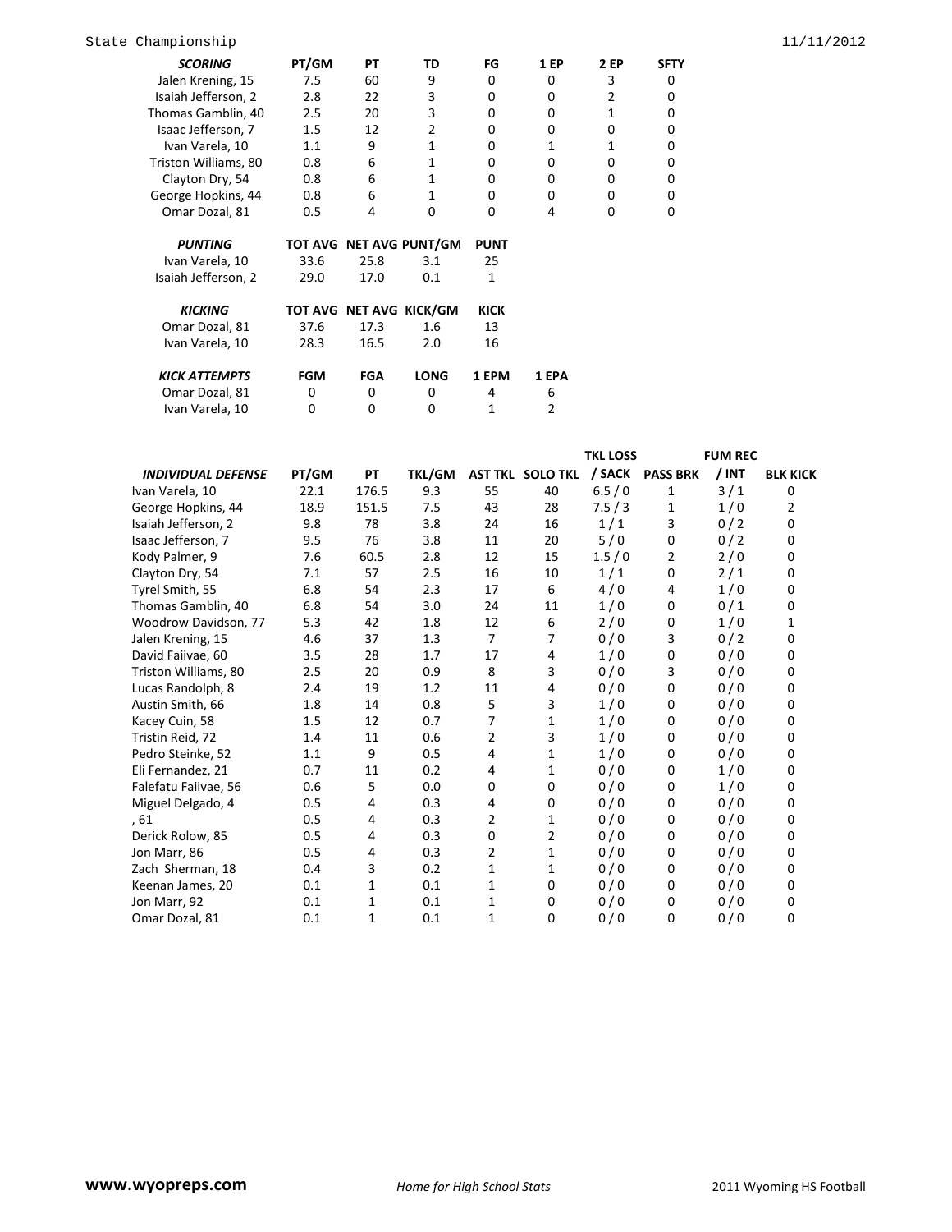| SCORING | PT/GM | PT | TD | FG | 1 EP | 2 EP | SFTY |
|---|---|---|---|---|---|---|---|
| Jalen Krening, 15 | 7.5 | 60 | 9 | 0 | 0 | 3 | 0 |
| Isaiah Jefferson, 2 | 2.8 | 22 | 3 | 0 | 0 | 2 | 0 |
| Thomas Gamblin, 40 | 2.5 | 20 | 3 | 0 | 0 | 1 | 0 |
| Isaac Jefferson, 7 | 1.5 | 12 | 2 | 0 | 0 | 0 | 0 |
| Ivan Varela, 10 | 1.1 | 9 | 1 | 0 | 1 | 1 | 0 |
| Triston Williams, 80 | 0.8 | 6 | 1 | 0 | 0 | 0 | 0 |
| Clayton Dry, 54 | 0.8 | 6 | 1 | 0 | 0 | 0 | 0 |
| George Hopkins, 44 | 0.8 | 6 | 1 | 0 | 0 | 0 | 0 |
| Omar Dozal, 81 | 0.5 | 4 | 0 | 0 | 4 | 0 | 0 |

| PUNTING | TOT AVG | NET AVG | PUNT/GM | PUNT |
|---|---|---|---|---|
| Ivan Varela, 10 | 33.6 | 25.8 | 3.1 | 25 |
| Isaiah Jefferson, 2 | 29.0 | 17.0 | 0.1 | 1 |

| KICKING | TOT AVG | NET AVG | KICK/GM | KICK |
|---|---|---|---|---|
| Omar Dozal, 81 | 37.6 | 17.3 | 1.6 | 13 |
| Ivan Varela, 10 | 28.3 | 16.5 | 2.0 | 16 |

| KICK ATTEMPTS | FGM | FGA | LONG | 1 EPM | 1 EPA |
|---|---|---|---|---|---|
| Omar Dozal, 81 | 0 | 0 | 0 | 4 | 6 |
| Ivan Varela, 10 | 0 | 0 | 0 | 1 | 2 |

| INDIVIDUAL DEFENSE | PT/GM | PT | TKL/GM | AST TKL | SOLO TKL | TKL LOSS / SACK | PASS BRK | FUM REC / INT | BLK KICK |
|---|---|---|---|---|---|---|---|---|---|
| Ivan Varela, 10 | 22.1 | 176.5 | 9.3 | 55 | 40 | 6.5 / 0 | 1 | 3 / 1 | 0 |
| George Hopkins, 44 | 18.9 | 151.5 | 7.5 | 43 | 28 | 7.5 / 3 | 1 | 1 / 0 | 2 |
| Isaiah Jefferson, 2 | 9.8 | 78 | 3.8 | 24 | 16 | 1 / 1 | 3 | 0 / 2 | 0 |
| Isaac Jefferson, 7 | 9.5 | 76 | 3.8 | 11 | 20 | 5 / 0 | 0 | 0 / 2 | 0 |
| Kody Palmer, 9 | 7.6 | 60.5 | 2.8 | 12 | 15 | 1.5 / 0 | 2 | 2 / 0 | 0 |
| Clayton Dry, 54 | 7.1 | 57 | 2.5 | 16 | 10 | 1 / 1 | 0 | 2 / 1 | 0 |
| Tyrel Smith, 55 | 6.8 | 54 | 2.3 | 17 | 6 | 4 / 0 | 4 | 1 / 0 | 0 |
| Thomas Gamblin, 40 | 6.8 | 54 | 3.0 | 24 | 11 | 1 / 0 | 0 | 0 / 1 | 0 |
| Woodrow Davidson, 77 | 5.3 | 42 | 1.8 | 12 | 6 | 2 / 0 | 0 | 1 / 0 | 1 |
| Jalen Krening, 15 | 4.6 | 37 | 1.3 | 7 | 7 | 0 / 0 | 3 | 0 / 2 | 0 |
| David Faiivae, 60 | 3.5 | 28 | 1.7 | 17 | 4 | 1 / 0 | 0 | 0 / 0 | 0 |
| Triston Williams, 80 | 2.5 | 20 | 0.9 | 8 | 3 | 0 / 0 | 3 | 0 / 0 | 0 |
| Lucas Randolph, 8 | 2.4 | 19 | 1.2 | 11 | 4 | 0 / 0 | 0 | 0 / 0 | 0 |
| Austin Smith, 66 | 1.8 | 14 | 0.8 | 5 | 3 | 1 / 0 | 0 | 0 / 0 | 0 |
| Kacey Cuin, 58 | 1.5 | 12 | 0.7 | 7 | 1 | 1 / 0 | 0 | 0 / 0 | 0 |
| Tristin Reid, 72 | 1.4 | 11 | 0.6 | 2 | 3 | 1 / 0 | 0 | 0 / 0 | 0 |
| Pedro Steinke, 52 | 1.1 | 9 | 0.5 | 4 | 1 | 1 / 0 | 0 | 0 / 0 | 0 |
| Eli Fernandez, 21 | 0.7 | 11 | 0.2 | 4 | 1 | 0 / 0 | 0 | 1 / 0 | 0 |
| Falefatu Faiivae, 56 | 0.6 | 5 | 0.0 | 0 | 0 | 0 / 0 | 0 | 1 / 0 | 0 |
| Miguel Delgado, 4 | 0.5 | 4 | 0.3 | 4 | 0 | 0 / 0 | 0 | 0 / 0 | 0 |
| , 61 | 0.5 | 4 | 0.3 | 2 | 1 | 0 / 0 | 0 | 0 / 0 | 0 |
| Derick Rolow, 85 | 0.5 | 4 | 0.3 | 0 | 2 | 0 / 0 | 0 | 0 / 0 | 0 |
| Jon Marr, 86 | 0.5 | 4 | 0.3 | 2 | 1 | 0 / 0 | 0 | 0 / 0 | 0 |
| Zach Sherman, 18 | 0.4 | 3 | 0.2 | 1 | 1 | 0 / 0 | 0 | 0 / 0 | 0 |
| Keenan James, 20 | 0.1 | 1 | 0.1 | 1 | 0 | 0 / 0 | 0 | 0 / 0 | 0 |
| Jon Marr, 92 | 0.1 | 1 | 0.1 | 1 | 0 | 0 / 0 | 0 | 0 / 0 | 0 |
| Omar Dozal, 81 | 0.1 | 1 | 0.1 | 1 | 0 | 0 / 0 | 0 | 0 / 0 | 0 |